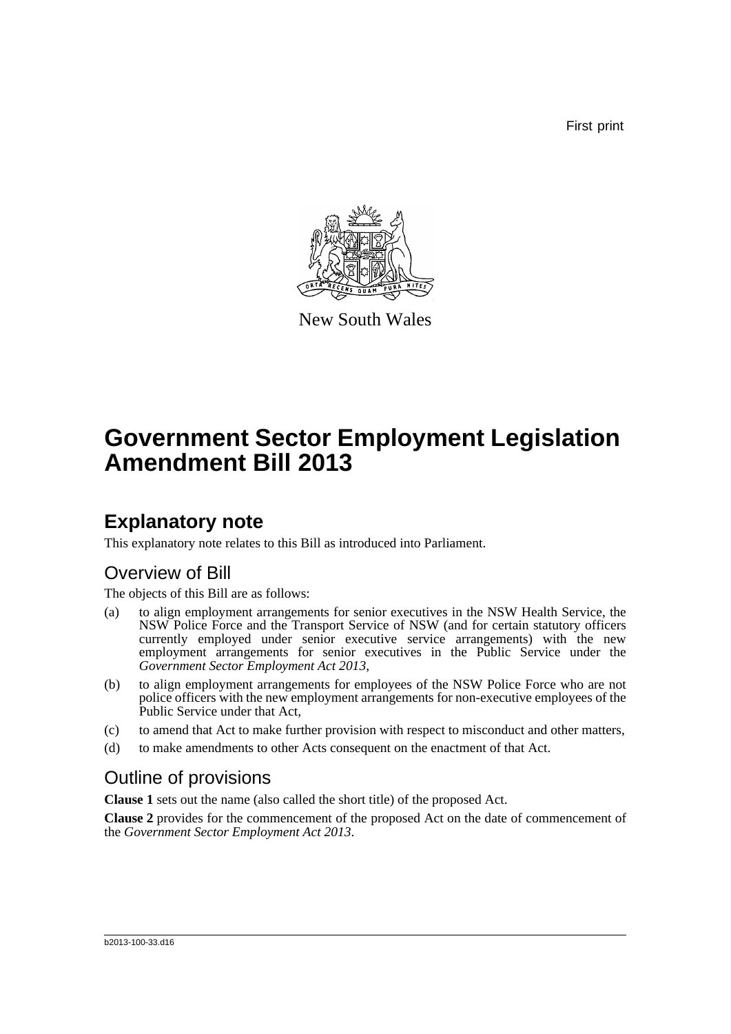First print

New South Wales

# Government Sector Employment Legislation Amendment Bill 2013

## Explanatory note

This explanatory note relates to this Bill as introduced into Parliament.

### Overview of Bill

The objects of this Bill are as follows:

(a) to align employment arrangements for senior executives in the NSW Health Service, the NSW Police Force and the Transport Service of NSW (and for certain statutory officers currently employed under senior executive service arrangements) with the new employment arrangements for senior executives in the Public Service under the *Government Sector Employment Act 2013*,

(b) to align employment arrangements for employees of the NSW Police Force who are not police officers with the new employment arrangements for non-executive employees of the Public Service under that Act,

(c) to amend that Act to make further provision with respect to misconduct and other matters,

(d) to make amendments to other Acts consequent on the enactment of that Act.

### Outline of provisions

**Clause 1** sets out the name (also called the short title) of the proposed Act.

**Clause 2** provides for the commencement of the proposed Act on the date of commencement of the *Government Sector Employment Act 2013*.

b2013-100-33.d16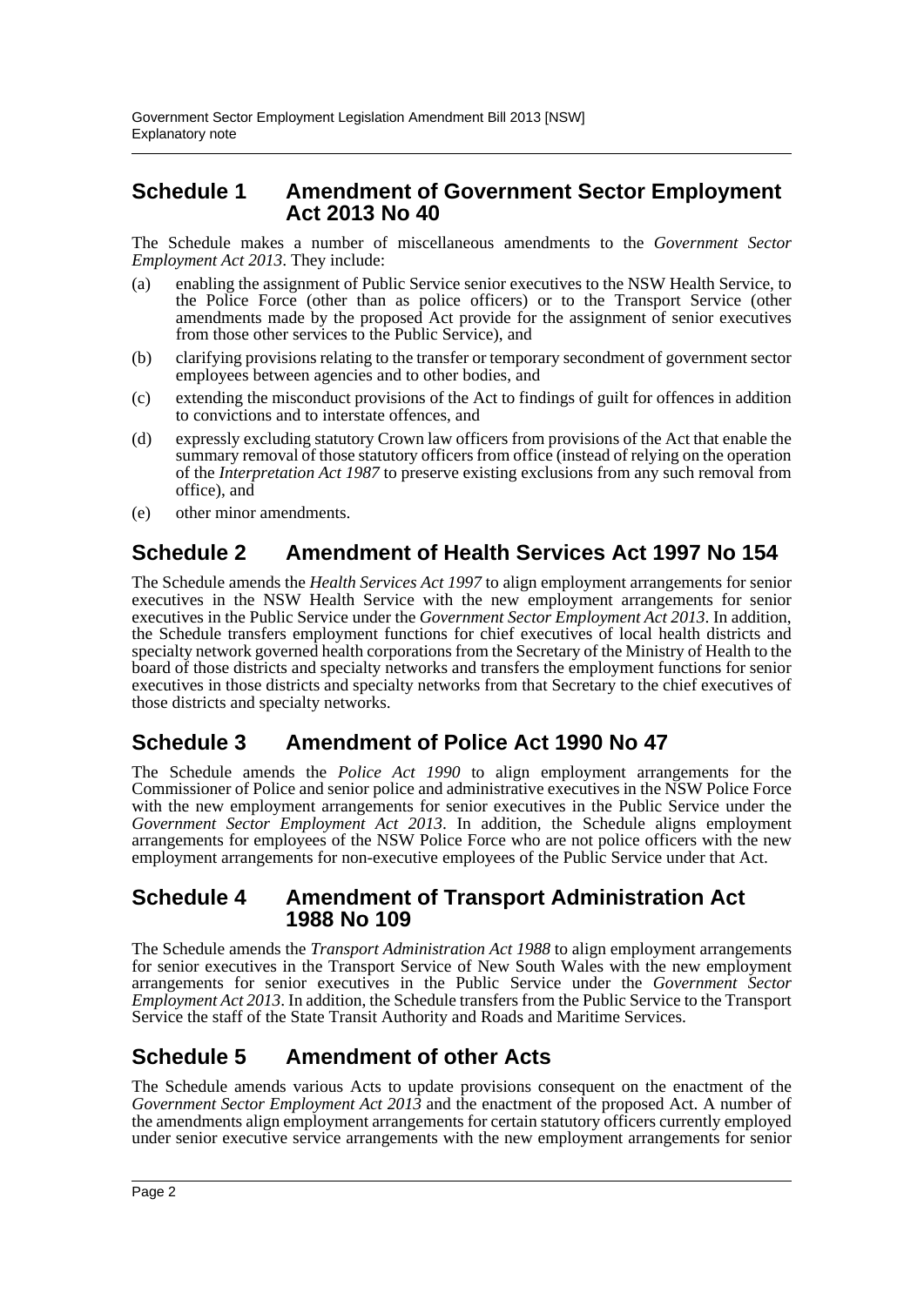## Schedule 1 Amendment of Government Sector Employment Act 2013 No 40

The Schedule makes a number of miscellaneous amendments to the *Government Sector Employment Act 2013*. They include:

(a) enabling the assignment of Public Service senior executives to the NSW Health Service, to the Police Force (other than as police officers) or to the Transport Service (other amendments made by the proposed Act provide for the assignment of senior executives from those other services to the Public Service), and

(b) clarifying provisions relating to the transfer or temporary secondment of government sector employees between agencies and to other bodies, and

(c) extending the misconduct provisions of the Act to findings of guilt for offences in addition to convictions and to interstate offences, and

(d) expressly excluding statutory Crown law officers from provisions of the Act that enable the summary removal of those statutory officers from office (instead of relying on the operation of the *Interpretation Act 1987* to preserve existing exclusions from any such removal from office), and

(e) other minor amendments.

## Schedule 2 Amendment of Health Services Act 1997 No 154

The Schedule amends the *Health Services Act 1997* to align employment arrangements for senior executives in the NSW Health Service with the new employment arrangements for senior executives in the Public Service under the *Government Sector Employment Act 2013*. In addition, the Schedule transfers employment functions for chief executives of local health districts and specialty network governed health corporations from the Secretary of the Ministry of Health to the board of those districts and specialty networks and transfers the employment functions for senior executives in those districts and specialty networks from that Secretary to the chief executives of those districts and specialty networks.

## Schedule 3 Amendment of Police Act 1990 No 47

The Schedule amends the *Police Act 1990* to align employment arrangements for the Commissioner of Police and senior police and administrative executives in the NSW Police Force with the new employment arrangements for senior executives in the Public Service under the *Government Sector Employment Act 2013*. In addition, the Schedule aligns employment arrangements for employees of the NSW Police Force who are not police officers with the new employment arrangements for non-executive employees of the Public Service under that Act.

## Schedule 4 Amendment of Transport Administration Act 1988 No 109

The Schedule amends the *Transport Administration Act 1988* to align employment arrangements for senior executives in the Transport Service of New South Wales with the new employment arrangements for senior executives in the Public Service under the *Government Sector Employment Act 2013*. In addition, the Schedule transfers from the Public Service to the Transport Service the staff of the State Transit Authority and Roads and Maritime Services.

## Schedule 5 Amendment of other Acts

The Schedule amends various Acts to update provisions consequent on the enactment of the *Government Sector Employment Act 2013* and the enactment of the proposed Act. A number of the amendments align employment arrangements for certain statutory officers currently employed under senior executive service arrangements with the new employment arrangements for senior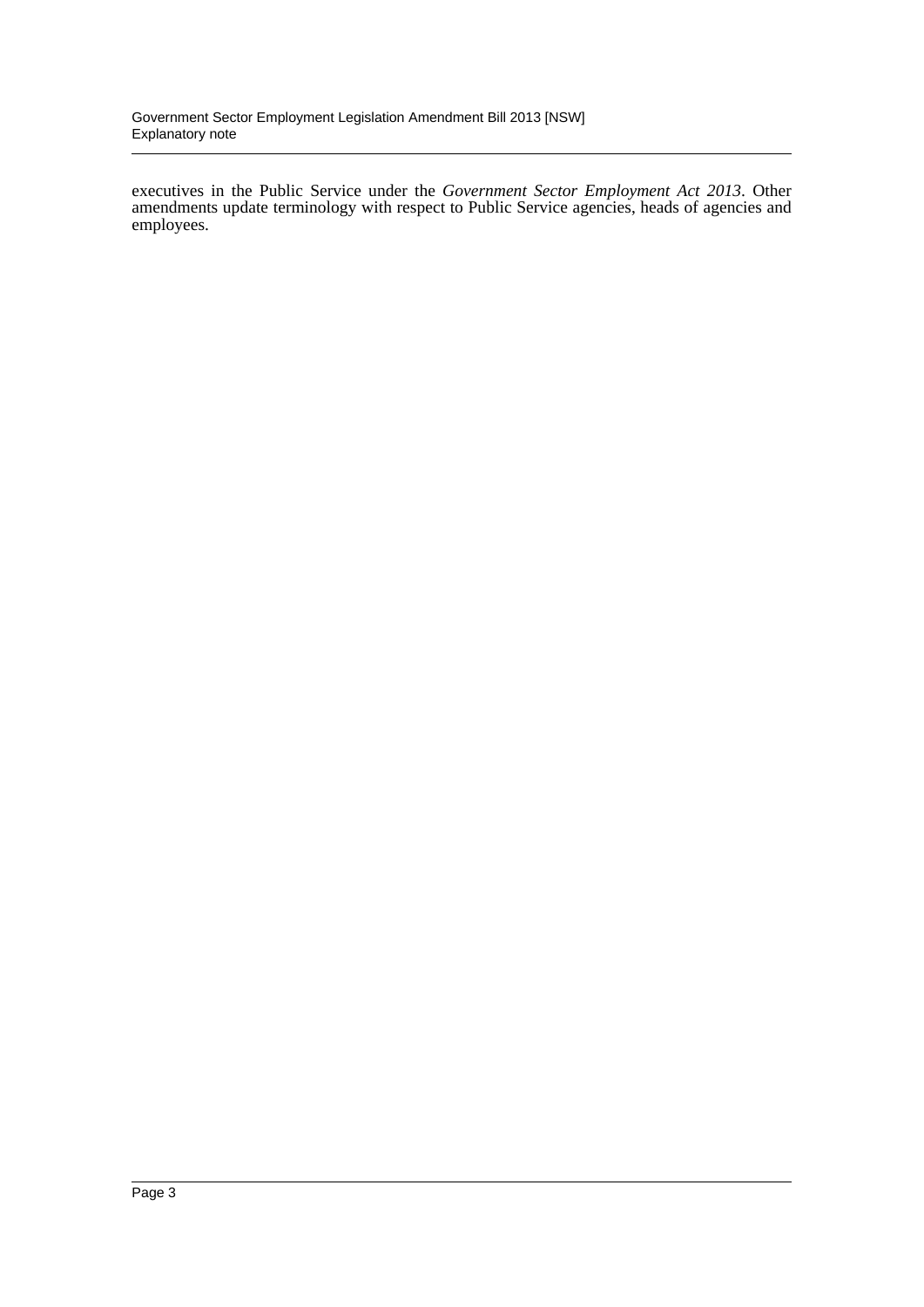executives in the Public Service under the *Government Sector Employment Act 2013*. Other amendments update terminology with respect to Public Service agencies, heads of agencies and employees.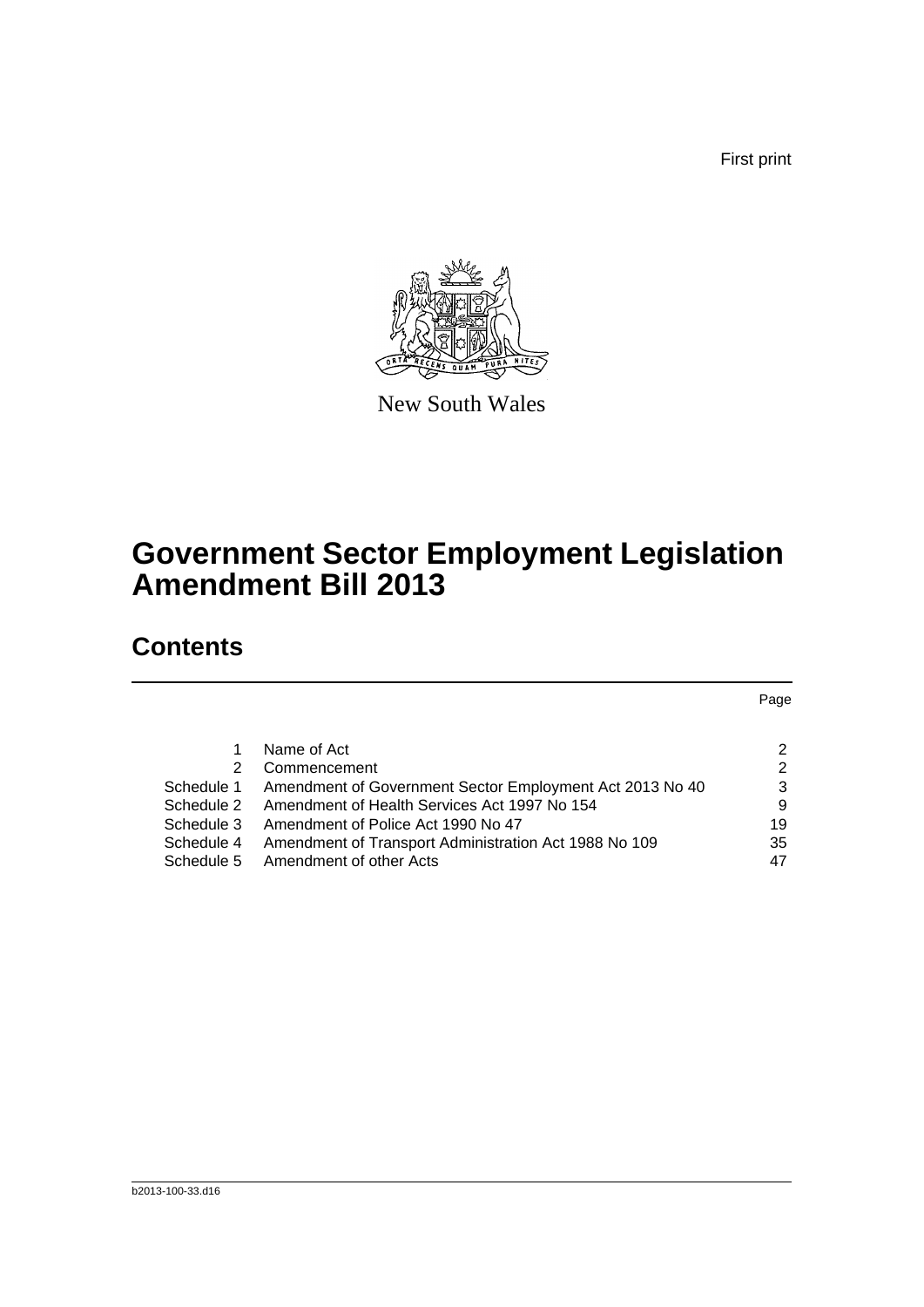First print

New South Wales

# Government Sector Employment Legislation Amendment Bill 2013

## Contents

| | | Page |
|---|---|---|
| 1 | Name of Act | 2 |
| 2 | Commencement | 2 |
| Schedule 1 | Amendment of Government Sector Employment Act 2013 No 40 | 3 |
| Schedule 2 | Amendment of Health Services Act 1997 No 154 | 9 |
| Schedule 3 | Amendment of Police Act 1990 No 47 | 19 |
| Schedule 4 | Amendment of Transport Administration Act 1988 No 109 | 35 |
| Schedule 5 | Amendment of other Acts | 47 |

b2013-100-33.d16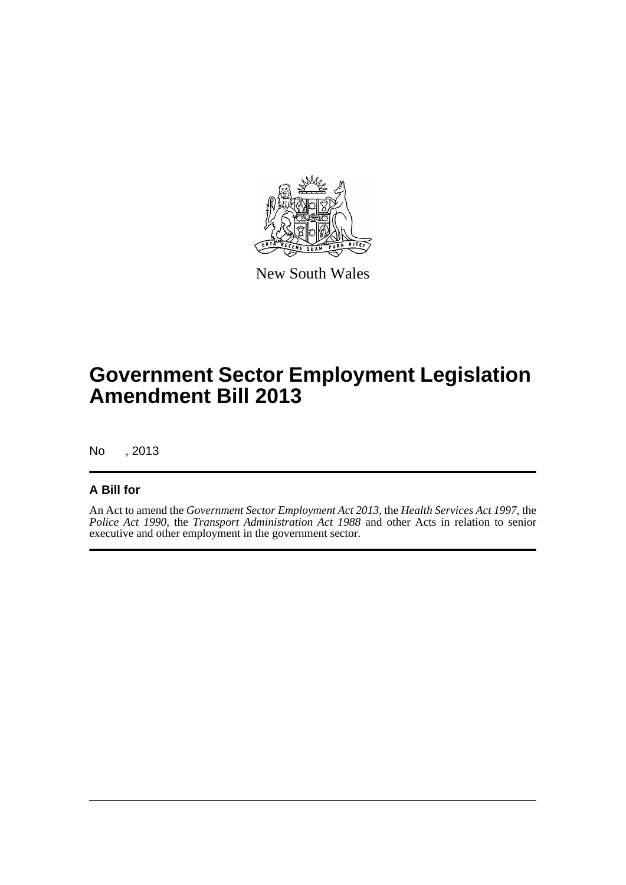New South Wales

# Government Sector Employment Legislation Amendment Bill 2013

No , 2013

## A Bill for

An Act to amend the *Government Sector Employment Act 2013*, the *Health Services Act 1997*, the *Police Act 1990*, the *Transport Administration Act 1988* and other Acts in relation to senior executive and other employment in the government sector.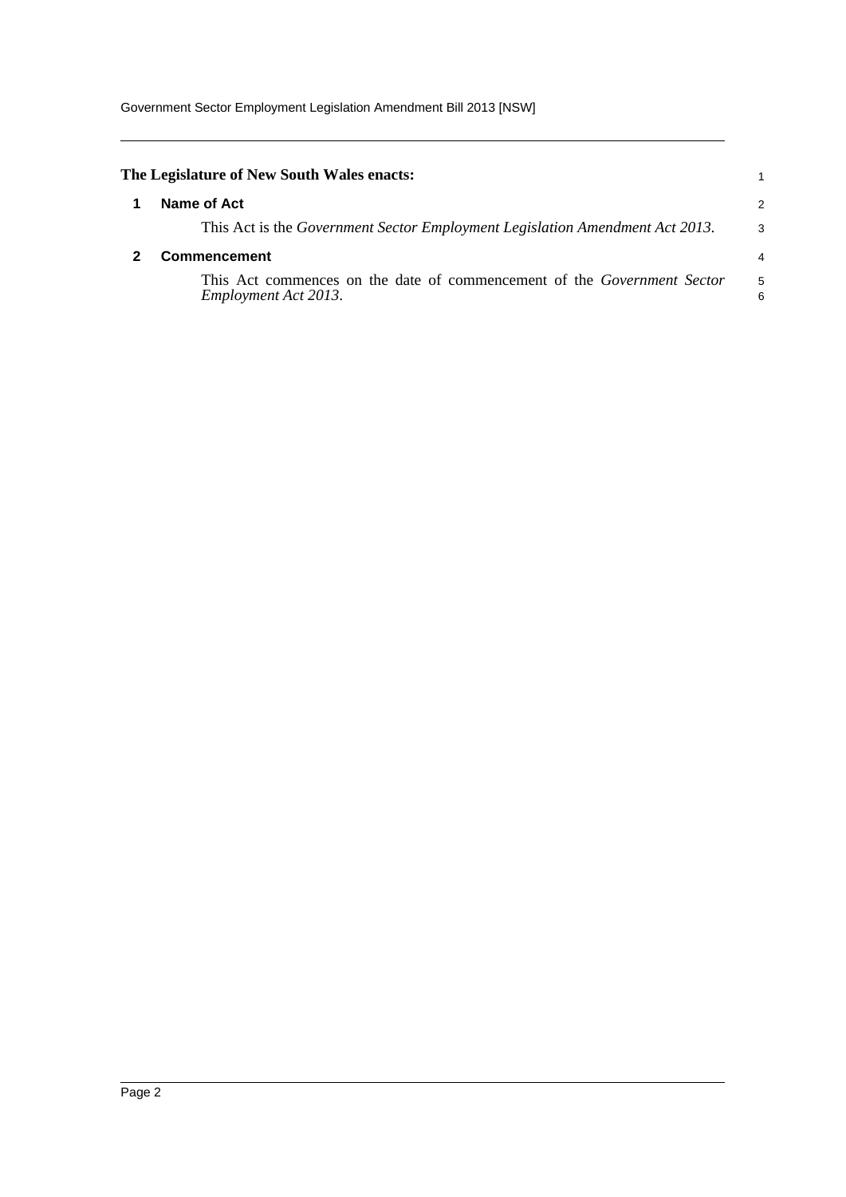**The Legislature of New South Wales enacts:**

## 1 Name of Act

This Act is the *Government Sector Employment Legislation Amendment Act 2013*.

## 2 Commencement

This Act commences on the date of commencement of the *Government Sector Employment Act 2013*.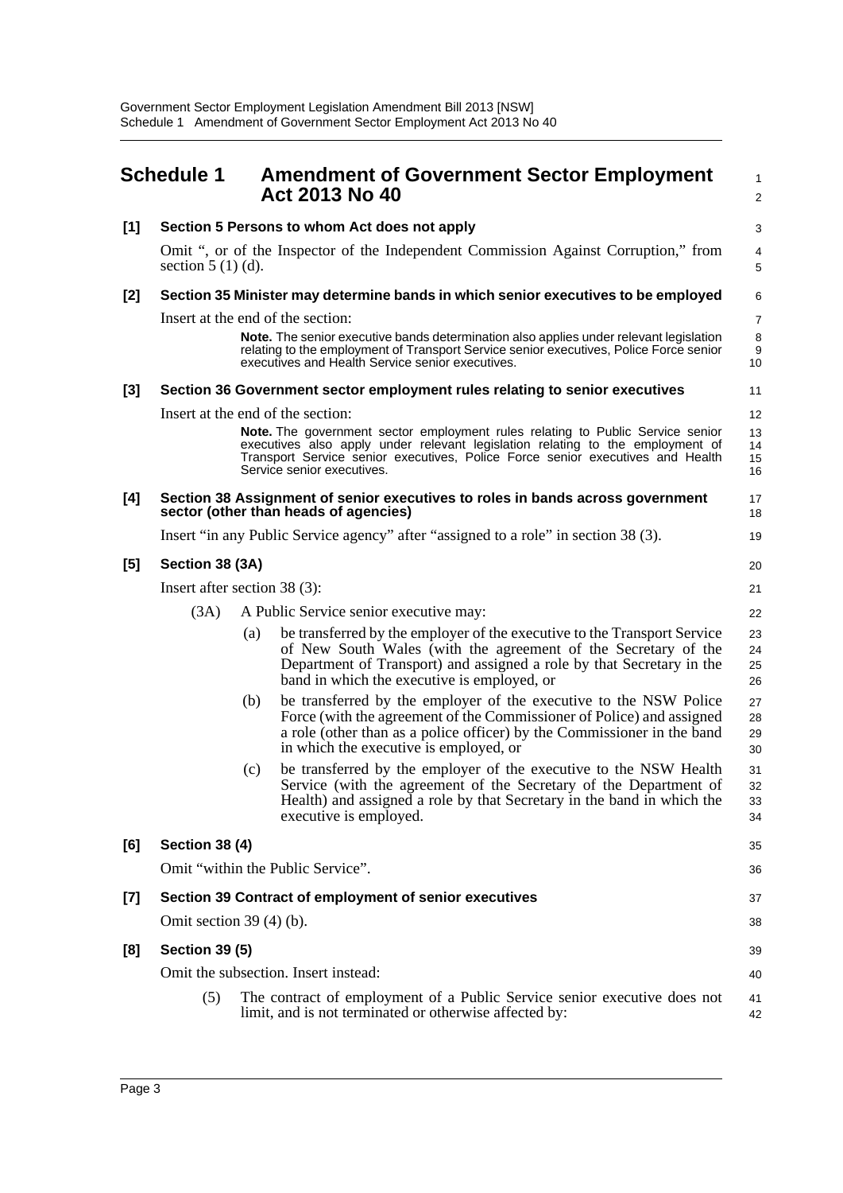# Schedule 1 Amendment of Government Sector Employment Act 2013 No 40

**[1] Section 5 Persons to whom Act does not apply**

Omit ", or of the Inspector of the Independent Commission Against Corruption," from section 5 (1) (d).

**[2] Section 35 Minister may determine bands in which senior executives to be employed**

Insert at the end of the section:

> **Note.** The senior executive bands determination also applies under relevant legislation relating to the employment of Transport Service senior executives, Police Force senior executives and Health Service senior executives.

**[3] Section 36 Government sector employment rules relating to senior executives**

Insert at the end of the section:

> **Note.** The government sector employment rules relating to Public Service senior executives also apply under relevant legislation relating to the employment of Transport Service senior executives, Police Force senior executives and Health Service senior executives.

**[4] Section 38 Assignment of senior executives to roles in bands across government sector (other than heads of agencies)**

Insert "in any Public Service agency" after "assigned to a role" in section 38 (3).

**[5] Section 38 (3A)**

Insert after section 38 (3):

(3A) A Public Service senior executive may:

(a) be transferred by the employer of the executive to the Transport Service of New South Wales (with the agreement of the Secretary of the Department of Transport) and assigned a role by that Secretary in the band in which the executive is employed, or

(b) be transferred by the employer of the executive to the NSW Police Force (with the agreement of the Commissioner of Police) and assigned a role (other than as a police officer) by the Commissioner in the band in which the executive is employed, or

(c) be transferred by the employer of the executive to the NSW Health Service (with the agreement of the Secretary of the Department of Health) and assigned a role by that Secretary in the band in which the executive is employed.

**[6] Section 38 (4)**

Omit "within the Public Service".

**[7] Section 39 Contract of employment of senior executives**

Omit section 39 (4) (b).

**[8] Section 39 (5)**

Omit the subsection. Insert instead:

(5) The contract of employment of a Public Service senior executive does not limit, and is not terminated or otherwise affected by: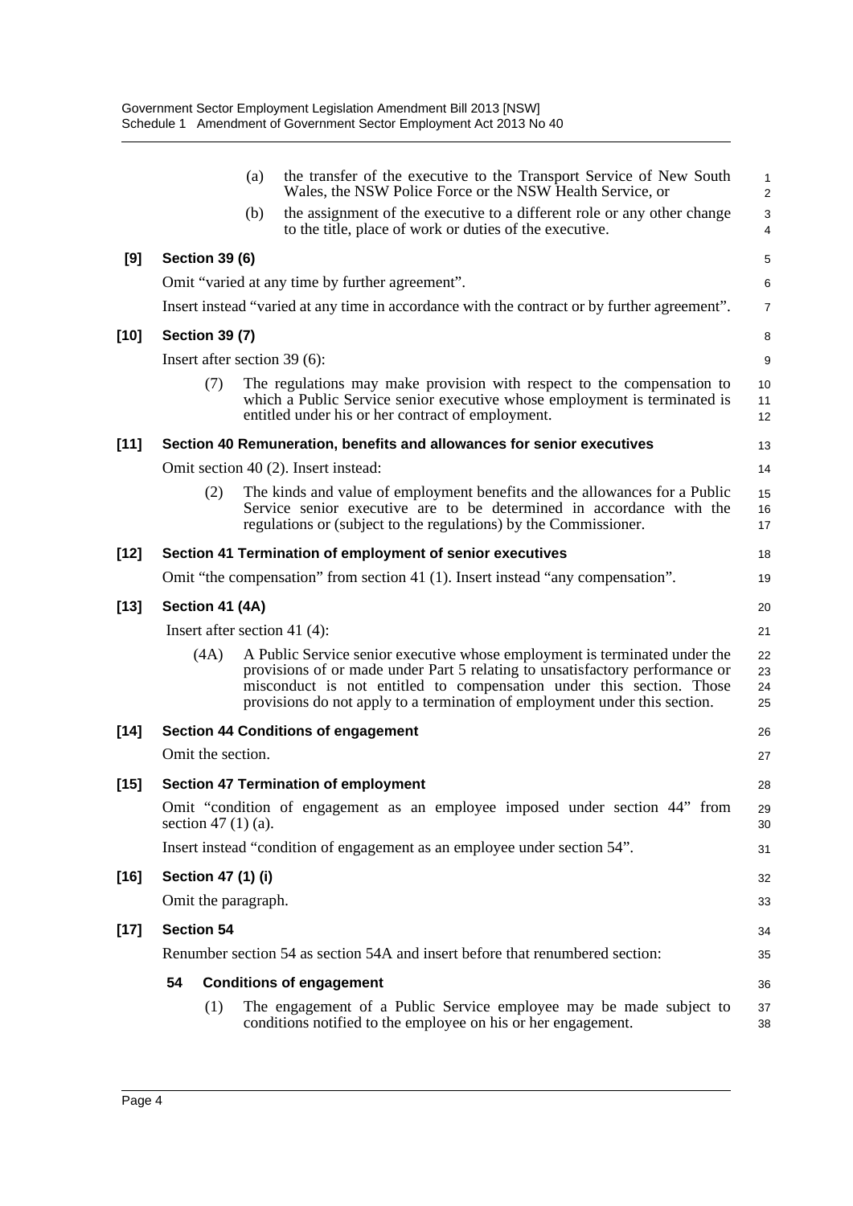(a) the transfer of the executive to the Transport Service of New South Wales, the NSW Police Force or the NSW Health Service, or

(b) the assignment of the executive to a different role or any other change to the title, place of work or duties of the executive.

**[9] Section 39 (6)**

Omit "varied at any time by further agreement".

Insert instead "varied at any time in accordance with the contract or by further agreement".

**[10] Section 39 (7)**

Insert after section 39 (6):

(7) The regulations may make provision with respect to the compensation to which a Public Service senior executive whose employment is terminated is entitled under his or her contract of employment.

**[11] Section 40 Remuneration, benefits and allowances for senior executives**

Omit section 40 (2). Insert instead:

(2) The kinds and value of employment benefits and the allowances for a Public Service senior executive are to be determined in accordance with the regulations or (subject to the regulations) by the Commissioner.

**[12] Section 41 Termination of employment of senior executives**

Omit "the compensation" from section 41 (1). Insert instead "any compensation".

**[13] Section 41 (4A)**

Insert after section 41 (4):

(4A) A Public Service senior executive whose employment is terminated under the provisions of or made under Part 5 relating to unsatisfactory performance or misconduct is not entitled to compensation under this section. Those provisions do not apply to a termination of employment under this section.

**[14] Section 44 Conditions of engagement**

Omit the section.

**[15] Section 47 Termination of employment**

Omit "condition of engagement as an employee imposed under section 44" from section 47 (1) (a).

Insert instead "condition of engagement as an employee under section 54".

**[16] Section 47 (1) (i)**

Omit the paragraph.

**[17] Section 54**

Renumber section 54 as section 54A and insert before that renumbered section:

**54 Conditions of engagement**

(1) The engagement of a Public Service employee may be made subject to conditions notified to the employee on his or her engagement.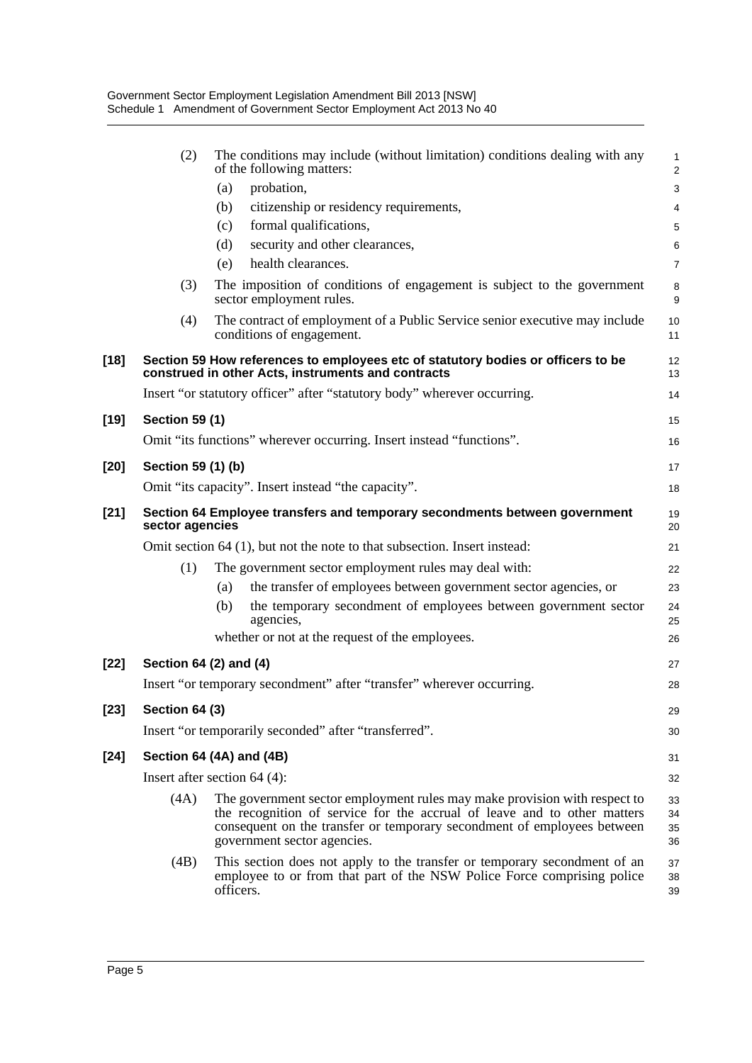(2) The conditions may include (without limitation) conditions dealing with any of the following matters:

(a) probation,

(b) citizenship or residency requirements,

(c) formal qualifications,

(d) security and other clearances,

(e) health clearances.

(3) The imposition of conditions of engagement is subject to the government sector employment rules.

(4) The contract of employment of a Public Service senior executive may include conditions of engagement.

**[18] Section 59 How references to employees etc of statutory bodies or officers to be construed in other Acts, instruments and contracts**

Insert "or statutory officer" after "statutory body" wherever occurring.

**[19] Section 59 (1)**

Omit "its functions" wherever occurring. Insert instead "functions".

**[20] Section 59 (1) (b)**

Omit "its capacity". Insert instead "the capacity".

**[21] Section 64 Employee transfers and temporary secondments between government sector agencies**

Omit section 64 (1), but not the note to that subsection. Insert instead:

(1) The government sector employment rules may deal with:

(a) the transfer of employees between government sector agencies, or

(b) the temporary secondment of employees between government sector agencies,

whether or not at the request of the employees.

**[22] Section 64 (2) and (4)**

Insert "or temporary secondment" after "transfer" wherever occurring.

**[23] Section 64 (3)**

Insert "or temporarily seconded" after "transferred".

**[24] Section 64 (4A) and (4B)**

Insert after section 64 (4):

(4A) The government sector employment rules may make provision with respect to the recognition of service for the accrual of leave and to other matters consequent on the transfer or temporary secondment of employees between government sector agencies.

(4B) This section does not apply to the transfer or temporary secondment of an employee to or from that part of the NSW Police Force comprising police officers.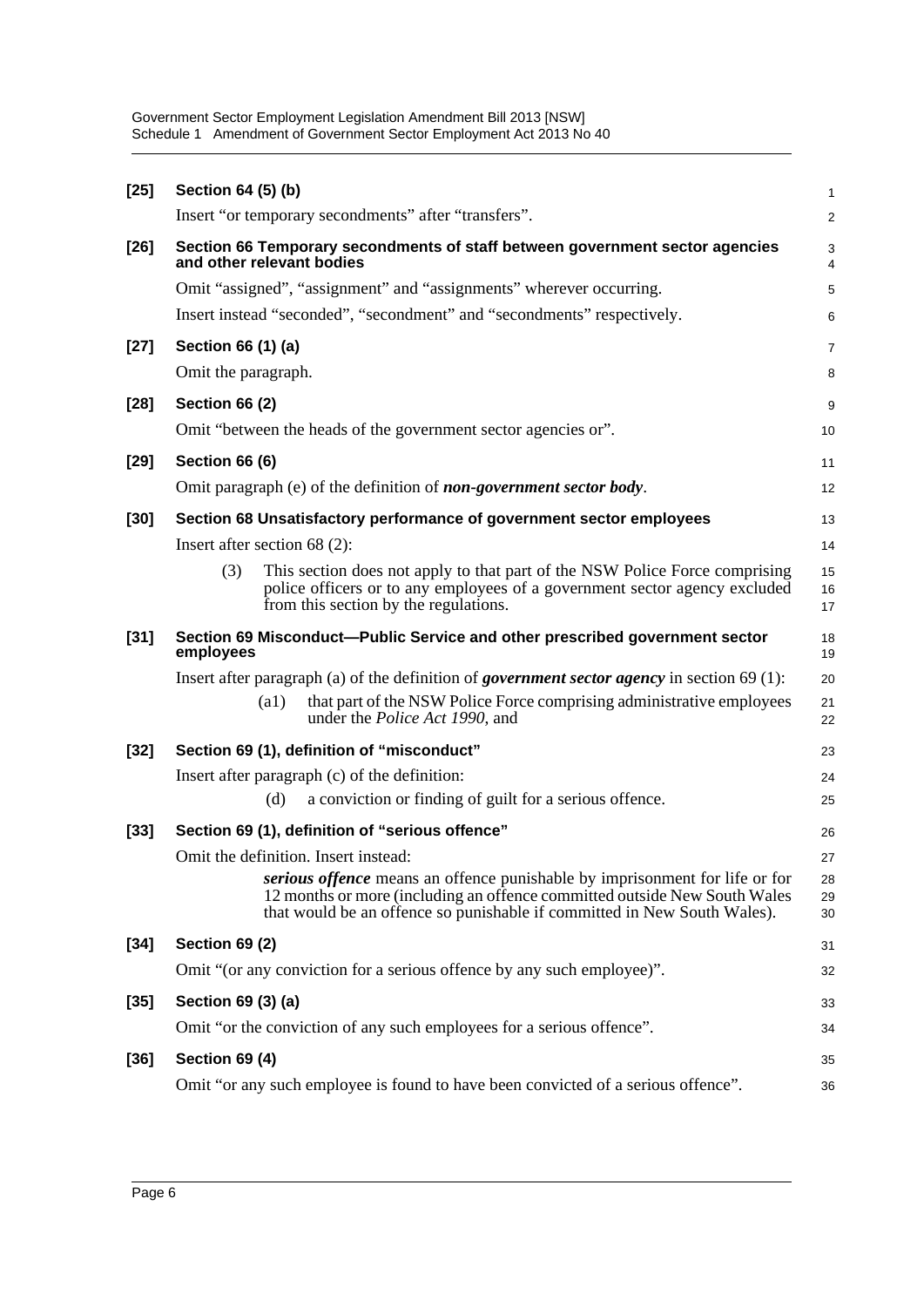**[25] Section 64 (5) (b)**

Insert "or temporary secondments" after "transfers".

**[26] Section 66 Temporary secondments of staff between government sector agencies and other relevant bodies**

Omit "assigned", "assignment" and "assignments" wherever occurring.

Insert instead "seconded", "secondment" and "secondments" respectively.

**[27] Section 66 (1) (a)**

Omit the paragraph.

**[28] Section 66 (2)**

Omit "between the heads of the government sector agencies or".

**[29] Section 66 (6)**

Omit paragraph (e) of the definition of ***non-government sector body***.

**[30] Section 68 Unsatisfactory performance of government sector employees**

Insert after section 68 (2):

(3) This section does not apply to that part of the NSW Police Force comprising police officers or to any employees of a government sector agency excluded from this section by the regulations.

**[31] Section 69 Misconduct—Public Service and other prescribed government sector employees**

Insert after paragraph (a) of the definition of ***government sector agency*** in section 69 (1):

(a1) that part of the NSW Police Force comprising administrative employees under the *Police Act 1990*, and

**[32] Section 69 (1), definition of "misconduct"**

Insert after paragraph (c) of the definition:

(d) a conviction or finding of guilt for a serious offence.

**[33] Section 69 (1), definition of "serious offence"**

Omit the definition. Insert instead:

***serious offence*** means an offence punishable by imprisonment for life or for 12 months or more (including an offence committed outside New South Wales that would be an offence so punishable if committed in New South Wales).

**[34] Section 69 (2)**

Omit "(or any conviction for a serious offence by any such employee)".

**[35] Section 69 (3) (a)**

Omit "or the conviction of any such employees for a serious offence".

**[36] Section 69 (4)**

Omit "or any such employee is found to have been convicted of a serious offence".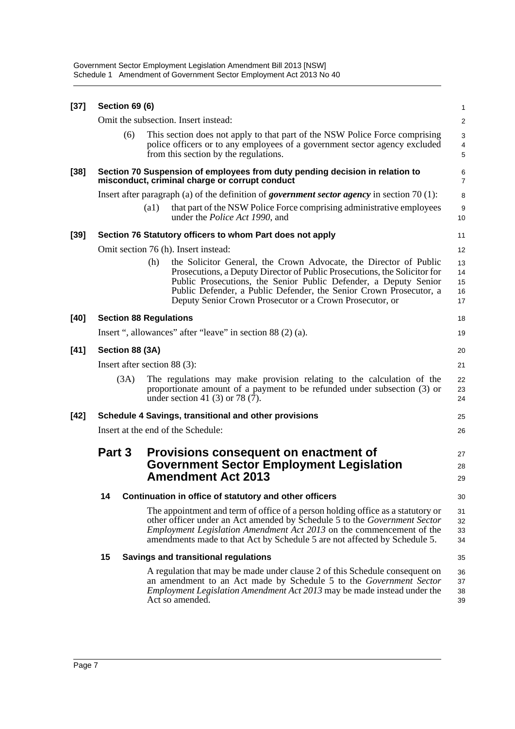**[37] Section 69 (6)**

Omit the subsection. Insert instead:

(6) This section does not apply to that part of the NSW Police Force comprising police officers or to any employees of a government sector agency excluded from this section by the regulations.

**[38] Section 70 Suspension of employees from duty pending decision in relation to misconduct, criminal charge or corrupt conduct**

Insert after paragraph (a) of the definition of ***government sector agency*** in section 70 (1):

(a1) that part of the NSW Police Force comprising administrative employees under the *Police Act 1990*, and

**[39] Section 76 Statutory officers to whom Part does not apply**

Omit section 76 (h). Insert instead:

(h) the Solicitor General, the Crown Advocate, the Director of Public Prosecutions, a Deputy Director of Public Prosecutions, the Solicitor for Public Prosecutions, the Senior Public Defender, a Deputy Senior Public Defender, a Public Defender, the Senior Crown Prosecutor, a Deputy Senior Crown Prosecutor or a Crown Prosecutor, or

**[40] Section 88 Regulations**

Insert ", allowances" after "leave" in section 88 (2) (a).

**[41] Section 88 (3A)**

Insert after section 88 (3):

(3A) The regulations may make provision relating to the calculation of the proportionate amount of a payment to be refunded under subsection (3) or under section 41 (3) or 78 (7).

**[42] Schedule 4 Savings, transitional and other provisions**

Insert at the end of the Schedule:

## Part 3 Provisions consequent on enactment of Government Sector Employment Legislation Amendment Act 2013

### 14 Continuation in office of statutory and other officers

The appointment and term of office of a person holding office as a statutory or other officer under an Act amended by Schedule 5 to the *Government Sector Employment Legislation Amendment Act 2013* on the commencement of the amendments made to that Act by Schedule 5 are not affected by Schedule 5.

### 15 Savings and transitional regulations

A regulation that may be made under clause 2 of this Schedule consequent on an amendment to an Act made by Schedule 5 to the *Government Sector Employment Legislation Amendment Act 2013* may be made instead under the Act so amended.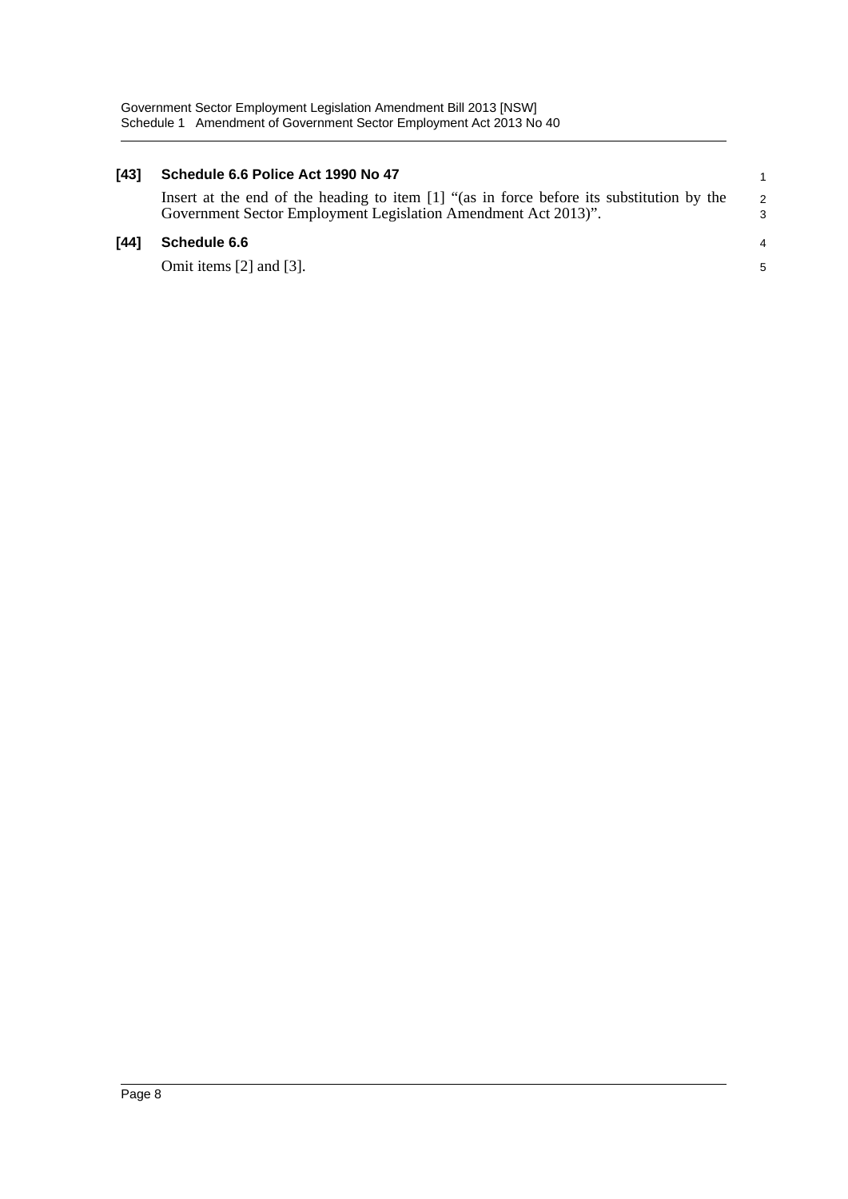**[43] Schedule 6.6 Police Act 1990 No 47**

Insert at the end of the heading to item [1] "(as in force before its substitution by the Government Sector Employment Legislation Amendment Act 2013)".

**[44] Schedule 6.6**

Omit items [2] and [3].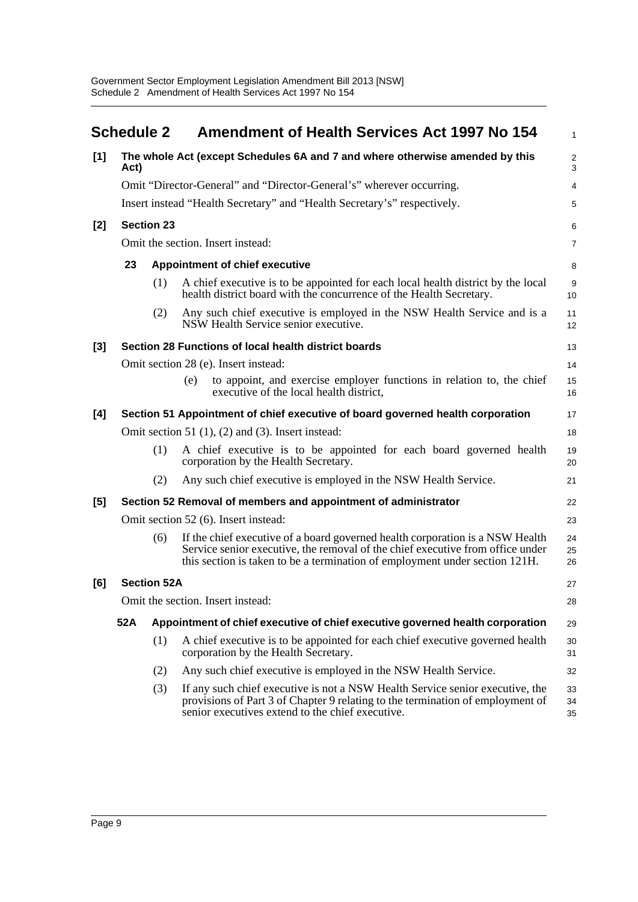## Schedule 2 Amendment of Health Services Act 1997 No 154

**[1] The whole Act (except Schedules 6A and 7 and where otherwise amended by this Act)**

Omit "Director-General" and "Director-General's" wherever occurring.

Insert instead "Health Secretary" and "Health Secretary's" respectively.

**[2] Section 23**

Omit the section. Insert instead:

**23 Appointment of chief executive**

(1) A chief executive is to be appointed for each local health district by the local health district board with the concurrence of the Health Secretary.

(2) Any such chief executive is employed in the NSW Health Service and is a NSW Health Service senior executive.

**[3] Section 28 Functions of local health district boards**

Omit section 28 (e). Insert instead:

(e) to appoint, and exercise employer functions in relation to, the chief executive of the local health district,

**[4] Section 51 Appointment of chief executive of board governed health corporation**

Omit section 51 (1), (2) and (3). Insert instead:

(1) A chief executive is to be appointed for each board governed health corporation by the Health Secretary.

(2) Any such chief executive is employed in the NSW Health Service.

**[5] Section 52 Removal of members and appointment of administrator**

Omit section 52 (6). Insert instead:

(6) If the chief executive of a board governed health corporation is a NSW Health Service senior executive, the removal of the chief executive from office under this section is taken to be a termination of employment under section 121H.

**[6] Section 52A**

Omit the section. Insert instead:

**52A Appointment of chief executive of chief executive governed health corporation**

(1) A chief executive is to be appointed for each chief executive governed health corporation by the Health Secretary.

(2) Any such chief executive is employed in the NSW Health Service.

(3) If any such chief executive is not a NSW Health Service senior executive, the provisions of Part 3 of Chapter 9 relating to the termination of employment of senior executives extend to the chief executive.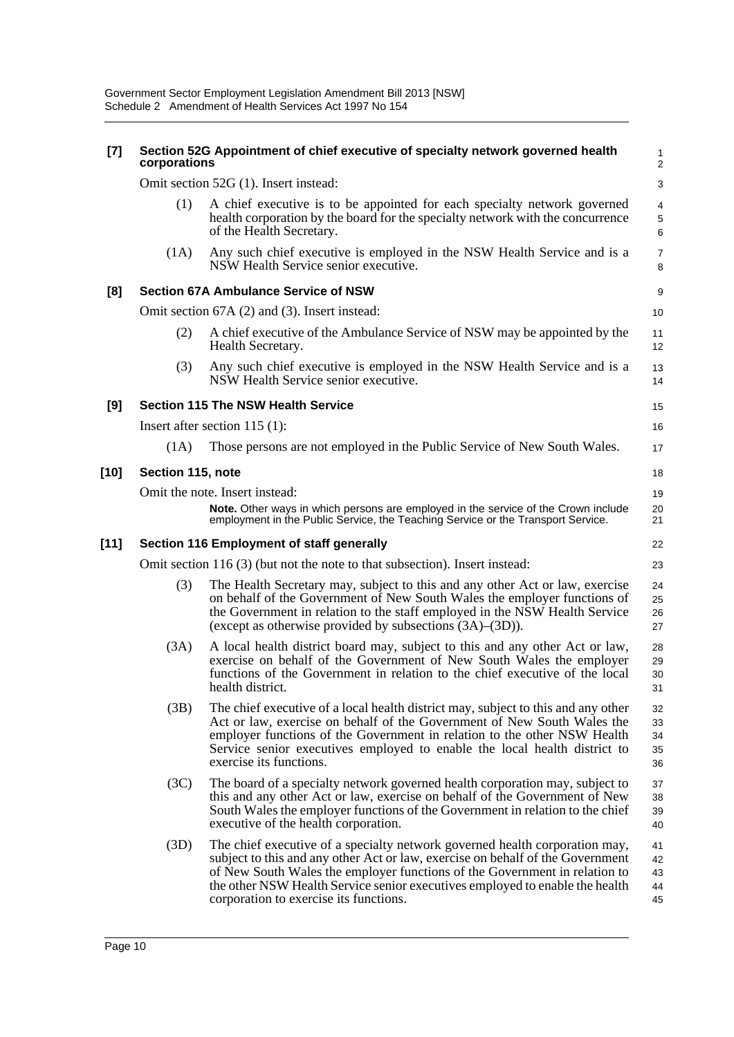**[7] Section 52G Appointment of chief executive of specialty network governed health corporations**

Omit section 52G (1). Insert instead:

(1) A chief executive is to be appointed for each specialty network governed health corporation by the board for the specialty network with the concurrence of the Health Secretary.

(1A) Any such chief executive is employed in the NSW Health Service and is a NSW Health Service senior executive.

**[8] Section 67A Ambulance Service of NSW**

Omit section 67A (2) and (3). Insert instead:

(2) A chief executive of the Ambulance Service of NSW may be appointed by the Health Secretary.

(3) Any such chief executive is employed in the NSW Health Service and is a NSW Health Service senior executive.

**[9] Section 115 The NSW Health Service**

Insert after section 115 (1):

(1A) Those persons are not employed in the Public Service of New South Wales.

**[10] Section 115, note**

Omit the note. Insert instead:

**Note.** Other ways in which persons are employed in the service of the Crown include employment in the Public Service, the Teaching Service or the Transport Service.

**[11] Section 116 Employment of staff generally**

Omit section 116 (3) (but not the note to that subsection). Insert instead:

(3) The Health Secretary may, subject to this and any other Act or law, exercise on behalf of the Government of New South Wales the employer functions of the Government in relation to the staff employed in the NSW Health Service (except as otherwise provided by subsections (3A)–(3D)).

(3A) A local health district board may, subject to this and any other Act or law, exercise on behalf of the Government of New South Wales the employer functions of the Government in relation to the chief executive of the local health district.

(3B) The chief executive of a local health district may, subject to this and any other Act or law, exercise on behalf of the Government of New South Wales the employer functions of the Government in relation to the other NSW Health Service senior executives employed to enable the local health district to exercise its functions.

(3C) The board of a specialty network governed health corporation may, subject to this and any other Act or law, exercise on behalf of the Government of New South Wales the employer functions of the Government in relation to the chief executive of the health corporation.

(3D) The chief executive of a specialty network governed health corporation may, subject to this and any other Act or law, exercise on behalf of the Government of New South Wales the employer functions of the Government in relation to the other NSW Health Service senior executives employed to enable the health corporation to exercise its functions.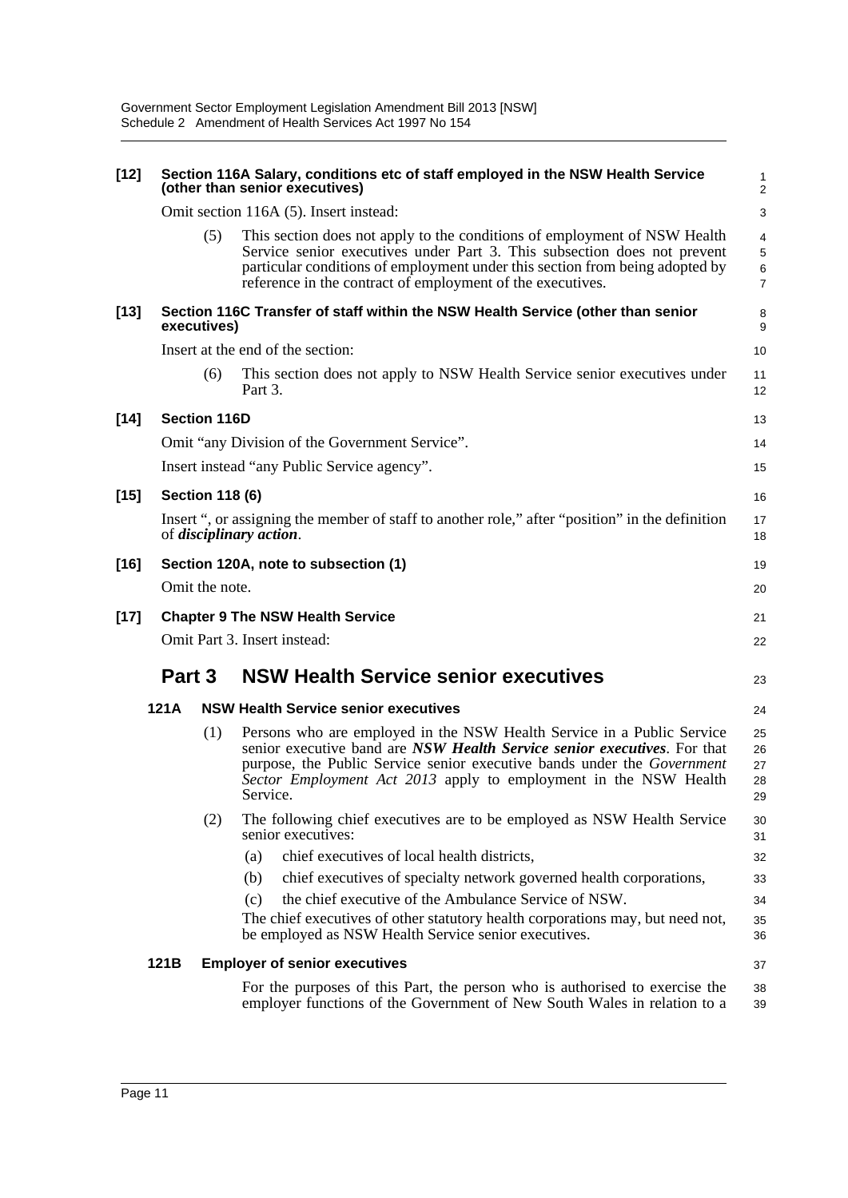**[12] Section 116A Salary, conditions etc of staff employed in the NSW Health Service (other than senior executives)**

Omit section 116A (5). Insert instead:

(5) This section does not apply to the conditions of employment of NSW Health Service senior executives under Part 3. This subsection does not prevent particular conditions of employment under this section from being adopted by reference in the contract of employment of the executives.

**[13] Section 116C Transfer of staff within the NSW Health Service (other than senior executives)**

Insert at the end of the section:

(6) This section does not apply to NSW Health Service senior executives under Part 3.

**[14] Section 116D**

Omit "any Division of the Government Service".

Insert instead "any Public Service agency".

**[15] Section 118 (6)**

Insert ", or assigning the member of staff to another role," after "position" in the definition of ***disciplinary action***.

**[16] Section 120A, note to subsection (1)**

Omit the note.

**[17] Chapter 9 The NSW Health Service**

Omit Part 3. Insert instead:

## Part 3 NSW Health Service senior executives

**121A NSW Health Service senior executives**

(1) Persons who are employed in the NSW Health Service in a Public Service senior executive band are ***NSW Health Service senior executives***. For that purpose, the Public Service senior executive bands under the *Government Sector Employment Act 2013* apply to employment in the NSW Health Service.

(2) The following chief executives are to be employed as NSW Health Service senior executives:

(a) chief executives of local health districts,

(b) chief executives of specialty network governed health corporations,

(c) the chief executive of the Ambulance Service of NSW.

The chief executives of other statutory health corporations may, but need not, be employed as NSW Health Service senior executives.

**121B Employer of senior executives**

For the purposes of this Part, the person who is authorised to exercise the employer functions of the Government of New South Wales in relation to a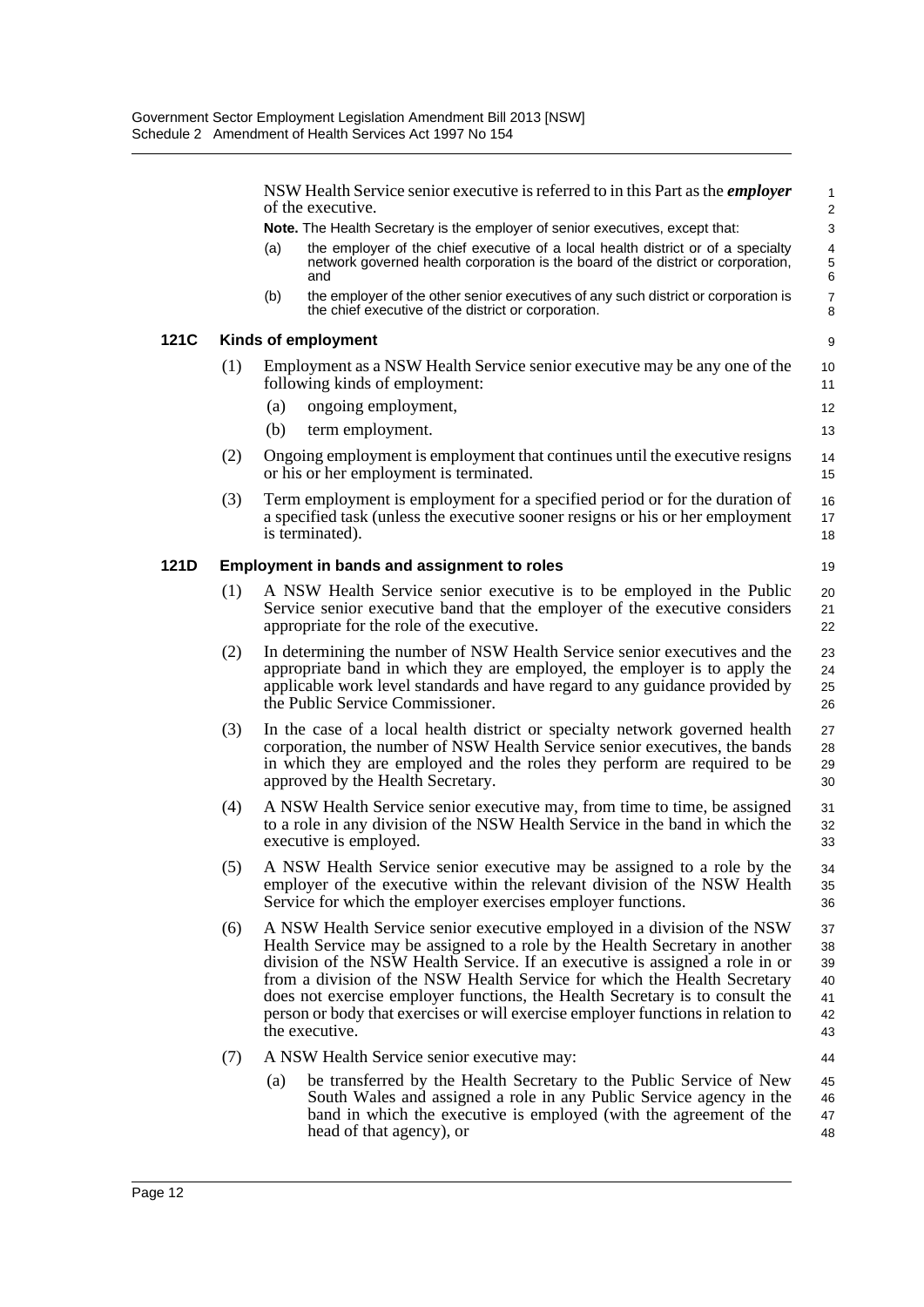NSW Health Service senior executive is referred to in this Part as the ***employer*** of the executive.

**Note.** The Health Secretary is the employer of senior executives, except that:

(a) the employer of the chief executive of a local health district or of a specialty network governed health corporation is the board of the district or corporation, and

(b) the employer of the other senior executives of any such district or corporation is the chief executive of the district or corporation.

### 121C Kinds of employment

(1) Employment as a NSW Health Service senior executive may be any one of the following kinds of employment:

(a) ongoing employment,

(b) term employment.

(2) Ongoing employment is employment that continues until the executive resigns or his or her employment is terminated.

(3) Term employment is employment for a specified period or for the duration of a specified task (unless the executive sooner resigns or his or her employment is terminated).

### 121D Employment in bands and assignment to roles

(1) A NSW Health Service senior executive is to be employed in the Public Service senior executive band that the employer of the executive considers appropriate for the role of the executive.

(2) In determining the number of NSW Health Service senior executives and the appropriate band in which they are employed, the employer is to apply the applicable work level standards and have regard to any guidance provided by the Public Service Commissioner.

(3) In the case of a local health district or specialty network governed health corporation, the number of NSW Health Service senior executives, the bands in which they are employed and the roles they perform are required to be approved by the Health Secretary.

(4) A NSW Health Service senior executive may, from time to time, be assigned to a role in any division of the NSW Health Service in the band in which the executive is employed.

(5) A NSW Health Service senior executive may be assigned to a role by the employer of the executive within the relevant division of the NSW Health Service for which the employer exercises employer functions.

(6) A NSW Health Service senior executive employed in a division of the NSW Health Service may be assigned to a role by the Health Secretary in another division of the NSW Health Service. If an executive is assigned a role in or from a division of the NSW Health Service for which the Health Secretary does not exercise employer functions, the Health Secretary is to consult the person or body that exercises or will exercise employer functions in relation to the executive.

(7) A NSW Health Service senior executive may:

(a) be transferred by the Health Secretary to the Public Service of New South Wales and assigned a role in any Public Service agency in the band in which the executive is employed (with the agreement of the head of that agency), or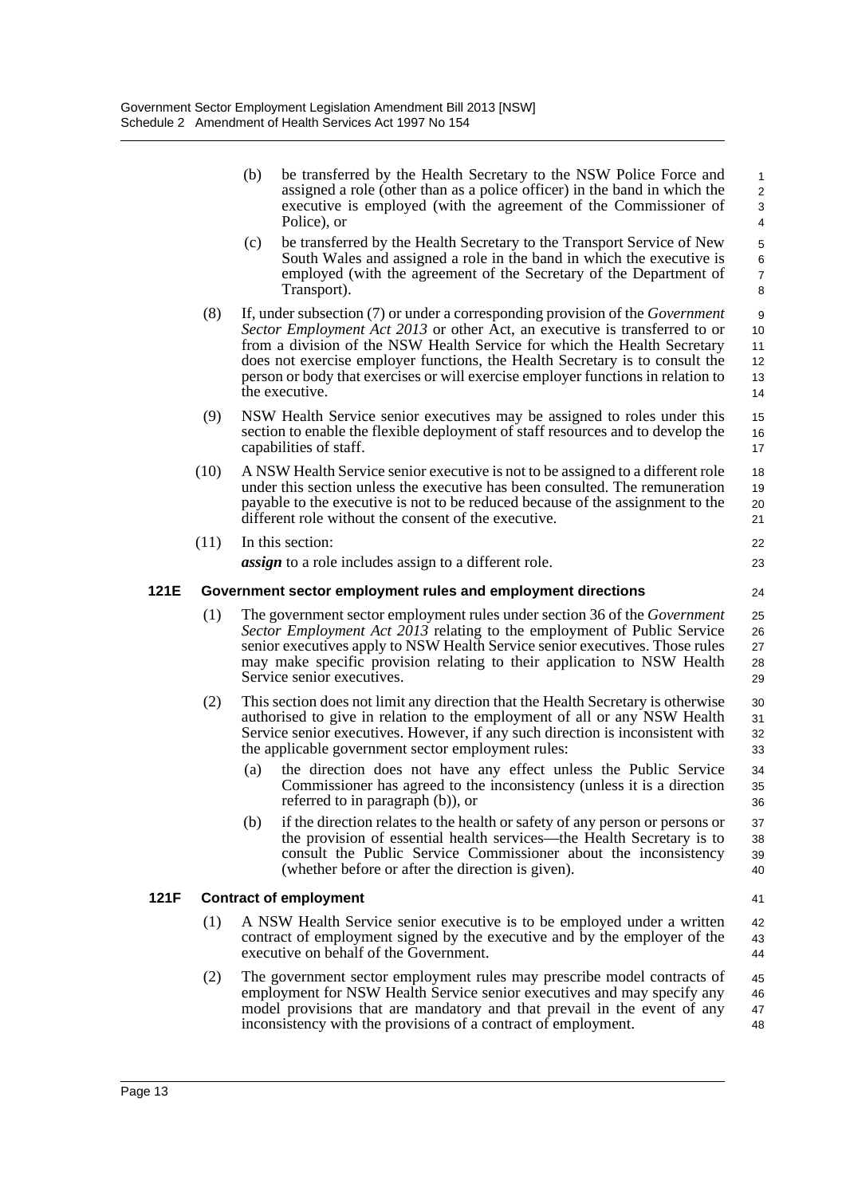(b) be transferred by the Health Secretary to the NSW Police Force and assigned a role (other than as a police officer) in the band in which the executive is employed (with the agreement of the Commissioner of Police), or

(c) be transferred by the Health Secretary to the Transport Service of New South Wales and assigned a role in the band in which the executive is employed (with the agreement of the Secretary of the Department of Transport).

(8) If, under subsection (7) or under a corresponding provision of the *Government Sector Employment Act 2013* or other Act, an executive is transferred to or from a division of the NSW Health Service for which the Health Secretary does not exercise employer functions, the Health Secretary is to consult the person or body that exercises or will exercise employer functions in relation to the executive.

(9) NSW Health Service senior executives may be assigned to roles under this section to enable the flexible deployment of staff resources and to develop the capabilities of staff.

(10) A NSW Health Service senior executive is not to be assigned to a different role under this section unless the executive has been consulted. The remuneration payable to the executive is not to be reduced because of the assignment to the different role without the consent of the executive.

(11) In this section:

***assign*** to a role includes assign to a different role.

### 121E Government sector employment rules and employment directions

(1) The government sector employment rules under section 36 of the *Government Sector Employment Act 2013* relating to the employment of Public Service senior executives apply to NSW Health Service senior executives. Those rules may make specific provision relating to their application to NSW Health Service senior executives.

(2) This section does not limit any direction that the Health Secretary is otherwise authorised to give in relation to the employment of all or any NSW Health Service senior executives. However, if any such direction is inconsistent with the applicable government sector employment rules:

(a) the direction does not have any effect unless the Public Service Commissioner has agreed to the inconsistency (unless it is a direction referred to in paragraph (b)), or

(b) if the direction relates to the health or safety of any person or persons or the provision of essential health services—the Health Secretary is to consult the Public Service Commissioner about the inconsistency (whether before or after the direction is given).

### 121F Contract of employment

(1) A NSW Health Service senior executive is to be employed under a written contract of employment signed by the executive and by the employer of the executive on behalf of the Government.

(2) The government sector employment rules may prescribe model contracts of employment for NSW Health Service senior executives and may specify any model provisions that are mandatory and that prevail in the event of any inconsistency with the provisions of a contract of employment.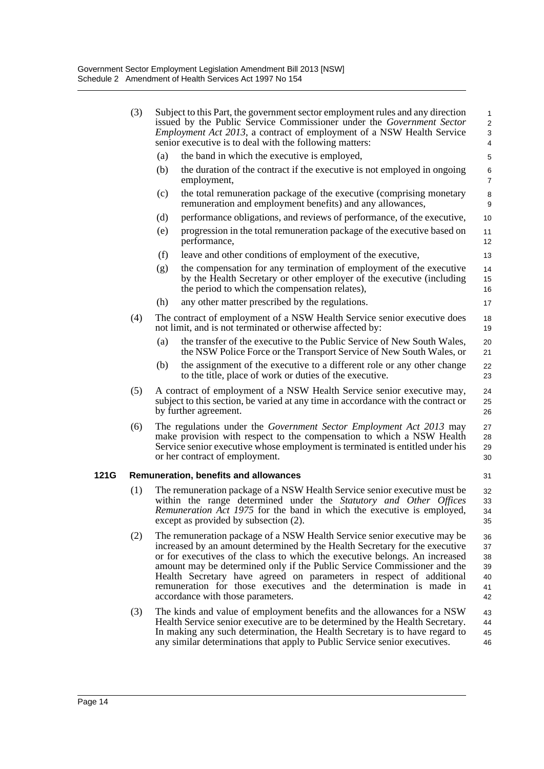(3) Subject to this Part, the government sector employment rules and any direction issued by the Public Service Commissioner under the *Government Sector Employment Act 2013*, a contract of employment of a NSW Health Service senior executive is to deal with the following matters:

(a) the band in which the executive is employed,

(b) the duration of the contract if the executive is not employed in ongoing employment,

(c) the total remuneration package of the executive (comprising monetary remuneration and employment benefits) and any allowances,

(d) performance obligations, and reviews of performance, of the executive,

(e) progression in the total remuneration package of the executive based on performance,

(f) leave and other conditions of employment of the executive,

(g) the compensation for any termination of employment of the executive by the Health Secretary or other employer of the executive (including the period to which the compensation relates),

(h) any other matter prescribed by the regulations.

(4) The contract of employment of a NSW Health Service senior executive does not limit, and is not terminated or otherwise affected by:

(a) the transfer of the executive to the Public Service of New South Wales, the NSW Police Force or the Transport Service of New South Wales, or

(b) the assignment of the executive to a different role or any other change to the title, place of work or duties of the executive.

(5) A contract of employment of a NSW Health Service senior executive may, subject to this section, be varied at any time in accordance with the contract or by further agreement.

(6) The regulations under the *Government Sector Employment Act 2013* may make provision with respect to the compensation to which a NSW Health Service senior executive whose employment is terminated is entitled under his or her contract of employment.

**121G Remuneration, benefits and allowances**

(1) The remuneration package of a NSW Health Service senior executive must be within the range determined under the *Statutory and Other Offices Remuneration Act 1975* for the band in which the executive is employed, except as provided by subsection (2).

(2) The remuneration package of a NSW Health Service senior executive may be increased by an amount determined by the Health Secretary for the executive or for executives of the class to which the executive belongs. An increased amount may be determined only if the Public Service Commissioner and the Health Secretary have agreed on parameters in respect of additional remuneration for those executives and the determination is made in accordance with those parameters.

(3) The kinds and value of employment benefits and the allowances for a NSW Health Service senior executive are to be determined by the Health Secretary. In making any such determination, the Health Secretary is to have regard to any similar determinations that apply to Public Service senior executives.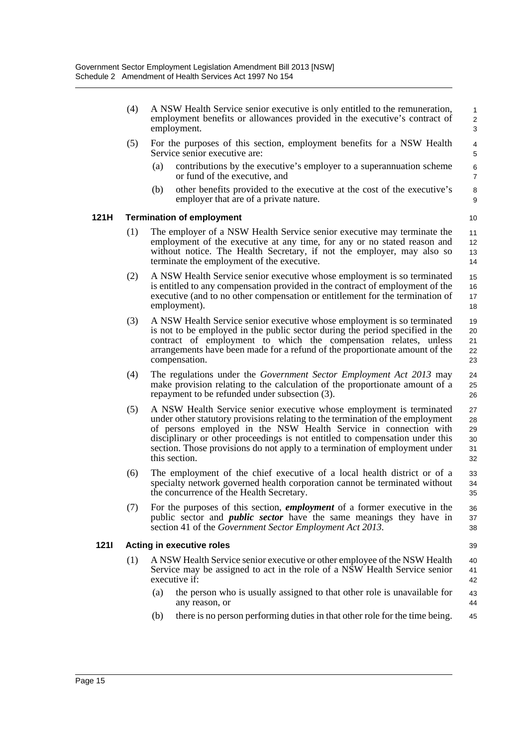(4) A NSW Health Service senior executive is only entitled to the remuneration, employment benefits or allowances provided in the executive's contract of employment.

(5) For the purposes of this section, employment benefits for a NSW Health Service senior executive are:

- (a) contributions by the executive's employer to a superannuation scheme or fund of the executive, and
- (b) other benefits provided to the executive at the cost of the executive's employer that are of a private nature.

### 121H Termination of employment

(1) The employer of a NSW Health Service senior executive may terminate the employment of the executive at any time, for any or no stated reason and without notice. The Health Secretary, if not the employer, may also so terminate the employment of the executive.

(2) A NSW Health Service senior executive whose employment is so terminated is entitled to any compensation provided in the contract of employment of the executive (and to no other compensation or entitlement for the termination of employment).

(3) A NSW Health Service senior executive whose employment is so terminated is not to be employed in the public sector during the period specified in the contract of employment to which the compensation relates, unless arrangements have been made for a refund of the proportionate amount of the compensation.

(4) The regulations under the *Government Sector Employment Act 2013* may make provision relating to the calculation of the proportionate amount of a repayment to be refunded under subsection (3).

(5) A NSW Health Service senior executive whose employment is terminated under other statutory provisions relating to the termination of the employment of persons employed in the NSW Health Service in connection with disciplinary or other proceedings is not entitled to compensation under this section. Those provisions do not apply to a termination of employment under this section.

(6) The employment of the chief executive of a local health district or of a specialty network governed health corporation cannot be terminated without the concurrence of the Health Secretary.

(7) For the purposes of this section, ***employment*** of a former executive in the public sector and ***public sector*** have the same meanings they have in section 41 of the *Government Sector Employment Act 2013*.

### 121I Acting in executive roles

(1) A NSW Health Service senior executive or other employee of the NSW Health Service may be assigned to act in the role of a NSW Health Service senior executive if:

- (a) the person who is usually assigned to that other role is unavailable for any reason, or
- (b) there is no person performing duties in that other role for the time being.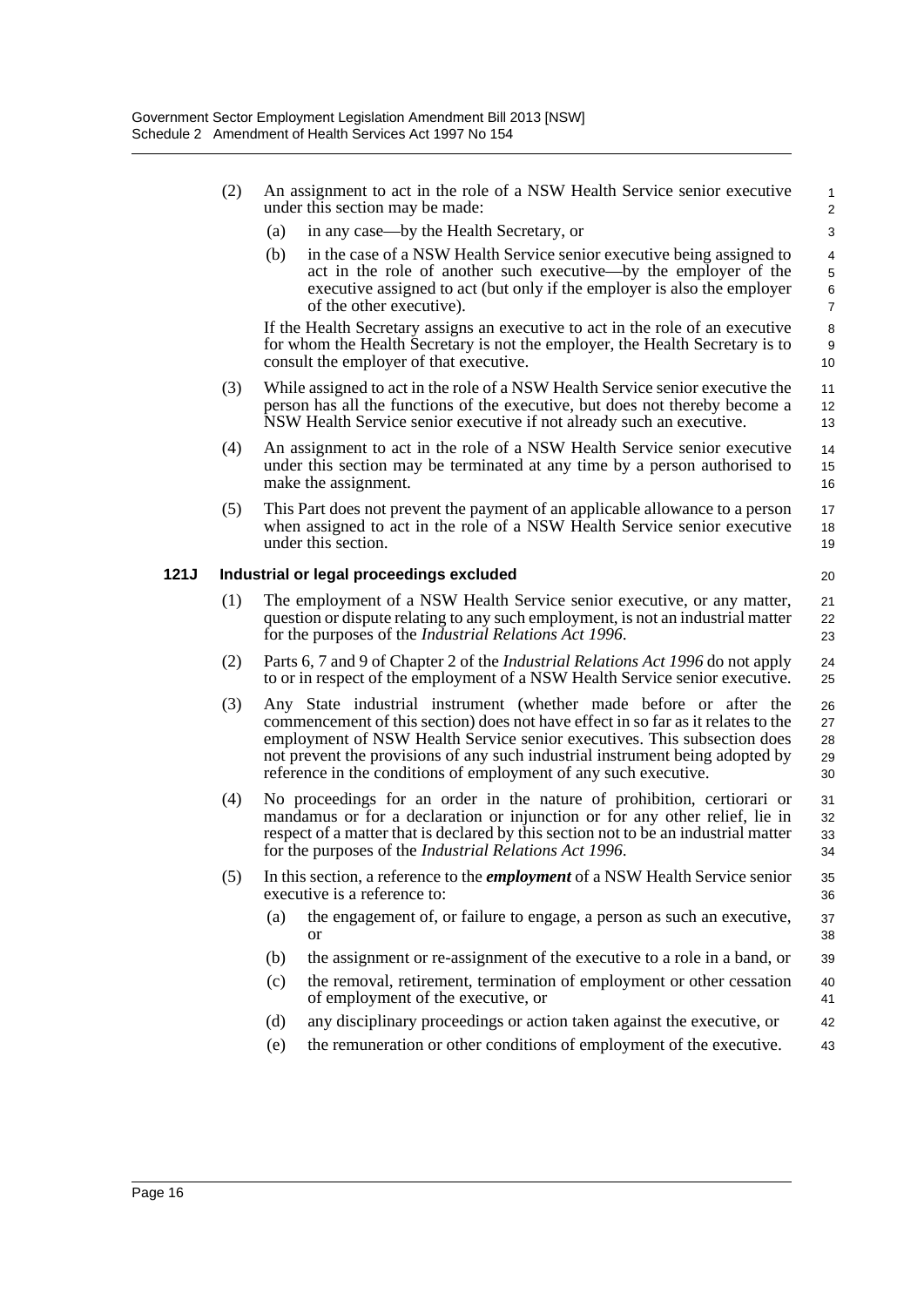(2) An assignment to act in the role of a NSW Health Service senior executive under this section may be made:

(a) in any case—by the Health Secretary, or

(b) in the case of a NSW Health Service senior executive being assigned to act in the role of another such executive—by the employer of the executive assigned to act (but only if the employer is also the employer of the other executive).

If the Health Secretary assigns an executive to act in the role of an executive for whom the Health Secretary is not the employer, the Health Secretary is to consult the employer of that executive.

(3) While assigned to act in the role of a NSW Health Service senior executive the person has all the functions of the executive, but does not thereby become a NSW Health Service senior executive if not already such an executive.

(4) An assignment to act in the role of a NSW Health Service senior executive under this section may be terminated at any time by a person authorised to make the assignment.

(5) This Part does not prevent the payment of an applicable allowance to a person when assigned to act in the role of a NSW Health Service senior executive under this section.

**121J Industrial or legal proceedings excluded**

(1) The employment of a NSW Health Service senior executive, or any matter, question or dispute relating to any such employment, is not an industrial matter for the purposes of the *Industrial Relations Act 1996*.

(2) Parts 6, 7 and 9 of Chapter 2 of the *Industrial Relations Act 1996* do not apply to or in respect of the employment of a NSW Health Service senior executive.

(3) Any State industrial instrument (whether made before or after the commencement of this section) does not have effect in so far as it relates to the employment of NSW Health Service senior executives. This subsection does not prevent the provisions of any such industrial instrument being adopted by reference in the conditions of employment of any such executive.

(4) No proceedings for an order in the nature of prohibition, certiorari or mandamus or for a declaration or injunction or for any other relief, lie in respect of a matter that is declared by this section not to be an industrial matter for the purposes of the *Industrial Relations Act 1996*.

(5) In this section, a reference to the ***employment*** of a NSW Health Service senior executive is a reference to:

(a) the engagement of, or failure to engage, a person as such an executive, or

(b) the assignment or re-assignment of the executive to a role in a band, or

(c) the removal, retirement, termination of employment or other cessation of employment of the executive, or

(d) any disciplinary proceedings or action taken against the executive, or

(e) the remuneration or other conditions of employment of the executive.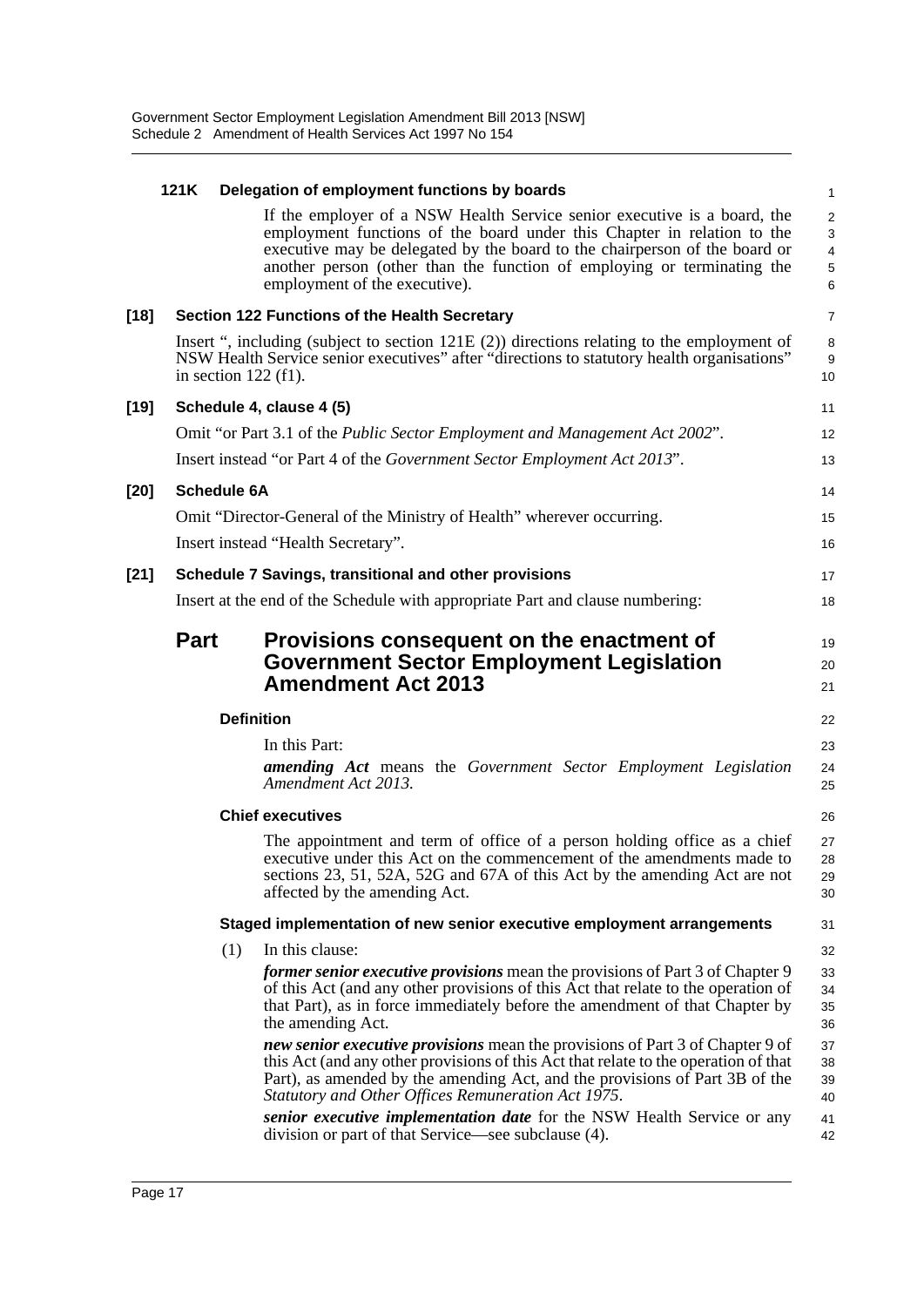**121K Delegation of employment functions by boards**

If the employer of a NSW Health Service senior executive is a board, the employment functions of the board under this Chapter in relation to the executive may be delegated by the board to the chairperson of the board or another person (other than the function of employing or terminating the employment of the executive).

**[18] Section 122 Functions of the Health Secretary**

Insert ", including (subject to section 121E (2)) directions relating to the employment of NSW Health Service senior executives" after "directions to statutory health organisations" in section 122 (f1).

**[19] Schedule 4, clause 4 (5)**

Omit "or Part 3.1 of the *Public Sector Employment and Management Act 2002*".

Insert instead "or Part 4 of the *Government Sector Employment Act 2013*".

**[20] Schedule 6A**

Omit "Director-General of the Ministry of Health" wherever occurring.

Insert instead "Health Secretary".

**[21] Schedule 7 Savings, transitional and other provisions**

Insert at the end of the Schedule with appropriate Part and clause numbering:

## Part Provisions consequent on the enactment of Government Sector Employment Legislation Amendment Act 2013

**Definition**

In this Part:

***amending Act*** means the *Government Sector Employment Legislation Amendment Act 2013.*

**Chief executives**

The appointment and term of office of a person holding office as a chief executive under this Act on the commencement of the amendments made to sections 23, 51, 52A, 52G and 67A of this Act by the amending Act are not affected by the amending Act.

**Staged implementation of new senior executive employment arrangements**

(1) In this clause:

***former senior executive provisions*** mean the provisions of Part 3 of Chapter 9 of this Act (and any other provisions of this Act that relate to the operation of that Part), as in force immediately before the amendment of that Chapter by the amending Act.

***new senior executive provisions*** mean the provisions of Part 3 of Chapter 9 of this Act (and any other provisions of this Act that relate to the operation of that Part), as amended by the amending Act, and the provisions of Part 3B of the *Statutory and Other Offices Remuneration Act 1975*.

***senior executive implementation date*** for the NSW Health Service or any division or part of that Service—see subclause (4).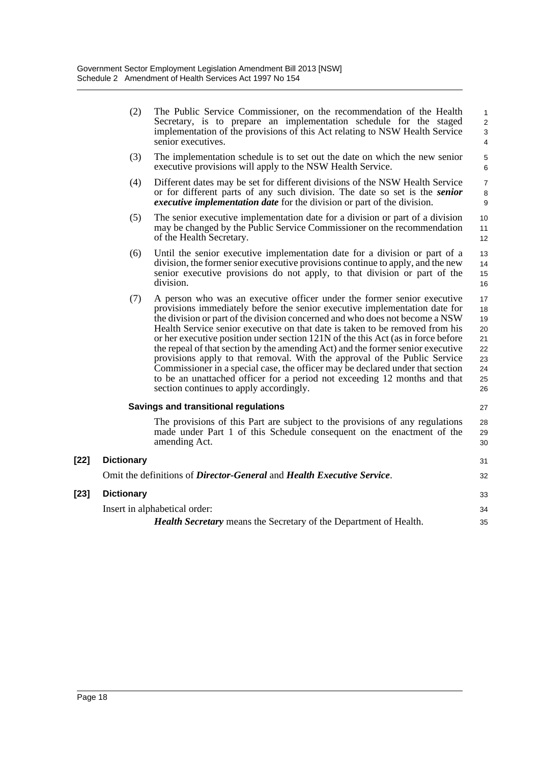(2) The Public Service Commissioner, on the recommendation of the Health Secretary, is to prepare an implementation schedule for the staged implementation of the provisions of this Act relating to NSW Health Service senior executives.

(3) The implementation schedule is to set out the date on which the new senior executive provisions will apply to the NSW Health Service.

(4) Different dates may be set for different divisions of the NSW Health Service or for different parts of any such division. The date so set is the ***senior executive implementation date*** for the division or part of the division.

(5) The senior executive implementation date for a division or part of a division may be changed by the Public Service Commissioner on the recommendation of the Health Secretary.

(6) Until the senior executive implementation date for a division or part of a division, the former senior executive provisions continue to apply, and the new senior executive provisions do not apply, to that division or part of the division.

(7) A person who was an executive officer under the former senior executive provisions immediately before the senior executive implementation date for the division or part of the division concerned and who does not become a NSW Health Service senior executive on that date is taken to be removed from his or her executive position under section 121N of the this Act (as in force before the repeal of that section by the amending Act) and the former senior executive provisions apply to that removal. With the approval of the Public Service Commissioner in a special case, the officer may be declared under that section to be an unattached officer for a period not exceeding 12 months and that section continues to apply accordingly.

**Savings and transitional regulations**

The provisions of this Part are subject to the provisions of any regulations made under Part 1 of this Schedule consequent on the enactment of the amending Act.

**[22] Dictionary**

Omit the definitions of ***Director-General*** and ***Health Executive Service***.

**[23] Dictionary**

Insert in alphabetical order:

***Health Secretary*** means the Secretary of the Department of Health.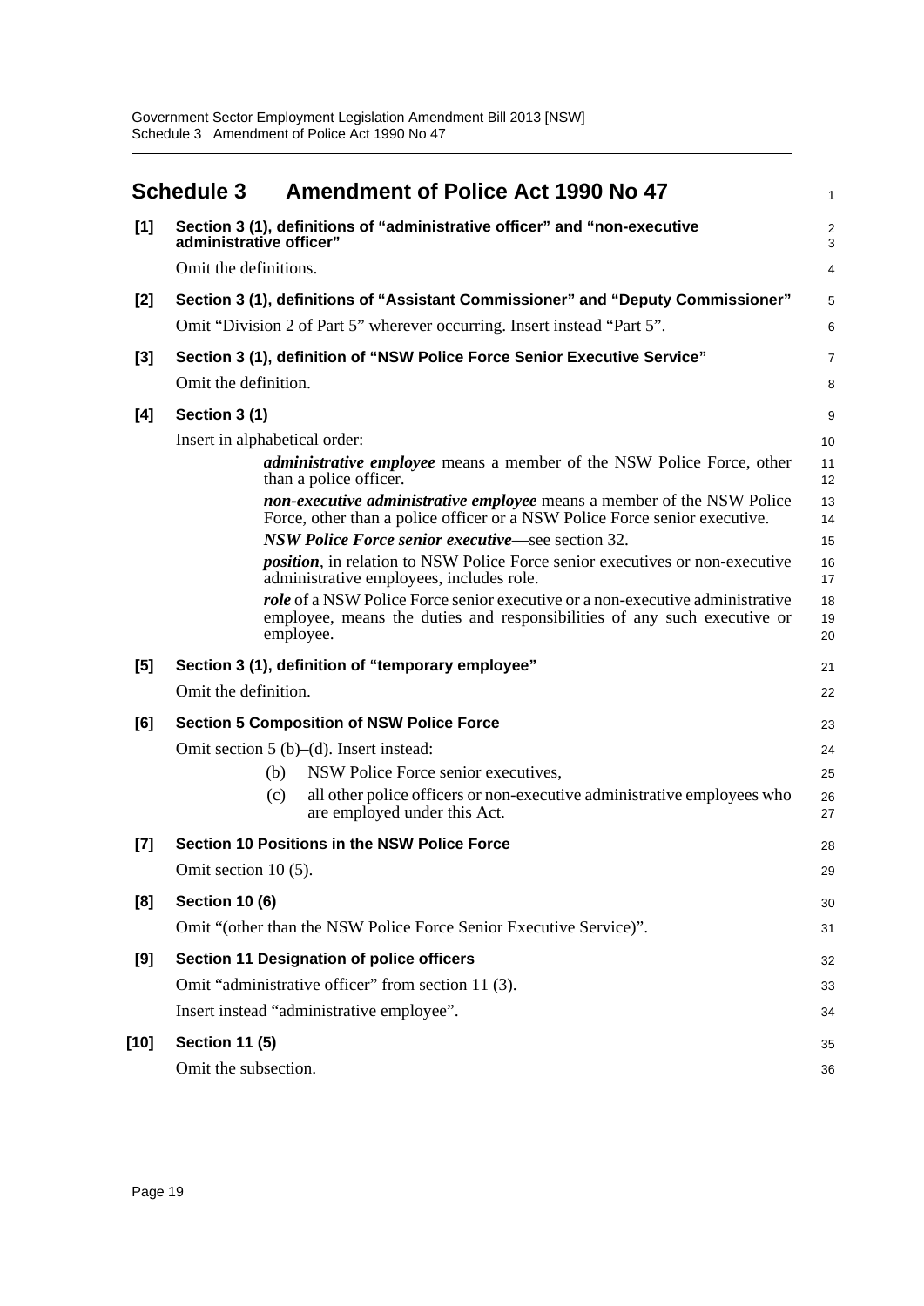## Schedule 3 Amendment of Police Act 1990 No 47

**[1] Section 3 (1), definitions of "administrative officer" and "non-executive administrative officer"**

Omit the definitions.

**[2] Section 3 (1), definitions of "Assistant Commissioner" and "Deputy Commissioner"**

Omit "Division 2 of Part 5" wherever occurring. Insert instead "Part 5".

**[3] Section 3 (1), definition of "NSW Police Force Senior Executive Service"**

Omit the definition.

**[4] Section 3 (1)**

Insert in alphabetical order:

> ***administrative employee*** means a member of the NSW Police Force, other than a police officer.
>
> ***non-executive administrative employee*** means a member of the NSW Police Force, other than a police officer or a NSW Police Force senior executive.
>
> ***NSW Police Force senior executive***—see section 32.
>
> ***position***, in relation to NSW Police Force senior executives or non-executive administrative employees, includes role.
>
> ***role*** of a NSW Police Force senior executive or a non-executive administrative employee, means the duties and responsibilities of any such executive or employee.

**[5] Section 3 (1), definition of "temporary employee"**

Omit the definition.

**[6] Section 5 Composition of NSW Police Force**

Omit section 5 (b)–(d). Insert instead:

> (b) NSW Police Force senior executives,
>
> (c) all other police officers or non-executive administrative employees who are employed under this Act.

**[7] Section 10 Positions in the NSW Police Force**

Omit section 10 (5).

**[8] Section 10 (6)**

Omit "(other than the NSW Police Force Senior Executive Service)".

**[9] Section 11 Designation of police officers**

Omit "administrative officer" from section 11 (3).

Insert instead "administrative employee".

**[10] Section 11 (5)**

Omit the subsection.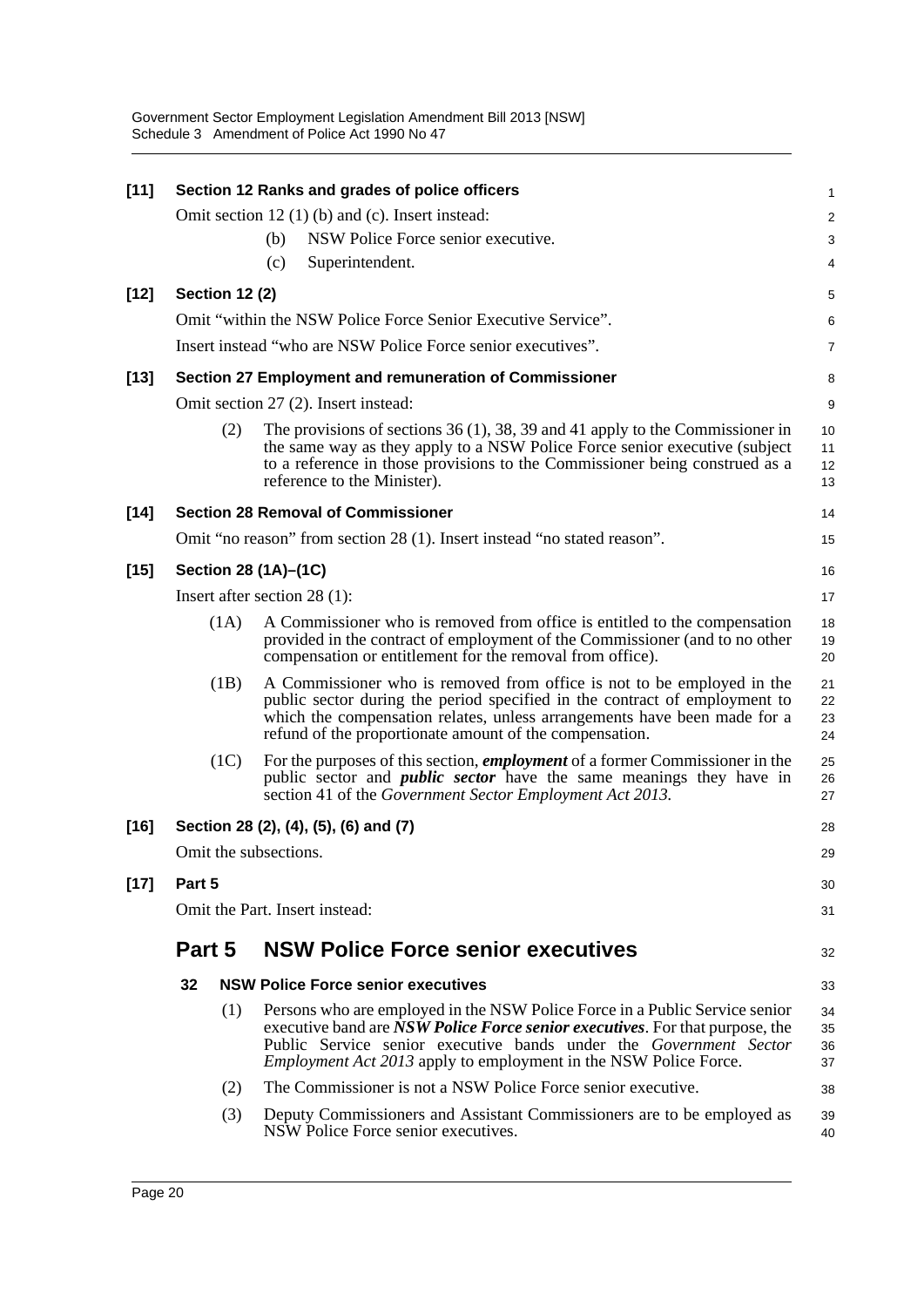**[11] Section 12 Ranks and grades of police officers**

Omit section 12 (1) (b) and (c). Insert instead:

(b) NSW Police Force senior executive.

(c) Superintendent.

**[12] Section 12 (2)**

Omit "within the NSW Police Force Senior Executive Service".

Insert instead "who are NSW Police Force senior executives".

**[13] Section 27 Employment and remuneration of Commissioner**

Omit section 27 (2). Insert instead:

(2) The provisions of sections 36 (1), 38, 39 and 41 apply to the Commissioner in the same way as they apply to a NSW Police Force senior executive (subject to a reference in those provisions to the Commissioner being construed as a reference to the Minister).

**[14] Section 28 Removal of Commissioner**

Omit "no reason" from section 28 (1). Insert instead "no stated reason".

**[15] Section 28 (1A)–(1C)**

Insert after section 28 (1):

(1A) A Commissioner who is removed from office is entitled to the compensation provided in the contract of employment of the Commissioner (and to no other compensation or entitlement for the removal from office).

(1B) A Commissioner who is removed from office is not to be employed in the public sector during the period specified in the contract of employment to which the compensation relates, unless arrangements have been made for a refund of the proportionate amount of the compensation.

(1C) For the purposes of this section, ***employment*** of a former Commissioner in the public sector and ***public sector*** have the same meanings they have in section 41 of the *Government Sector Employment Act 2013*.

**[16] Section 28 (2), (4), (5), (6) and (7)**

Omit the subsections.

**[17] Part 5**

Omit the Part. Insert instead:

# Part 5 NSW Police Force senior executives

### 32 NSW Police Force senior executives

(1) Persons who are employed in the NSW Police Force in a Public Service senior executive band are ***NSW Police Force senior executives***. For that purpose, the Public Service senior executive bands under the *Government Sector Employment Act 2013* apply to employment in the NSW Police Force.

(2) The Commissioner is not a NSW Police Force senior executive.

(3) Deputy Commissioners and Assistant Commissioners are to be employed as NSW Police Force senior executives.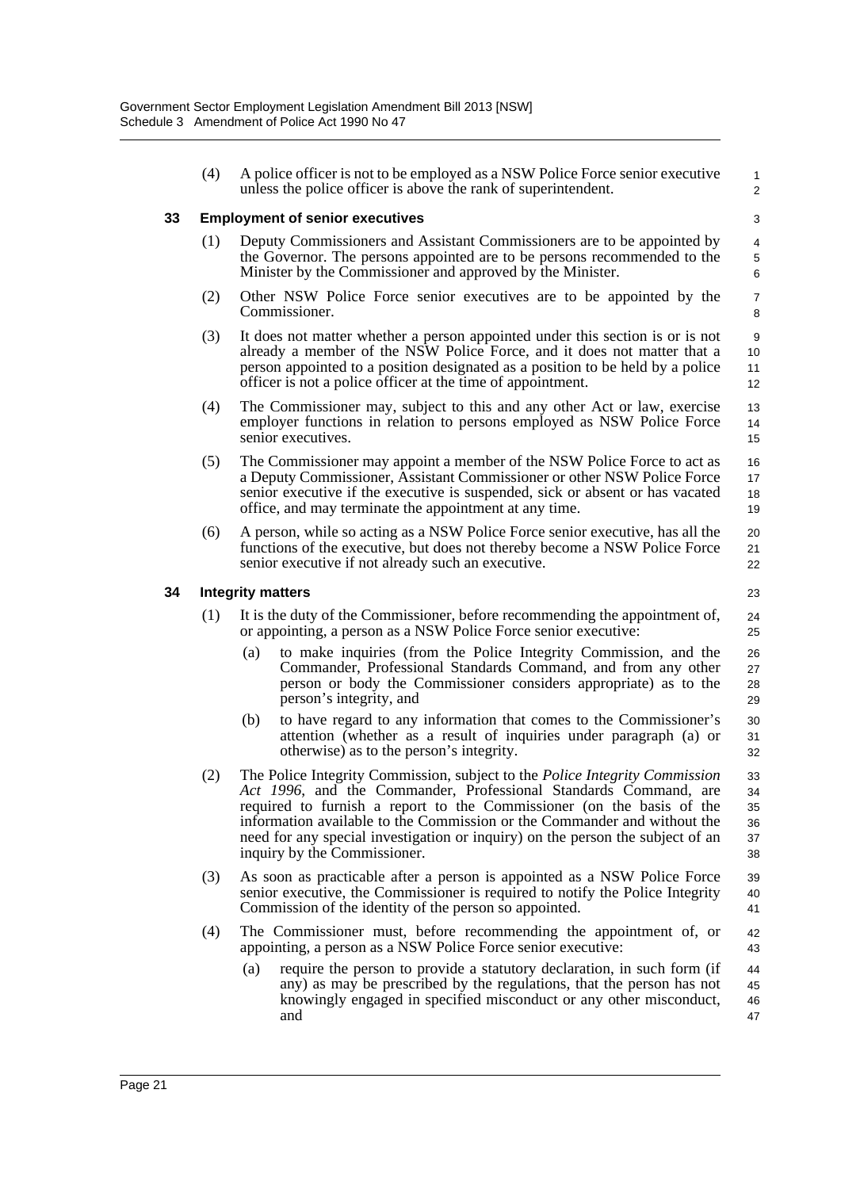(4) A police officer is not to be employed as a NSW Police Force senior executive unless the police officer is above the rank of superintendent.

### 33 Employment of senior executives

(1) Deputy Commissioners and Assistant Commissioners are to be appointed by the Governor. The persons appointed are to be persons recommended to the Minister by the Commissioner and approved by the Minister.

(2) Other NSW Police Force senior executives are to be appointed by the Commissioner.

(3) It does not matter whether a person appointed under this section is or is not already a member of the NSW Police Force, and it does not matter that a person appointed to a position designated as a position to be held by a police officer is not a police officer at the time of appointment.

(4) The Commissioner may, subject to this and any other Act or law, exercise employer functions in relation to persons employed as NSW Police Force senior executives.

(5) The Commissioner may appoint a member of the NSW Police Force to act as a Deputy Commissioner, Assistant Commissioner or other NSW Police Force senior executive if the executive is suspended, sick or absent or has vacated office, and may terminate the appointment at any time.

(6) A person, while so acting as a NSW Police Force senior executive, has all the functions of the executive, but does not thereby become a NSW Police Force senior executive if not already such an executive.

### 34 Integrity matters

(1) It is the duty of the Commissioner, before recommending the appointment of, or appointing, a person as a NSW Police Force senior executive:

- (a) to make inquiries (from the Police Integrity Commission, and the Commander, Professional Standards Command, and from any other person or body the Commissioner considers appropriate) as to the person's integrity, and
- (b) to have regard to any information that comes to the Commissioner's attention (whether as a result of inquiries under paragraph (a) or otherwise) as to the person's integrity.

(2) The Police Integrity Commission, subject to the *Police Integrity Commission Act 1996*, and the Commander, Professional Standards Command, are required to furnish a report to the Commissioner (on the basis of the information available to the Commission or the Commander and without the need for any special investigation or inquiry) on the person the subject of an inquiry by the Commissioner.

(3) As soon as practicable after a person is appointed as a NSW Police Force senior executive, the Commissioner is required to notify the Police Integrity Commission of the identity of the person so appointed.

(4) The Commissioner must, before recommending the appointment of, or appointing, a person as a NSW Police Force senior executive:

- (a) require the person to provide a statutory declaration, in such form (if any) as may be prescribed by the regulations, that the person has not knowingly engaged in specified misconduct or any other misconduct, and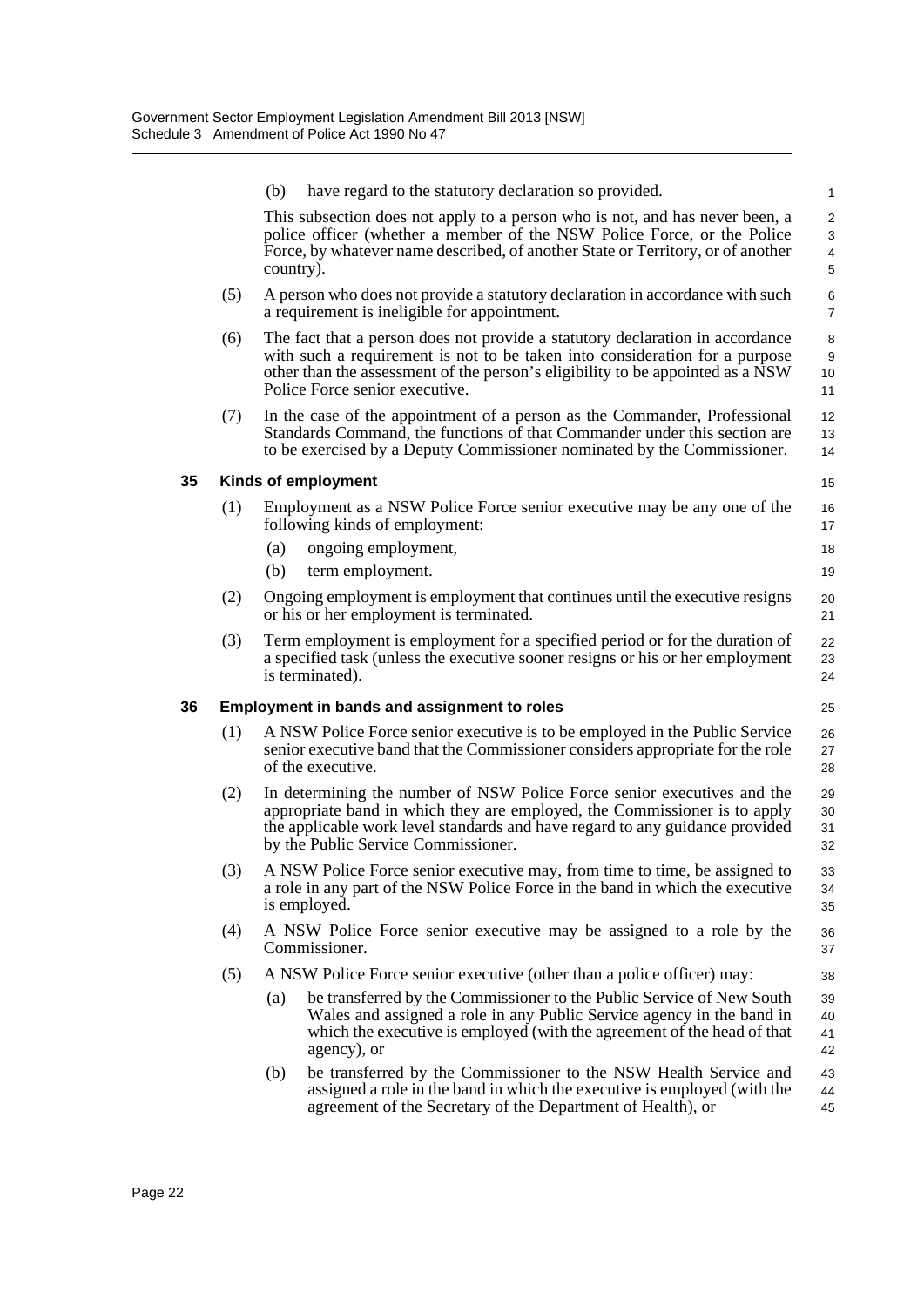(b) have regard to the statutory declaration so provided.

This subsection does not apply to a person who is not, and has never been, a police officer (whether a member of the NSW Police Force, or the Police Force, by whatever name described, of another State or Territory, or of another country).

(5) A person who does not provide a statutory declaration in accordance with such a requirement is ineligible for appointment.

(6) The fact that a person does not provide a statutory declaration in accordance with such a requirement is not to be taken into consideration for a purpose other than the assessment of the person's eligibility to be appointed as a NSW Police Force senior executive.

(7) In the case of the appointment of a person as the Commander, Professional Standards Command, the functions of that Commander under this section are to be exercised by a Deputy Commissioner nominated by the Commissioner.

### 35 Kinds of employment

(1) Employment as a NSW Police Force senior executive may be any one of the following kinds of employment:

(a) ongoing employment,

(b) term employment.

(2) Ongoing employment is employment that continues until the executive resigns or his or her employment is terminated.

(3) Term employment is employment for a specified period or for the duration of a specified task (unless the executive sooner resigns or his or her employment is terminated).

### 36 Employment in bands and assignment to roles

(1) A NSW Police Force senior executive is to be employed in the Public Service senior executive band that the Commissioner considers appropriate for the role of the executive.

(2) In determining the number of NSW Police Force senior executives and the appropriate band in which they are employed, the Commissioner is to apply the applicable work level standards and have regard to any guidance provided by the Public Service Commissioner.

(3) A NSW Police Force senior executive may, from time to time, be assigned to a role in any part of the NSW Police Force in the band in which the executive is employed.

(4) A NSW Police Force senior executive may be assigned to a role by the Commissioner.

(5) A NSW Police Force senior executive (other than a police officer) may:

(a) be transferred by the Commissioner to the Public Service of New South Wales and assigned a role in any Public Service agency in the band in which the executive is employed (with the agreement of the head of that agency), or

(b) be transferred by the Commissioner to the NSW Health Service and assigned a role in the band in which the executive is employed (with the agreement of the Secretary of the Department of Health), or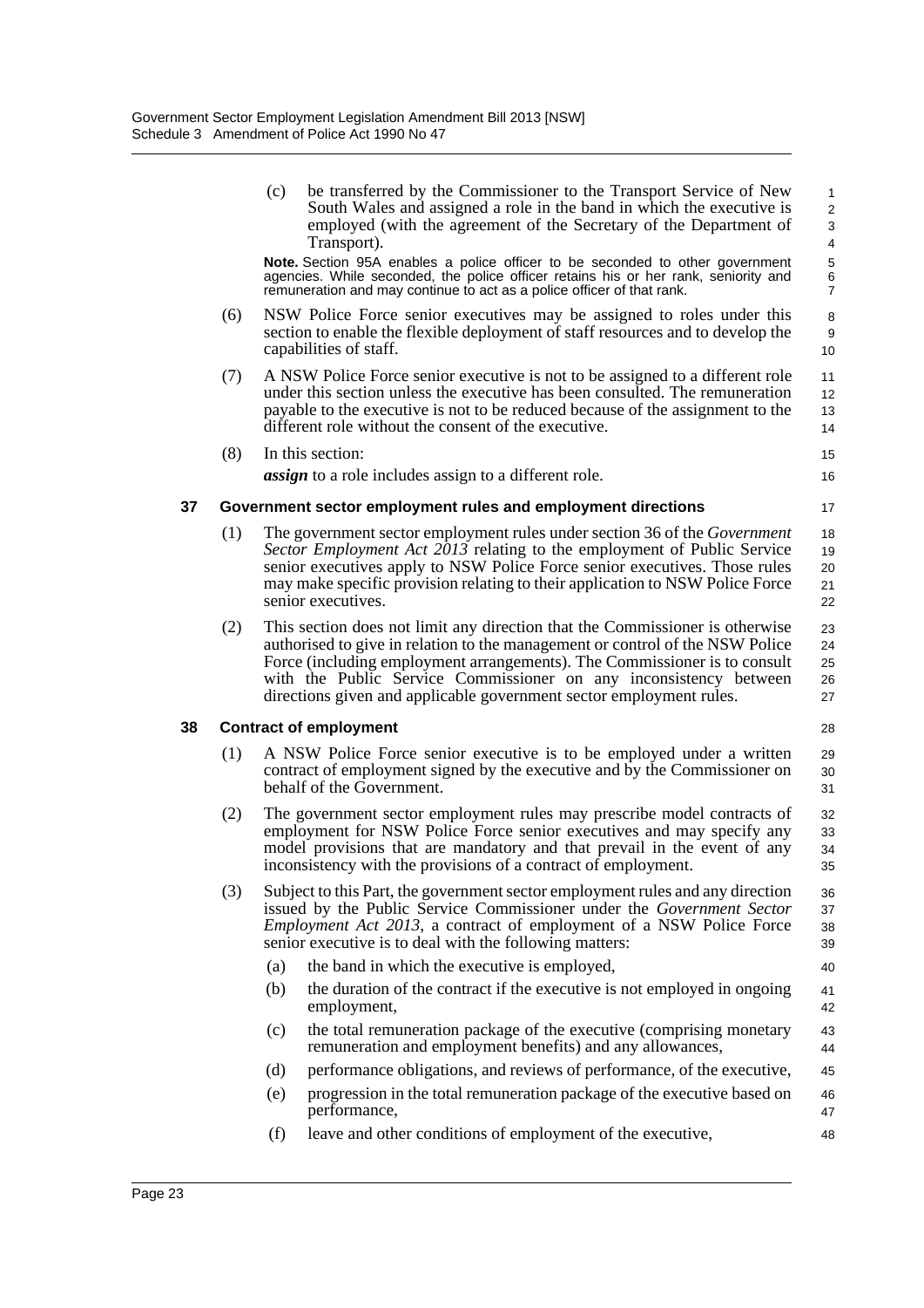(c) be transferred by the Commissioner to the Transport Service of New South Wales and assigned a role in the band in which the executive is employed (with the agreement of the Secretary of the Department of Transport).

**Note.** Section 95A enables a police officer to be seconded to other government agencies. While seconded, the police officer retains his or her rank, seniority and remuneration and may continue to act as a police officer of that rank.

(6) NSW Police Force senior executives may be assigned to roles under this section to enable the flexible deployment of staff resources and to develop the capabilities of staff.

(7) A NSW Police Force senior executive is not to be assigned to a different role under this section unless the executive has been consulted. The remuneration payable to the executive is not to be reduced because of the assignment to the different role without the consent of the executive.

(8) In this section:

***assign*** to a role includes assign to a different role.

### 37 Government sector employment rules and employment directions

(1) The government sector employment rules under section 36 of the *Government Sector Employment Act 2013* relating to the employment of Public Service senior executives apply to NSW Police Force senior executives. Those rules may make specific provision relating to their application to NSW Police Force senior executives.

(2) This section does not limit any direction that the Commissioner is otherwise authorised to give in relation to the management or control of the NSW Police Force (including employment arrangements). The Commissioner is to consult with the Public Service Commissioner on any inconsistency between directions given and applicable government sector employment rules.

### 38 Contract of employment

(1) A NSW Police Force senior executive is to be employed under a written contract of employment signed by the executive and by the Commissioner on behalf of the Government.

(2) The government sector employment rules may prescribe model contracts of employment for NSW Police Force senior executives and may specify any model provisions that are mandatory and that prevail in the event of any inconsistency with the provisions of a contract of employment.

(3) Subject to this Part, the government sector employment rules and any direction issued by the Public Service Commissioner under the *Government Sector Employment Act 2013*, a contract of employment of a NSW Police Force senior executive is to deal with the following matters:

(a) the band in which the executive is employed,

(b) the duration of the contract if the executive is not employed in ongoing employment,

(c) the total remuneration package of the executive (comprising monetary remuneration and employment benefits) and any allowances,

(d) performance obligations, and reviews of performance, of the executive,

(e) progression in the total remuneration package of the executive based on performance,

(f) leave and other conditions of employment of the executive,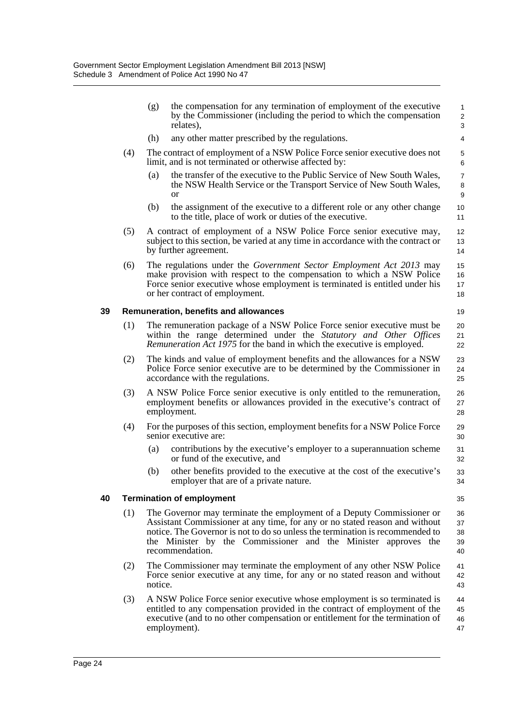(g) the compensation for any termination of employment of the executive by the Commissioner (including the period to which the compensation relates),

(h) any other matter prescribed by the regulations.

(4) The contract of employment of a NSW Police Force senior executive does not limit, and is not terminated or otherwise affected by:

(a) the transfer of the executive to the Public Service of New South Wales, the NSW Health Service or the Transport Service of New South Wales, or

(b) the assignment of the executive to a different role or any other change to the title, place of work or duties of the executive.

(5) A contract of employment of a NSW Police Force senior executive may, subject to this section, be varied at any time in accordance with the contract or by further agreement.

(6) The regulations under the *Government Sector Employment Act 2013* may make provision with respect to the compensation to which a NSW Police Force senior executive whose employment is terminated is entitled under his or her contract of employment.

### 39 Remuneration, benefits and allowances

(1) The remuneration package of a NSW Police Force senior executive must be within the range determined under the *Statutory and Other Offices Remuneration Act 1975* for the band in which the executive is employed.

(2) The kinds and value of employment benefits and the allowances for a NSW Police Force senior executive are to be determined by the Commissioner in accordance with the regulations.

(3) A NSW Police Force senior executive is only entitled to the remuneration, employment benefits or allowances provided in the executive's contract of employment.

(4) For the purposes of this section, employment benefits for a NSW Police Force senior executive are:

(a) contributions by the executive's employer to a superannuation scheme or fund of the executive, and

(b) other benefits provided to the executive at the cost of the executive's employer that are of a private nature.

### 40 Termination of employment

(1) The Governor may terminate the employment of a Deputy Commissioner or Assistant Commissioner at any time, for any or no stated reason and without notice. The Governor is not to do so unless the termination is recommended to the Minister by the Commissioner and the Minister approves the recommendation.

(2) The Commissioner may terminate the employment of any other NSW Police Force senior executive at any time, for any or no stated reason and without notice.

(3) A NSW Police Force senior executive whose employment is so terminated is entitled to any compensation provided in the contract of employment of the executive (and to no other compensation or entitlement for the termination of employment).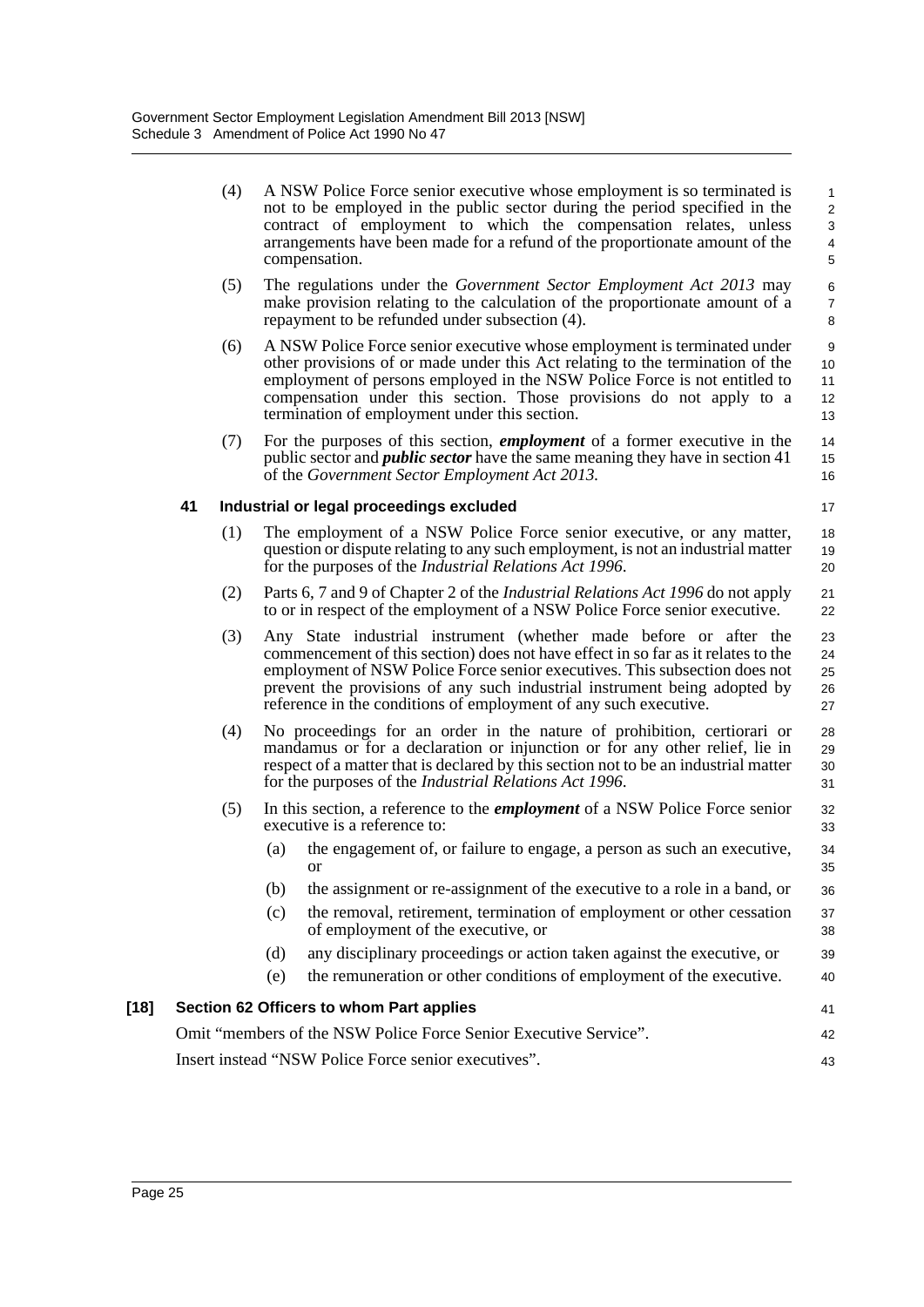(4) A NSW Police Force senior executive whose employment is so terminated is not to be employed in the public sector during the period specified in the contract of employment to which the compensation relates, unless arrangements have been made for a refund of the proportionate amount of the compensation.

(5) The regulations under the *Government Sector Employment Act 2013* may make provision relating to the calculation of the proportionate amount of a repayment to be refunded under subsection (4).

(6) A NSW Police Force senior executive whose employment is terminated under other provisions of or made under this Act relating to the termination of the employment of persons employed in the NSW Police Force is not entitled to compensation under this section. Those provisions do not apply to a termination of employment under this section.

(7) For the purposes of this section, ***employment*** of a former executive in the public sector and ***public sector*** have the same meaning they have in section 41 of the *Government Sector Employment Act 2013.*

### 41 Industrial or legal proceedings excluded

(1) The employment of a NSW Police Force senior executive, or any matter, question or dispute relating to any such employment, is not an industrial matter for the purposes of the *Industrial Relations Act 1996*.

(2) Parts 6, 7 and 9 of Chapter 2 of the *Industrial Relations Act 1996* do not apply to or in respect of the employment of a NSW Police Force senior executive.

(3) Any State industrial instrument (whether made before or after the commencement of this section) does not have effect in so far as it relates to the employment of NSW Police Force senior executives. This subsection does not prevent the provisions of any such industrial instrument being adopted by reference in the conditions of employment of any such executive.

(4) No proceedings for an order in the nature of prohibition, certiorari or mandamus or for a declaration or injunction or for any other relief, lie in respect of a matter that is declared by this section not to be an industrial matter for the purposes of the *Industrial Relations Act 1996*.

(5) In this section, a reference to the ***employment*** of a NSW Police Force senior executive is a reference to:

(a) the engagement of, or failure to engage, a person as such an executive, or

(b) the assignment or re-assignment of the executive to a role in a band, or

(c) the removal, retirement, termination of employment or other cessation of employment of the executive, or

(d) any disciplinary proceedings or action taken against the executive, or

(e) the remuneration or other conditions of employment of the executive.

### [18] Section 62 Officers to whom Part applies

Omit "members of the NSW Police Force Senior Executive Service".

Insert instead "NSW Police Force senior executives".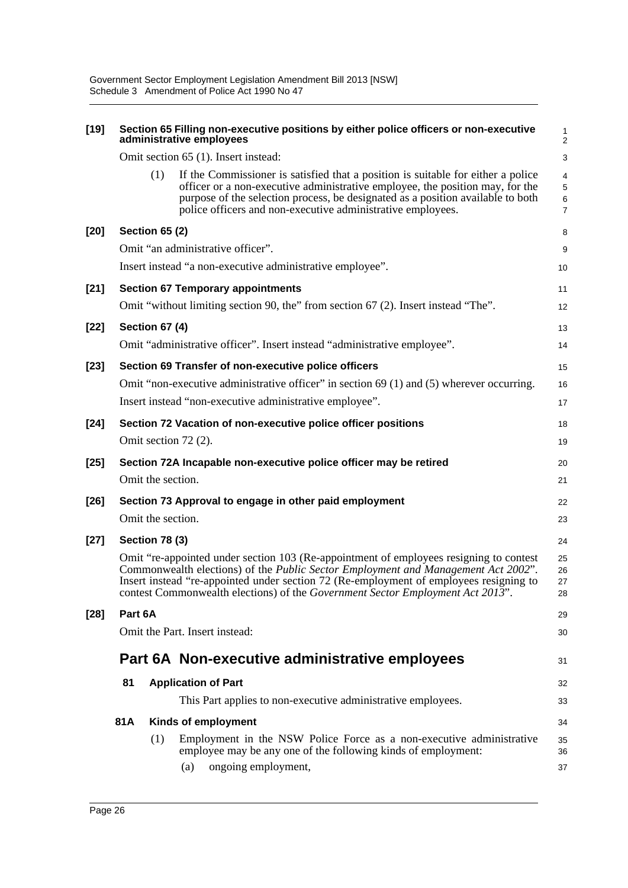**[19] Section 65 Filling non-executive positions by either police officers or non-executive administrative employees**

Omit section 65 (1). Insert instead:

(1) If the Commissioner is satisfied that a position is suitable for either a police officer or a non-executive administrative employee, the position may, for the purpose of the selection process, be designated as a position available to both police officers and non-executive administrative employees.

**[20] Section 65 (2)**

Omit "an administrative officer".

Insert instead "a non-executive administrative employee".

**[21] Section 67 Temporary appointments**

Omit "without limiting section 90, the" from section 67 (2). Insert instead "The".

**[22] Section 67 (4)**

Omit "administrative officer". Insert instead "administrative employee".

**[23] Section 69 Transfer of non-executive police officers**

Omit "non-executive administrative officer" in section 69 (1) and (5) wherever occurring.

Insert instead "non-executive administrative employee".

**[24] Section 72 Vacation of non-executive police officer positions**

Omit section 72 (2).

**[25] Section 72A Incapable non-executive police officer may be retired**

Omit the section.

**[26] Section 73 Approval to engage in other paid employment**

Omit the section.

**[27] Section 78 (3)**

Omit "re-appointed under section 103 (Re-appointment of employees resigning to contest Commonwealth elections) of the *Public Sector Employment and Management Act 2002*". Insert instead "re-appointed under section 72 (Re-employment of employees resigning to contest Commonwealth elections) of the *Government Sector Employment Act 2013*".

**[28] Part 6A**

Omit the Part. Insert instead:

## Part 6A Non-executive administrative employees

### 81 Application of Part

This Part applies to non-executive administrative employees.

### 81A Kinds of employment

(1) Employment in the NSW Police Force as a non-executive administrative employee may be any one of the following kinds of employment:

(a) ongoing employment,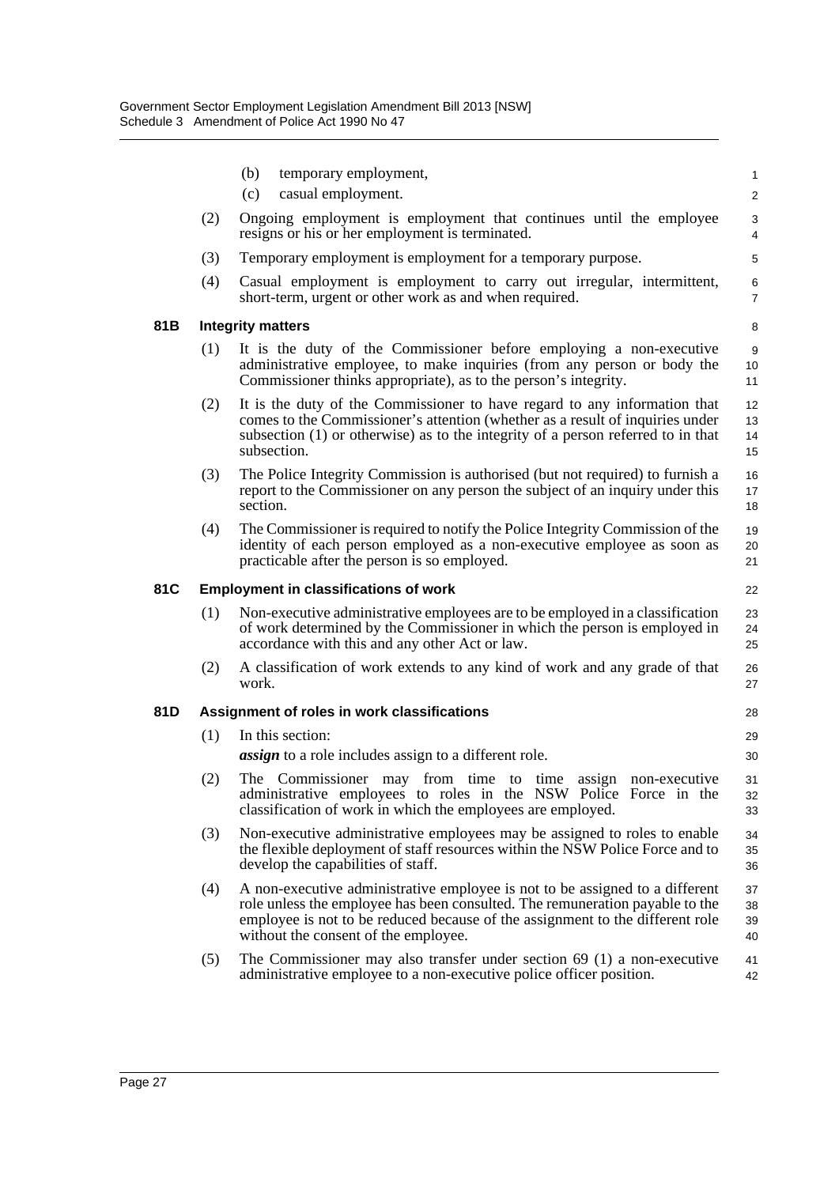(b) temporary employment,

(c) casual employment.

(2) Ongoing employment is employment that continues until the employee resigns or his or her employment is terminated.

(3) Temporary employment is employment for a temporary purpose.

(4) Casual employment is employment to carry out irregular, intermittent, short-term, urgent or other work as and when required.

### 81B Integrity matters

(1) It is the duty of the Commissioner before employing a non-executive administrative employee, to make inquiries (from any person or body the Commissioner thinks appropriate), as to the person's integrity.

(2) It is the duty of the Commissioner to have regard to any information that comes to the Commissioner's attention (whether as a result of inquiries under subsection (1) or otherwise) as to the integrity of a person referred to in that subsection.

(3) The Police Integrity Commission is authorised (but not required) to furnish a report to the Commissioner on any person the subject of an inquiry under this section.

(4) The Commissioner is required to notify the Police Integrity Commission of the identity of each person employed as a non-executive employee as soon as practicable after the person is so employed.

### 81C Employment in classifications of work

(1) Non-executive administrative employees are to be employed in a classification of work determined by the Commissioner in which the person is employed in accordance with this and any other Act or law.

(2) A classification of work extends to any kind of work and any grade of that work.

### 81D Assignment of roles in work classifications

(1) In this section:

***assign*** to a role includes assign to a different role.

(2) The Commissioner may from time to time assign non-executive administrative employees to roles in the NSW Police Force in the classification of work in which the employees are employed.

(3) Non-executive administrative employees may be assigned to roles to enable the flexible deployment of staff resources within the NSW Police Force and to develop the capabilities of staff.

(4) A non-executive administrative employee is not to be assigned to a different role unless the employee has been consulted. The remuneration payable to the employee is not to be reduced because of the assignment to the different role without the consent of the employee.

(5) The Commissioner may also transfer under section 69 (1) a non-executive administrative employee to a non-executive police officer position.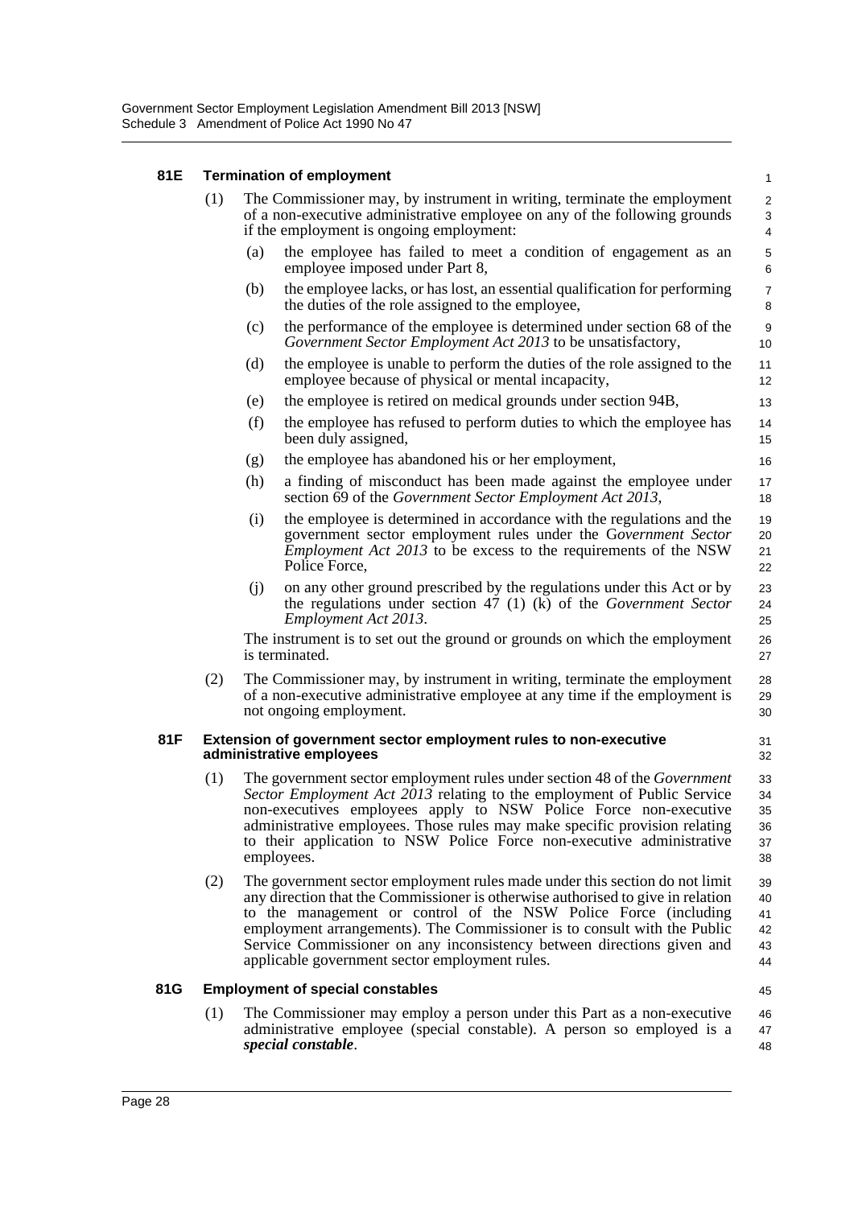**81E Termination of employment**

(1) The Commissioner may, by instrument in writing, terminate the employment of a non-executive administrative employee on any of the following grounds if the employment is ongoing employment:

(a) the employee has failed to meet a condition of engagement as an employee imposed under Part 8,

(b) the employee lacks, or has lost, an essential qualification for performing the duties of the role assigned to the employee,

(c) the performance of the employee is determined under section 68 of the *Government Sector Employment Act 2013* to be unsatisfactory,

(d) the employee is unable to perform the duties of the role assigned to the employee because of physical or mental incapacity,

(e) the employee is retired on medical grounds under section 94B,

(f) the employee has refused to perform duties to which the employee has been duly assigned,

(g) the employee has abandoned his or her employment,

(h) a finding of misconduct has been made against the employee under section 69 of the *Government Sector Employment Act 2013*,

(i) the employee is determined in accordance with the regulations and the government sector employment rules under the G*overnment Sector Employment Act 2013* to be excess to the requirements of the NSW Police Force,

(j) on any other ground prescribed by the regulations under this Act or by the regulations under section 47 (1) (k) of the *Government Sector Employment Act 2013*.

The instrument is to set out the ground or grounds on which the employment is terminated.

(2) The Commissioner may, by instrument in writing, terminate the employment of a non-executive administrative employee at any time if the employment is not ongoing employment.

**81F Extension of government sector employment rules to non-executive administrative employees**

(1) The government sector employment rules under section 48 of the *Government Sector Employment Act 2013* relating to the employment of Public Service non-executives employees apply to NSW Police Force non-executive administrative employees. Those rules may make specific provision relating to their application to NSW Police Force non-executive administrative employees.

(2) The government sector employment rules made under this section do not limit any direction that the Commissioner is otherwise authorised to give in relation to the management or control of the NSW Police Force (including employment arrangements). The Commissioner is to consult with the Public Service Commissioner on any inconsistency between directions given and applicable government sector employment rules.

**81G Employment of special constables**

(1) The Commissioner may employ a person under this Part as a non-executive administrative employee (special constable). A person so employed is a ***special constable***.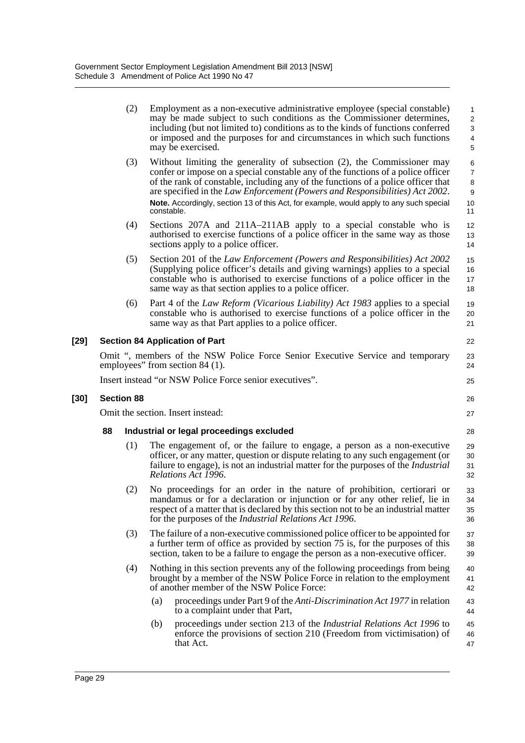(2) Employment as a non-executive administrative employee (special constable) may be made subject to such conditions as the Commissioner determines, including (but not limited to) conditions as to the kinds of functions conferred or imposed and the purposes for and circumstances in which such functions may be exercised.

(3) Without limiting the generality of subsection (2), the Commissioner may confer or impose on a special constable any of the functions of a police officer of the rank of constable, including any of the functions of a police officer that are specified in the *Law Enforcement (Powers and Responsibilities) Act 2002*.

**Note.** Accordingly, section 13 of this Act, for example, would apply to any such special constable.

(4) Sections 207A and 211A–211AB apply to a special constable who is authorised to exercise functions of a police officer in the same way as those sections apply to a police officer.

(5) Section 201 of the *Law Enforcement (Powers and Responsibilities) Act 2002* (Supplying police officer's details and giving warnings) applies to a special constable who is authorised to exercise functions of a police officer in the same way as that section applies to a police officer.

(6) Part 4 of the *Law Reform (Vicarious Liability) Act 1983* applies to a special constable who is authorised to exercise functions of a police officer in the same way as that Part applies to a police officer.

### [29] Section 84 Application of Part

Omit ", members of the NSW Police Force Senior Executive Service and temporary employees" from section 84 (1).

Insert instead "or NSW Police Force senior executives".

### [30] Section 88

Omit the section. Insert instead:

#### 88 Industrial or legal proceedings excluded

(1) The engagement of, or the failure to engage, a person as a non-executive officer, or any matter, question or dispute relating to any such engagement (or failure to engage), is not an industrial matter for the purposes of the *Industrial Relations Act 1996*.

(2) No proceedings for an order in the nature of prohibition, certiorari or mandamus or for a declaration or injunction or for any other relief, lie in respect of a matter that is declared by this section not to be an industrial matter for the purposes of the *Industrial Relations Act 1996*.

(3) The failure of a non-executive commissioned police officer to be appointed for a further term of office as provided by section 75 is, for the purposes of this section, taken to be a failure to engage the person as a non-executive officer.

(4) Nothing in this section prevents any of the following proceedings from being brought by a member of the NSW Police Force in relation to the employment of another member of the NSW Police Force:

(a) proceedings under Part 9 of the *Anti-Discrimination Act 1977* in relation to a complaint under that Part,

(b) proceedings under section 213 of the *Industrial Relations Act 1996* to enforce the provisions of section 210 (Freedom from victimisation) of that Act.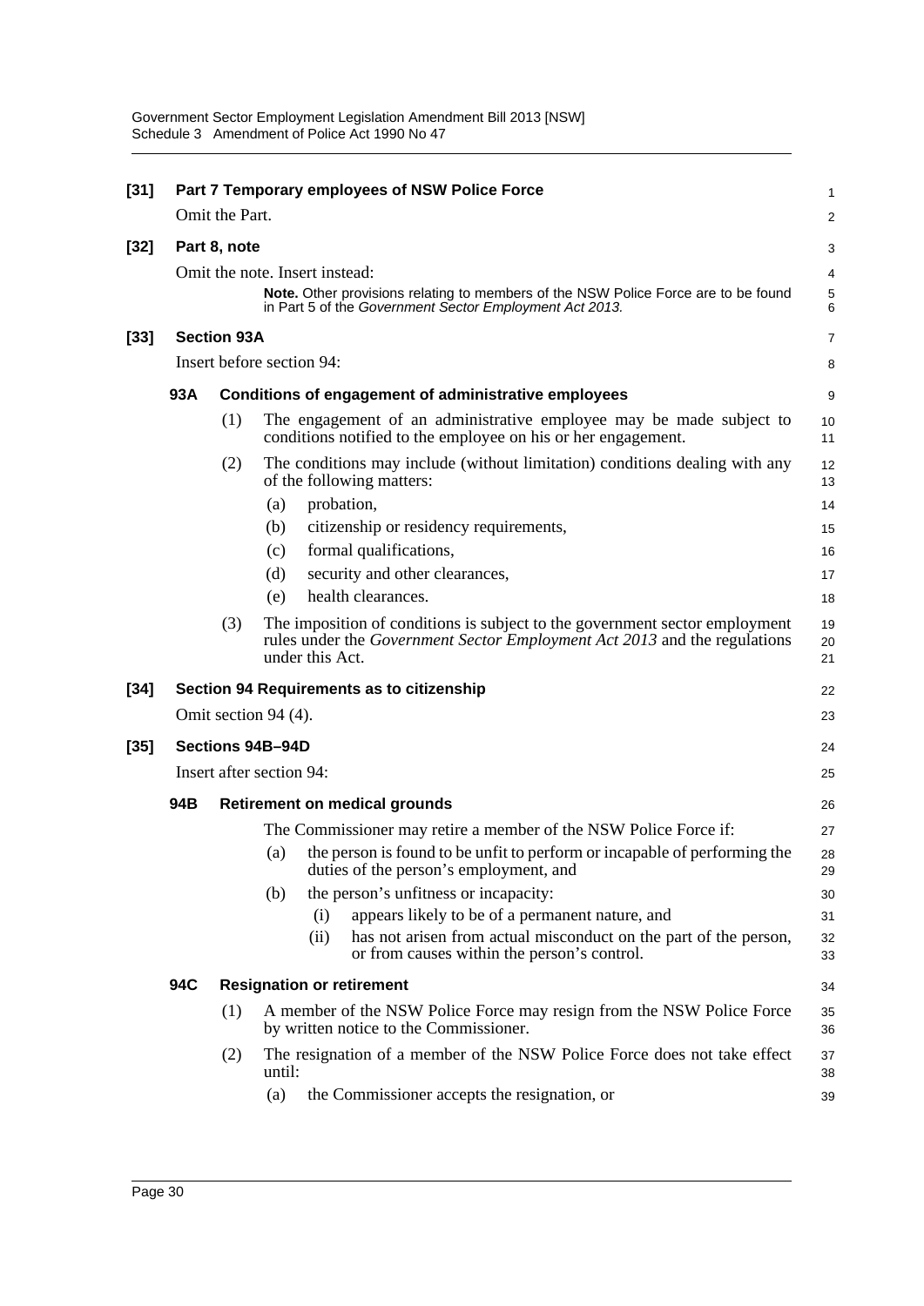**[31] Part 7 Temporary employees of NSW Police Force**

Omit the Part.

**[32] Part 8, note**

Omit the note. Insert instead:

> **Note.** Other provisions relating to members of the NSW Police Force are to be found in Part 5 of the *Government Sector Employment Act 2013.*

**[33] Section 93A**

Insert before section 94:

**93A Conditions of engagement of administrative employees**

(1) The engagement of an administrative employee may be made subject to conditions notified to the employee on his or her engagement.

(2) The conditions may include (without limitation) conditions dealing with any of the following matters:

- (a) probation,
- (b) citizenship or residency requirements,
- (c) formal qualifications,
- (d) security and other clearances,
- (e) health clearances.

(3) The imposition of conditions is subject to the government sector employment rules under the *Government Sector Employment Act 2013* and the regulations under this Act.

**[34] Section 94 Requirements as to citizenship**

Omit section 94 (4).

**[35] Sections 94B–94D**

Insert after section 94:

**94B Retirement on medical grounds**

The Commissioner may retire a member of the NSW Police Force if:

- (a) the person is found to be unfit to perform or incapable of performing the duties of the person's employment, and
- (b) the person's unfitness or incapacity:
  - (i) appears likely to be of a permanent nature, and
  - (ii) has not arisen from actual misconduct on the part of the person, or from causes within the person's control.

**94C Resignation or retirement**

(1) A member of the NSW Police Force may resign from the NSW Police Force by written notice to the Commissioner.

(2) The resignation of a member of the NSW Police Force does not take effect until:

- (a) the Commissioner accepts the resignation, or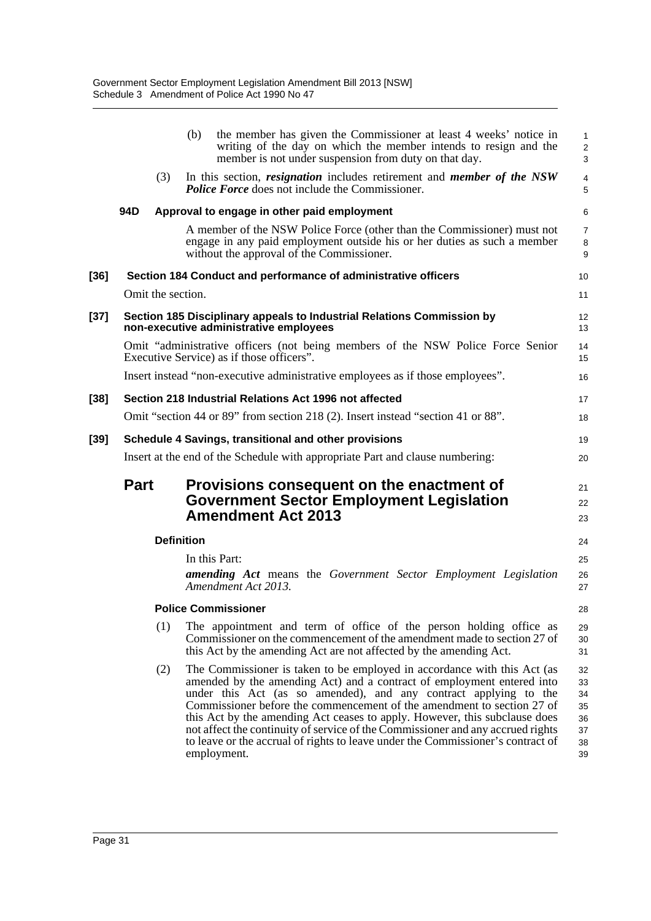(b) the member has given the Commissioner at least 4 weeks' notice in writing of the day on which the member intends to resign and the member is not under suspension from duty on that day.

(3) In this section, ***resignation*** includes retirement and ***member of the NSW Police Force*** does not include the Commissioner.

**94D Approval to engage in other paid employment**

A member of the NSW Police Force (other than the Commissioner) must not engage in any paid employment outside his or her duties as such a member without the approval of the Commissioner.

**[36] Section 184 Conduct and performance of administrative officers**

Omit the section.

**[37] Section 185 Disciplinary appeals to Industrial Relations Commission by non-executive administrative employees**

Omit "administrative officers (not being members of the NSW Police Force Senior Executive Service) as if those officers".

Insert instead "non-executive administrative employees as if those employees".

**[38] Section 218 Industrial Relations Act 1996 not affected**

Omit "section 44 or 89" from section 218 (2). Insert instead "section 41 or 88".

**[39] Schedule 4 Savings, transitional and other provisions**

Insert at the end of the Schedule with appropriate Part and clause numbering:

## Part Provisions consequent on the enactment of Government Sector Employment Legislation Amendment Act 2013

**Definition**

In this Part:

***amending Act*** means the *Government Sector Employment Legislation Amendment Act 2013.*

**Police Commissioner**

(1) The appointment and term of office of the person holding office as Commissioner on the commencement of the amendment made to section 27 of this Act by the amending Act are not affected by the amending Act.

(2) The Commissioner is taken to be employed in accordance with this Act (as amended by the amending Act) and a contract of employment entered into under this Act (as so amended), and any contract applying to the Commissioner before the commencement of the amendment to section 27 of this Act by the amending Act ceases to apply. However, this subclause does not affect the continuity of service of the Commissioner and any accrued rights to leave or the accrual of rights to leave under the Commissioner's contract of employment.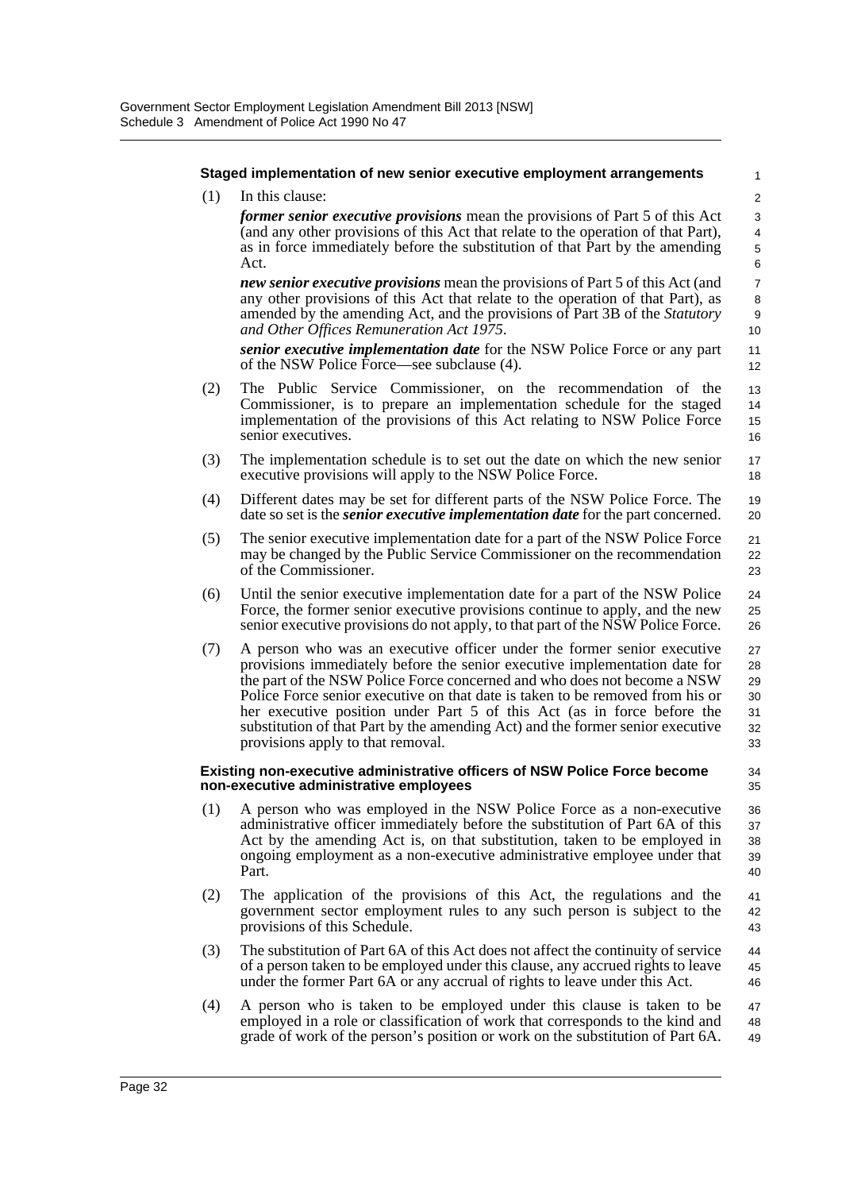### Staged implementation of new senior executive employment arrangements

(1) In this clause:

***former senior executive provisions*** mean the provisions of Part 5 of this Act (and any other provisions of this Act that relate to the operation of that Part), as in force immediately before the substitution of that Part by the amending Act.

***new senior executive provisions*** mean the provisions of Part 5 of this Act (and any other provisions of this Act that relate to the operation of that Part), as amended by the amending Act, and the provisions of Part 3B of the *Statutory and Other Offices Remuneration Act 1975*.

***senior executive implementation date*** for the NSW Police Force or any part of the NSW Police Force—see subclause (4).

(2) The Public Service Commissioner, on the recommendation of the Commissioner, is to prepare an implementation schedule for the staged implementation of the provisions of this Act relating to NSW Police Force senior executives.

(3) The implementation schedule is to set out the date on which the new senior executive provisions will apply to the NSW Police Force.

(4) Different dates may be set for different parts of the NSW Police Force. The date so set is the ***senior executive implementation date*** for the part concerned.

(5) The senior executive implementation date for a part of the NSW Police Force may be changed by the Public Service Commissioner on the recommendation of the Commissioner.

(6) Until the senior executive implementation date for a part of the NSW Police Force, the former senior executive provisions continue to apply, and the new senior executive provisions do not apply, to that part of the NSW Police Force.

(7) A person who was an executive officer under the former senior executive provisions immediately before the senior executive implementation date for the part of the NSW Police Force concerned and who does not become a NSW Police Force senior executive on that date is taken to be removed from his or her executive position under Part 5 of this Act (as in force before the substitution of that Part by the amending Act) and the former senior executive provisions apply to that removal.

### Existing non-executive administrative officers of NSW Police Force become non-executive administrative employees

(1) A person who was employed in the NSW Police Force as a non-executive administrative officer immediately before the substitution of Part 6A of this Act by the amending Act is, on that substitution, taken to be employed in ongoing employment as a non-executive administrative employee under that Part.

(2) The application of the provisions of this Act, the regulations and the government sector employment rules to any such person is subject to the provisions of this Schedule.

(3) The substitution of Part 6A of this Act does not affect the continuity of service of a person taken to be employed under this clause, any accrued rights to leave under the former Part 6A or any accrual of rights to leave under this Act.

(4) A person who is taken to be employed under this clause is taken to be employed in a role or classification of work that corresponds to the kind and grade of work of the person's position or work on the substitution of Part 6A.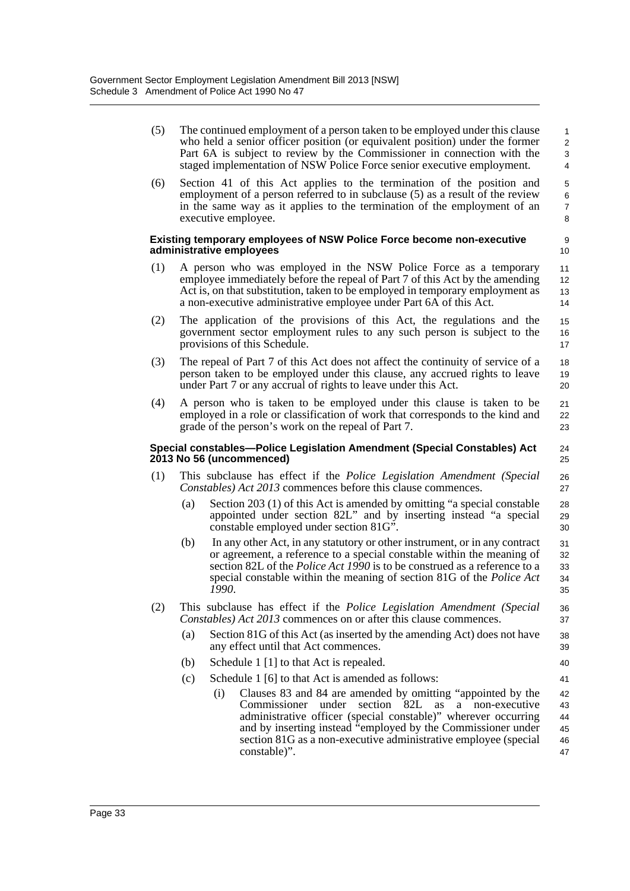(5) The continued employment of a person taken to be employed under this clause who held a senior officer position (or equivalent position) under the former Part 6A is subject to review by the Commissioner in connection with the staged implementation of NSW Police Force senior executive employment.

(6) Section 41 of this Act applies to the termination of the position and employment of a person referred to in subclause (5) as a result of the review in the same way as it applies to the termination of the employment of an executive employee.

**Existing temporary employees of NSW Police Force become non-executive administrative employees**

(1) A person who was employed in the NSW Police Force as a temporary employee immediately before the repeal of Part 7 of this Act by the amending Act is, on that substitution, taken to be employed in temporary employment as a non-executive administrative employee under Part 6A of this Act.

(2) The application of the provisions of this Act, the regulations and the government sector employment rules to any such person is subject to the provisions of this Schedule.

(3) The repeal of Part 7 of this Act does not affect the continuity of service of a person taken to be employed under this clause, any accrued rights to leave under Part 7 or any accrual of rights to leave under this Act.

(4) A person who is taken to be employed under this clause is taken to be employed in a role or classification of work that corresponds to the kind and grade of the person's work on the repeal of Part 7.

**Special constables—Police Legislation Amendment (Special Constables) Act 2013 No 56 (uncommenced)**

(1) This subclause has effect if the *Police Legislation Amendment (Special Constables) Act 2013* commences before this clause commences.

  (a) Section 203 (1) of this Act is amended by omitting "a special constable appointed under section 82L" and by inserting instead "a special constable employed under section 81G".

  (b) In any other Act, in any statutory or other instrument, or in any contract or agreement, a reference to a special constable within the meaning of section 82L of the *Police Act 1990* is to be construed as a reference to a special constable within the meaning of section 81G of the *Police Act 1990*.

(2) This subclause has effect if the *Police Legislation Amendment (Special Constables) Act 2013* commences on or after this clause commences.

  (a) Section 81G of this Act (as inserted by the amending Act) does not have any effect until that Act commences.

  (b) Schedule 1 [1] to that Act is repealed.

  (c) Schedule 1 [6] to that Act is amended as follows:

    (i) Clauses 83 and 84 are amended by omitting "appointed by the Commissioner under section 82L as a non-executive administrative officer (special constable)" wherever occurring and by inserting instead "employed by the Commissioner under section 81G as a non-executive administrative employee (special constable)".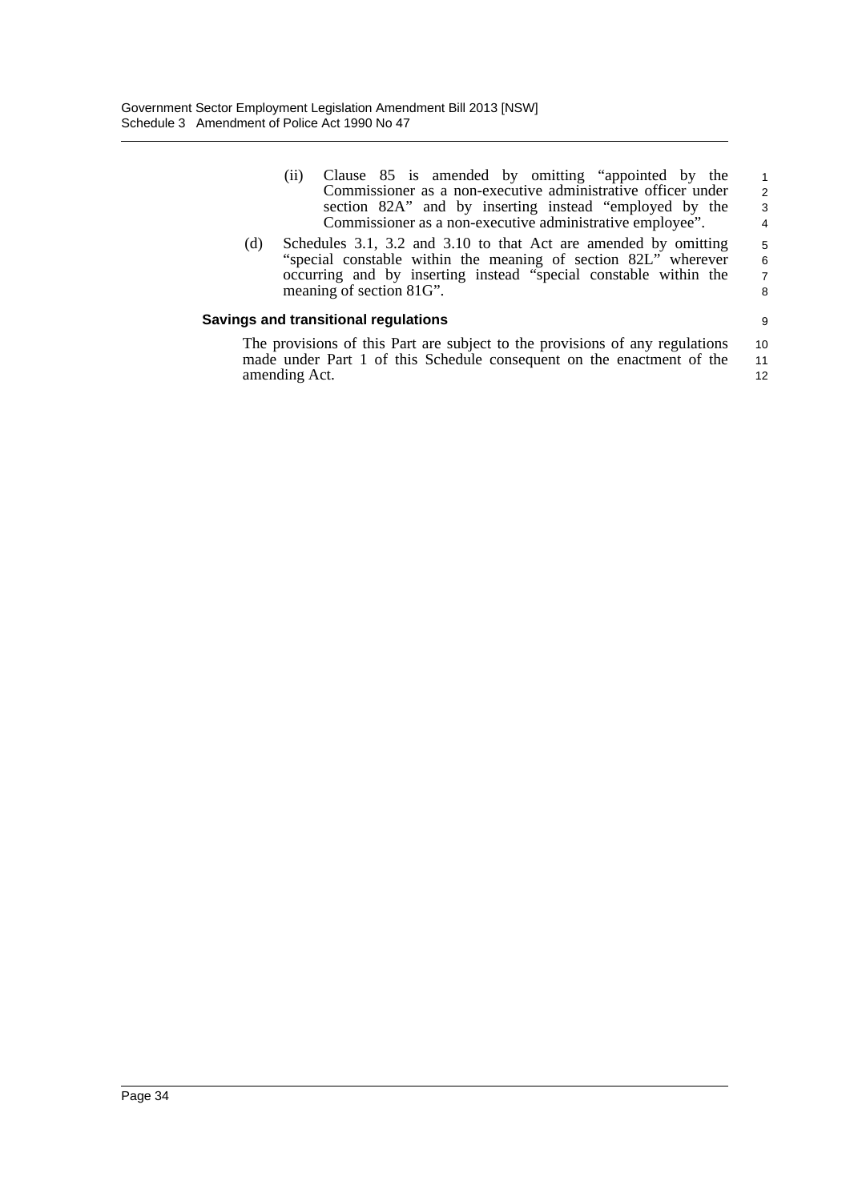(ii) Clause 85 is amended by omitting "appointed by the Commissioner as a non-executive administrative officer under section 82A" and by inserting instead "employed by the Commissioner as a non-executive administrative employee".

(d) Schedules 3.1, 3.2 and 3.10 to that Act are amended by omitting "special constable within the meaning of section 82L" wherever occurring and by inserting instead "special constable within the meaning of section 81G".

**Savings and transitional regulations**

The provisions of this Part are subject to the provisions of any regulations made under Part 1 of this Schedule consequent on the enactment of the amending Act.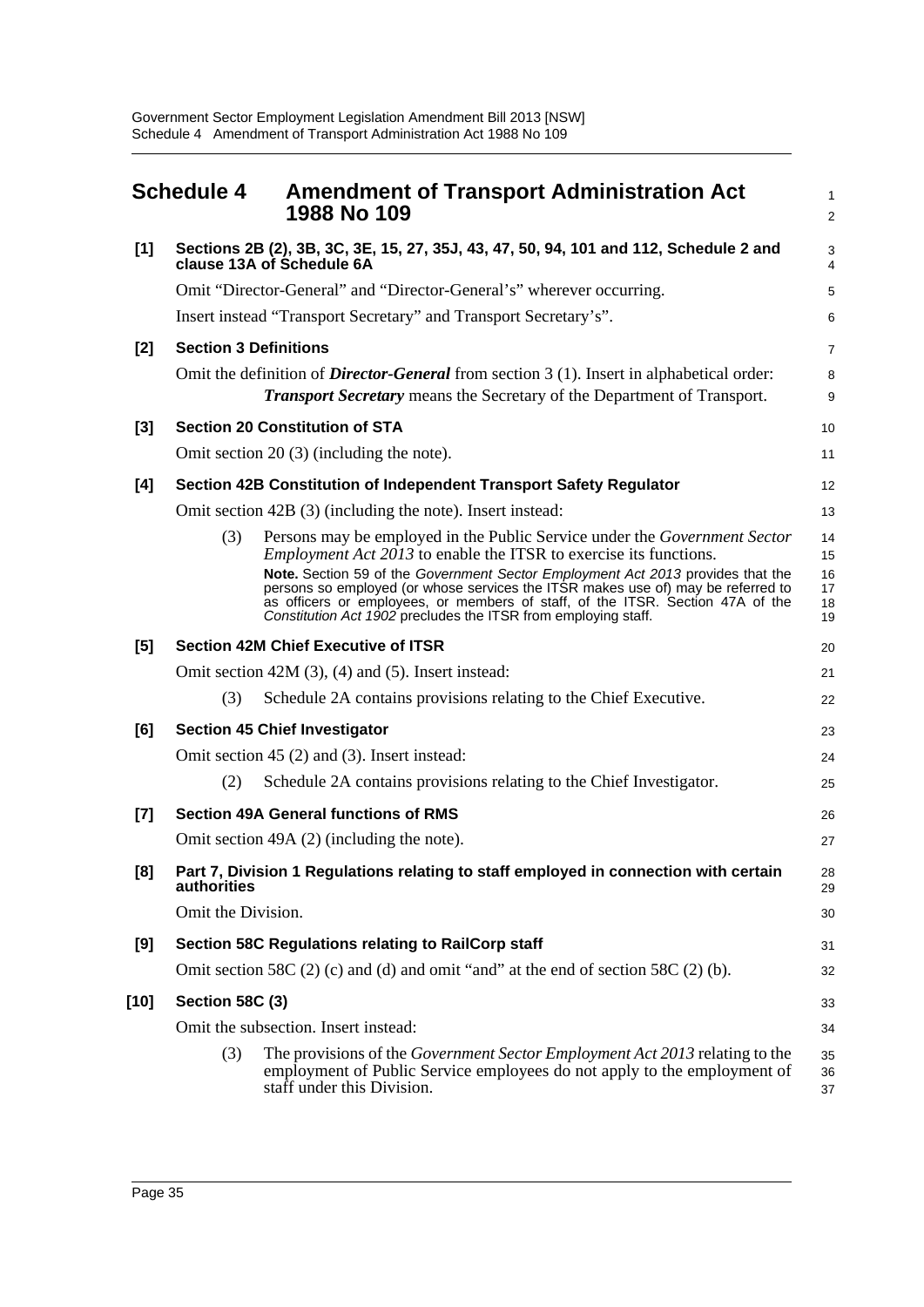# Schedule 4 Amendment of Transport Administration Act 1988 No 109

**[1] Sections 2B (2), 3B, 3C, 3E, 15, 27, 35J, 43, 47, 50, 94, 101 and 112, Schedule 2 and clause 13A of Schedule 6A**

Omit "Director-General" and "Director-General's" wherever occurring.

Insert instead "Transport Secretary" and Transport Secretary's".

**[2] Section 3 Definitions**

Omit the definition of ***Director-General*** from section 3 (1). Insert in alphabetical order:

> ***Transport Secretary*** means the Secretary of the Department of Transport.

**[3] Section 20 Constitution of STA**

Omit section 20 (3) (including the note).

**[4] Section 42B Constitution of Independent Transport Safety Regulator**

Omit section 42B (3) (including the note). Insert instead:

> (3) Persons may be employed in the Public Service under the *Government Sector Employment Act 2013* to enable the ITSR to exercise its functions.
>
> **Note.** Section 59 of the *Government Sector Employment Act 2013* provides that the persons so employed (or whose services the ITSR makes use of) may be referred to as officers or employees, or members of staff, of the ITSR. Section 47A of the *Constitution Act 1902* precludes the ITSR from employing staff.

**[5] Section 42M Chief Executive of ITSR**

Omit section 42M (3), (4) and (5). Insert instead:

> (3) Schedule 2A contains provisions relating to the Chief Executive.

**[6] Section 45 Chief Investigator**

Omit section 45 (2) and (3). Insert instead:

> (2) Schedule 2A contains provisions relating to the Chief Investigator.

**[7] Section 49A General functions of RMS**

Omit section 49A (2) (including the note).

**[8] Part 7, Division 1 Regulations relating to staff employed in connection with certain authorities**

Omit the Division.

**[9] Section 58C Regulations relating to RailCorp staff**

Omit section 58C (2) (c) and (d) and omit "and" at the end of section 58C (2) (b).

**[10] Section 58C (3)**

Omit the subsection. Insert instead:

> (3) The provisions of the *Government Sector Employment Act 2013* relating to the employment of Public Service employees do not apply to the employment of staff under this Division.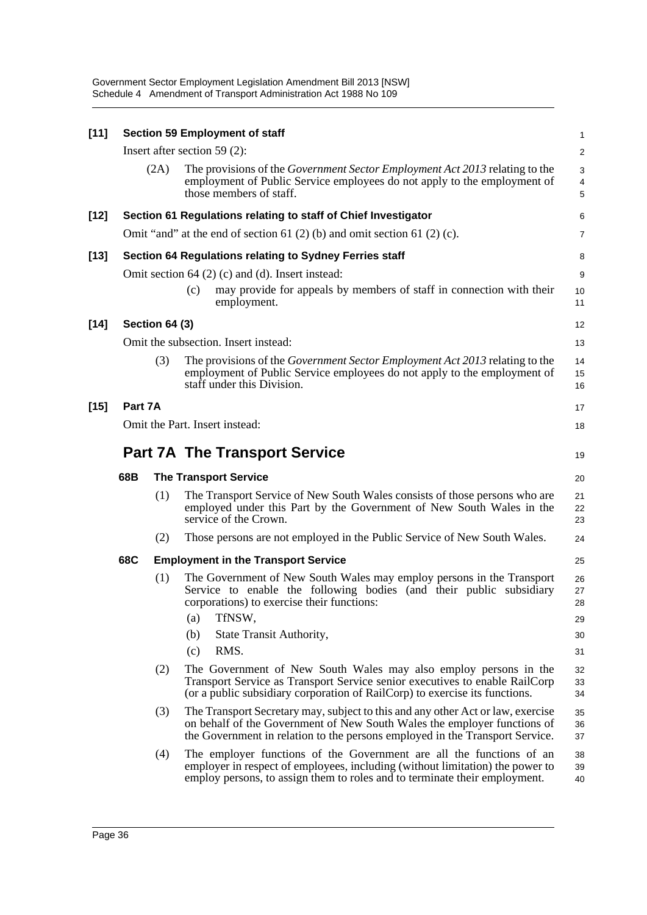**[11] Section 59 Employment of staff**

Insert after section 59 (2):

(2A) The provisions of the *Government Sector Employment Act 2013* relating to the employment of Public Service employees do not apply to the employment of those members of staff.

**[12] Section 61 Regulations relating to staff of Chief Investigator**

Omit "and" at the end of section 61 (2) (b) and omit section 61 (2) (c).

**[13] Section 64 Regulations relating to Sydney Ferries staff**

Omit section 64 (2) (c) and (d). Insert instead:

(c) may provide for appeals by members of staff in connection with their employment.

**[14] Section 64 (3)**

Omit the subsection. Insert instead:

(3) The provisions of the *Government Sector Employment Act 2013* relating to the employment of Public Service employees do not apply to the employment of staff under this Division.

**[15] Part 7A**

Omit the Part. Insert instead:

## Part 7A The Transport Service

### 68B The Transport Service

(1) The Transport Service of New South Wales consists of those persons who are employed under this Part by the Government of New South Wales in the service of the Crown.

(2) Those persons are not employed in the Public Service of New South Wales.

### 68C Employment in the Transport Service

(1) The Government of New South Wales may employ persons in the Transport Service to enable the following bodies (and their public subsidiary corporations) to exercise their functions:

(a) TfNSW,

(b) State Transit Authority,

(c) RMS.

(2) The Government of New South Wales may also employ persons in the Transport Service as Transport Service senior executives to enable RailCorp (or a public subsidiary corporation of RailCorp) to exercise its functions.

(3) The Transport Secretary may, subject to this and any other Act or law, exercise on behalf of the Government of New South Wales the employer functions of the Government in relation to the persons employed in the Transport Service.

(4) The employer functions of the Government are all the functions of an employer in respect of employees, including (without limitation) the power to employ persons, to assign them to roles and to terminate their employment.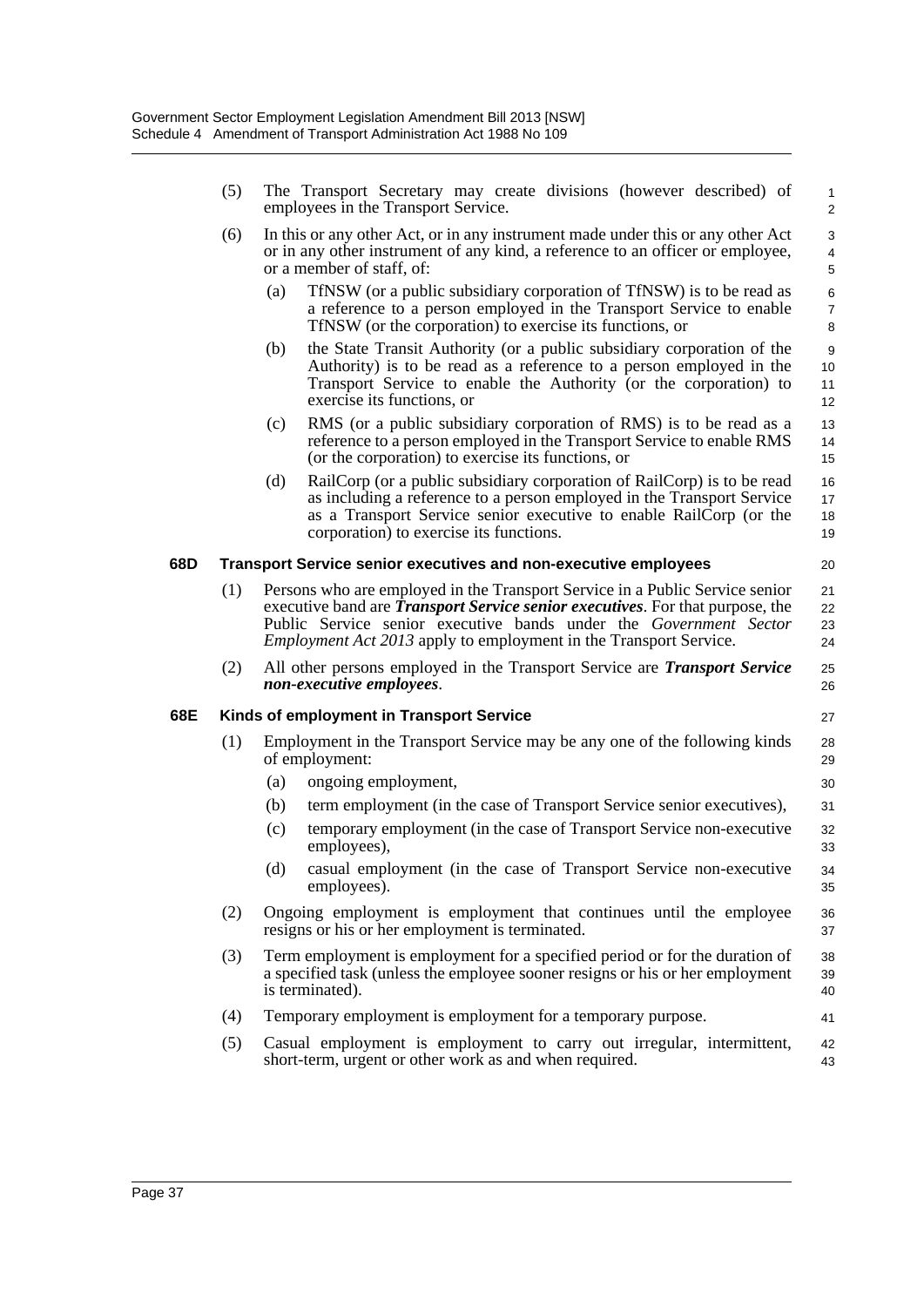(5) The Transport Secretary may create divisions (however described) of employees in the Transport Service.

(6) In this or any other Act, or in any instrument made under this or any other Act or in any other instrument of any kind, a reference to an officer or employee, or a member of staff, of:

(a) TfNSW (or a public subsidiary corporation of TfNSW) is to be read as a reference to a person employed in the Transport Service to enable TfNSW (or the corporation) to exercise its functions, or

(b) the State Transit Authority (or a public subsidiary corporation of the Authority) is to be read as a reference to a person employed in the Transport Service to enable the Authority (or the corporation) to exercise its functions, or

(c) RMS (or a public subsidiary corporation of RMS) is to be read as a reference to a person employed in the Transport Service to enable RMS (or the corporation) to exercise its functions, or

(d) RailCorp (or a public subsidiary corporation of RailCorp) is to be read as including a reference to a person employed in the Transport Service as a Transport Service senior executive to enable RailCorp (or the corporation) to exercise its functions.

**68D Transport Service senior executives and non-executive employees**

(1) Persons who are employed in the Transport Service in a Public Service senior executive band are ***Transport Service senior executives***. For that purpose, the Public Service senior executive bands under the *Government Sector Employment Act 2013* apply to employment in the Transport Service.

(2) All other persons employed in the Transport Service are ***Transport Service non-executive employees***.

**68E Kinds of employment in Transport Service**

(1) Employment in the Transport Service may be any one of the following kinds of employment:

(a) ongoing employment,

(b) term employment (in the case of Transport Service senior executives),

(c) temporary employment (in the case of Transport Service non-executive employees),

(d) casual employment (in the case of Transport Service non-executive employees).

(2) Ongoing employment is employment that continues until the employee resigns or his or her employment is terminated.

(3) Term employment is employment for a specified period or for the duration of a specified task (unless the employee sooner resigns or his or her employment is terminated).

(4) Temporary employment is employment for a temporary purpose.

(5) Casual employment is employment to carry out irregular, intermittent, short-term, urgent or other work as and when required.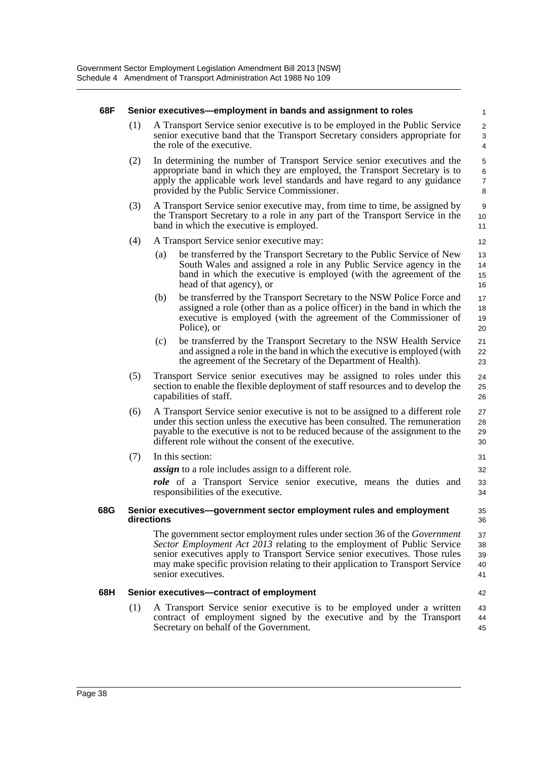#### 68F Senior executives—employment in bands and assignment to roles

(1) A Transport Service senior executive is to be employed in the Public Service senior executive band that the Transport Secretary considers appropriate for the role of the executive.

(2) In determining the number of Transport Service senior executives and the appropriate band in which they are employed, the Transport Secretary is to apply the applicable work level standards and have regard to any guidance provided by the Public Service Commissioner.

(3) A Transport Service senior executive may, from time to time, be assigned by the Transport Secretary to a role in any part of the Transport Service in the band in which the executive is employed.

(4) A Transport Service senior executive may:

- (a) be transferred by the Transport Secretary to the Public Service of New South Wales and assigned a role in any Public Service agency in the band in which the executive is employed (with the agreement of the head of that agency), or
- (b) be transferred by the Transport Secretary to the NSW Police Force and assigned a role (other than as a police officer) in the band in which the executive is employed (with the agreement of the Commissioner of Police), or
- (c) be transferred by the Transport Secretary to the NSW Health Service and assigned a role in the band in which the executive is employed (with the agreement of the Secretary of the Department of Health).

(5) Transport Service senior executives may be assigned to roles under this section to enable the flexible deployment of staff resources and to develop the capabilities of staff.

(6) A Transport Service senior executive is not to be assigned to a different role under this section unless the executive has been consulted. The remuneration payable to the executive is not to be reduced because of the assignment to the different role without the consent of the executive.

(7) In this section:

***assign*** to a role includes assign to a different role.

***role*** of a Transport Service senior executive, means the duties and responsibilities of the executive.

#### 68G Senior executives—government sector employment rules and employment directions

The government sector employment rules under section 36 of the *Government Sector Employment Act 2013* relating to the employment of Public Service senior executives apply to Transport Service senior executives. Those rules may make specific provision relating to their application to Transport Service senior executives.

#### 68H Senior executives—contract of employment

(1) A Transport Service senior executive is to be employed under a written contract of employment signed by the executive and by the Transport Secretary on behalf of the Government.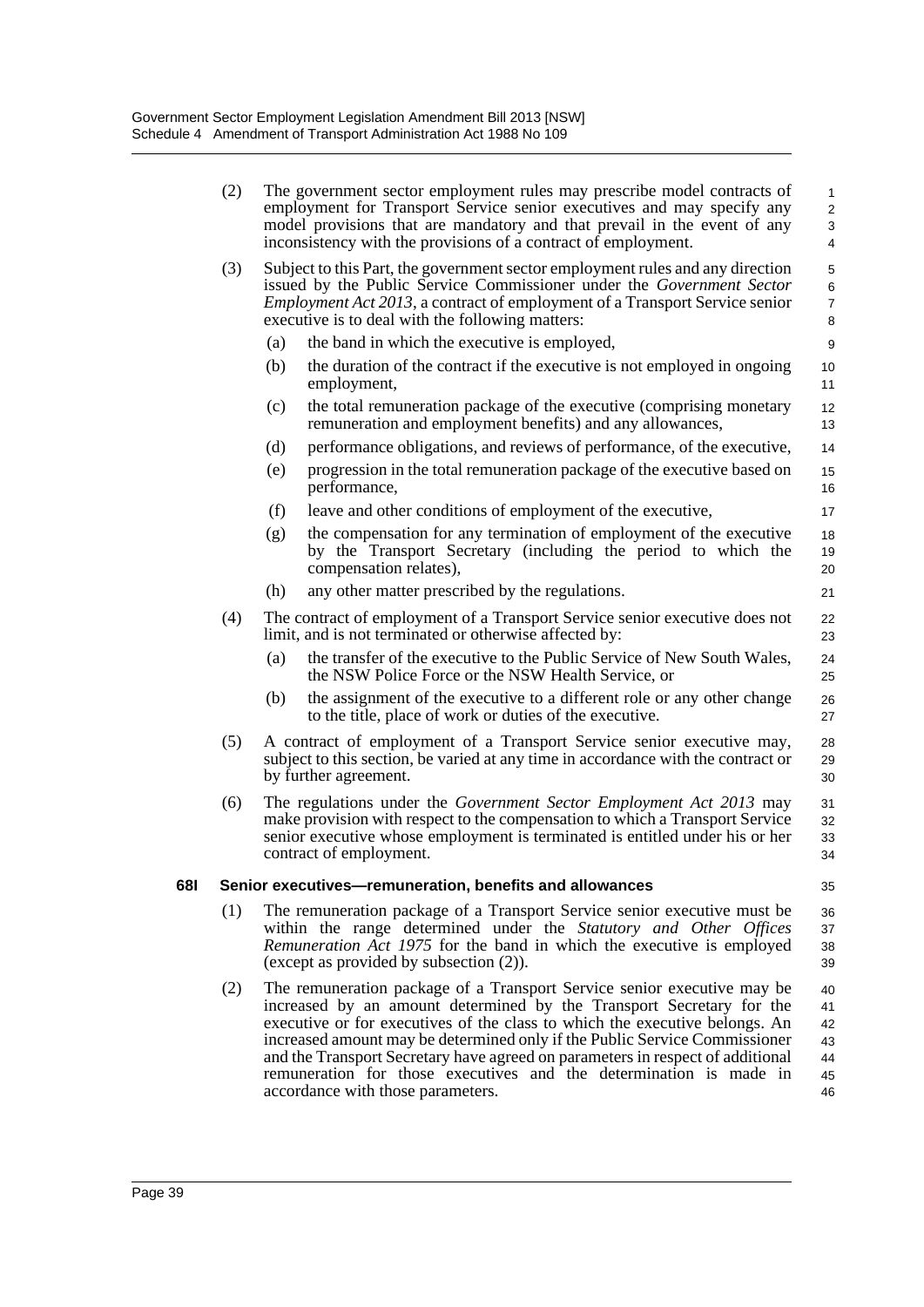(2) The government sector employment rules may prescribe model contracts of employment for Transport Service senior executives and may specify any model provisions that are mandatory and that prevail in the event of any inconsistency with the provisions of a contract of employment.

(3) Subject to this Part, the government sector employment rules and any direction issued by the Public Service Commissioner under the *Government Sector Employment Act 2013*, a contract of employment of a Transport Service senior executive is to deal with the following matters:

- (a) the band in which the executive is employed,
- (b) the duration of the contract if the executive is not employed in ongoing employment,
- (c) the total remuneration package of the executive (comprising monetary remuneration and employment benefits) and any allowances,
- (d) performance obligations, and reviews of performance, of the executive,
- (e) progression in the total remuneration package of the executive based on performance,
- (f) leave and other conditions of employment of the executive,
- (g) the compensation for any termination of employment of the executive by the Transport Secretary (including the period to which the compensation relates),
- (h) any other matter prescribed by the regulations.

(4) The contract of employment of a Transport Service senior executive does not limit, and is not terminated or otherwise affected by:

- (a) the transfer of the executive to the Public Service of New South Wales, the NSW Police Force or the NSW Health Service, or
- (b) the assignment of the executive to a different role or any other change to the title, place of work or duties of the executive.

(5) A contract of employment of a Transport Service senior executive may, subject to this section, be varied at any time in accordance with the contract or by further agreement.

(6) The regulations under the *Government Sector Employment Act 2013* may make provision with respect to the compensation to which a Transport Service senior executive whose employment is terminated is entitled under his or her contract of employment.

**68I Senior executives—remuneration, benefits and allowances**

(1) The remuneration package of a Transport Service senior executive must be within the range determined under the *Statutory and Other Offices Remuneration Act 1975* for the band in which the executive is employed (except as provided by subsection (2)).

(2) The remuneration package of a Transport Service senior executive may be increased by an amount determined by the Transport Secretary for the executive or for executives of the class to which the executive belongs. An increased amount may be determined only if the Public Service Commissioner and the Transport Secretary have agreed on parameters in respect of additional remuneration for those executives and the determination is made in accordance with those parameters.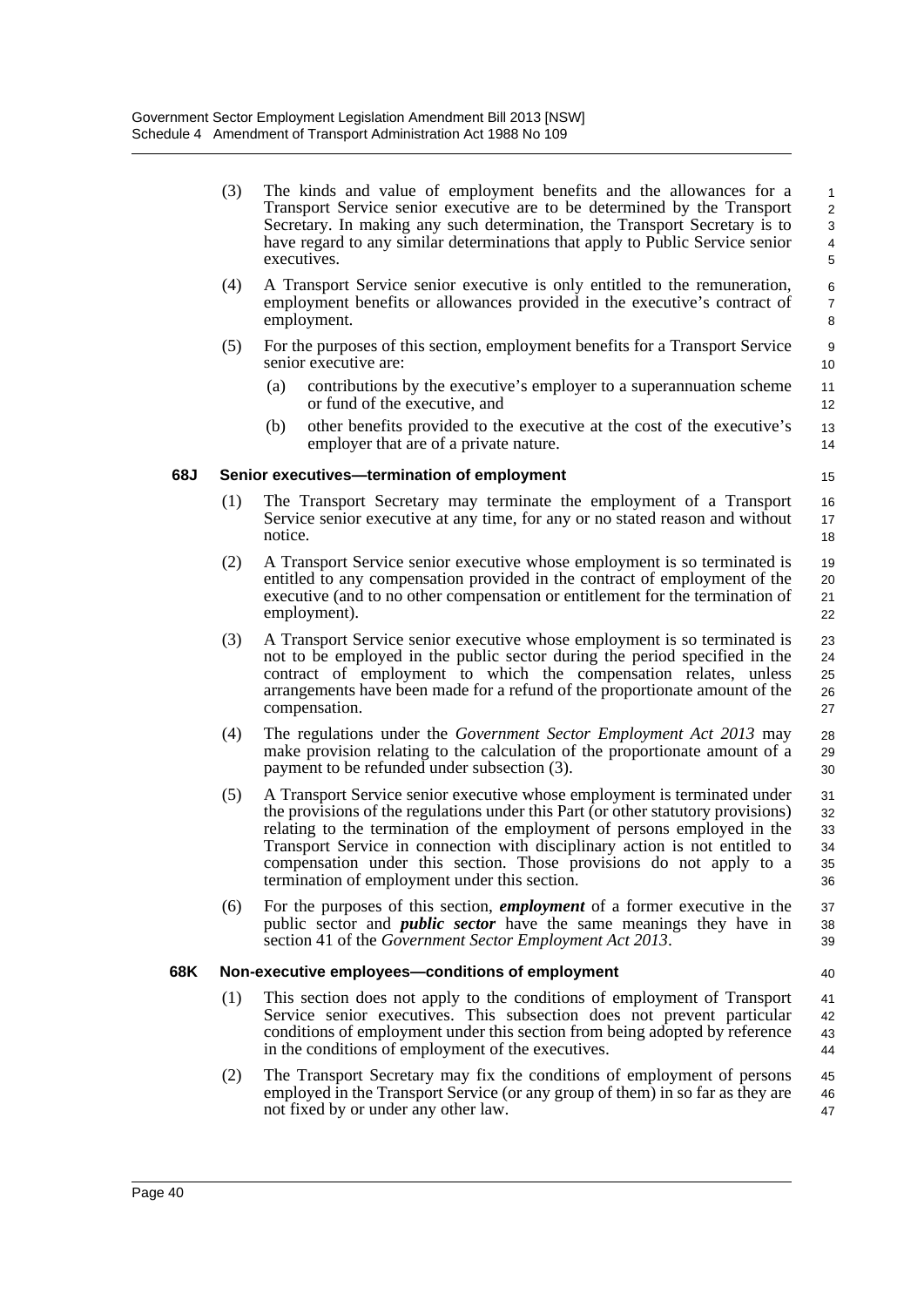(3) The kinds and value of employment benefits and the allowances for a Transport Service senior executive are to be determined by the Transport Secretary. In making any such determination, the Transport Secretary is to have regard to any similar determinations that apply to Public Service senior executives.

(4) A Transport Service senior executive is only entitled to the remuneration, employment benefits or allowances provided in the executive's contract of employment.

(5) For the purposes of this section, employment benefits for a Transport Service senior executive are:

(a) contributions by the executive's employer to a superannuation scheme or fund of the executive, and

(b) other benefits provided to the executive at the cost of the executive's employer that are of a private nature.

**68J Senior executives—termination of employment**

(1) The Transport Secretary may terminate the employment of a Transport Service senior executive at any time, for any or no stated reason and without notice.

(2) A Transport Service senior executive whose employment is so terminated is entitled to any compensation provided in the contract of employment of the executive (and to no other compensation or entitlement for the termination of employment).

(3) A Transport Service senior executive whose employment is so terminated is not to be employed in the public sector during the period specified in the contract of employment to which the compensation relates, unless arrangements have been made for a refund of the proportionate amount of the compensation.

(4) The regulations under the *Government Sector Employment Act 2013* may make provision relating to the calculation of the proportionate amount of a payment to be refunded under subsection (3).

(5) A Transport Service senior executive whose employment is terminated under the provisions of the regulations under this Part (or other statutory provisions) relating to the termination of the employment of persons employed in the Transport Service in connection with disciplinary action is not entitled to compensation under this section. Those provisions do not apply to a termination of employment under this section.

(6) For the purposes of this section, ***employment*** of a former executive in the public sector and ***public sector*** have the same meanings they have in section 41 of the *Government Sector Employment Act 2013*.

**68K Non-executive employees—conditions of employment**

(1) This section does not apply to the conditions of employment of Transport Service senior executives. This subsection does not prevent particular conditions of employment under this section from being adopted by reference in the conditions of employment of the executives.

(2) The Transport Secretary may fix the conditions of employment of persons employed in the Transport Service (or any group of them) in so far as they are not fixed by or under any other law.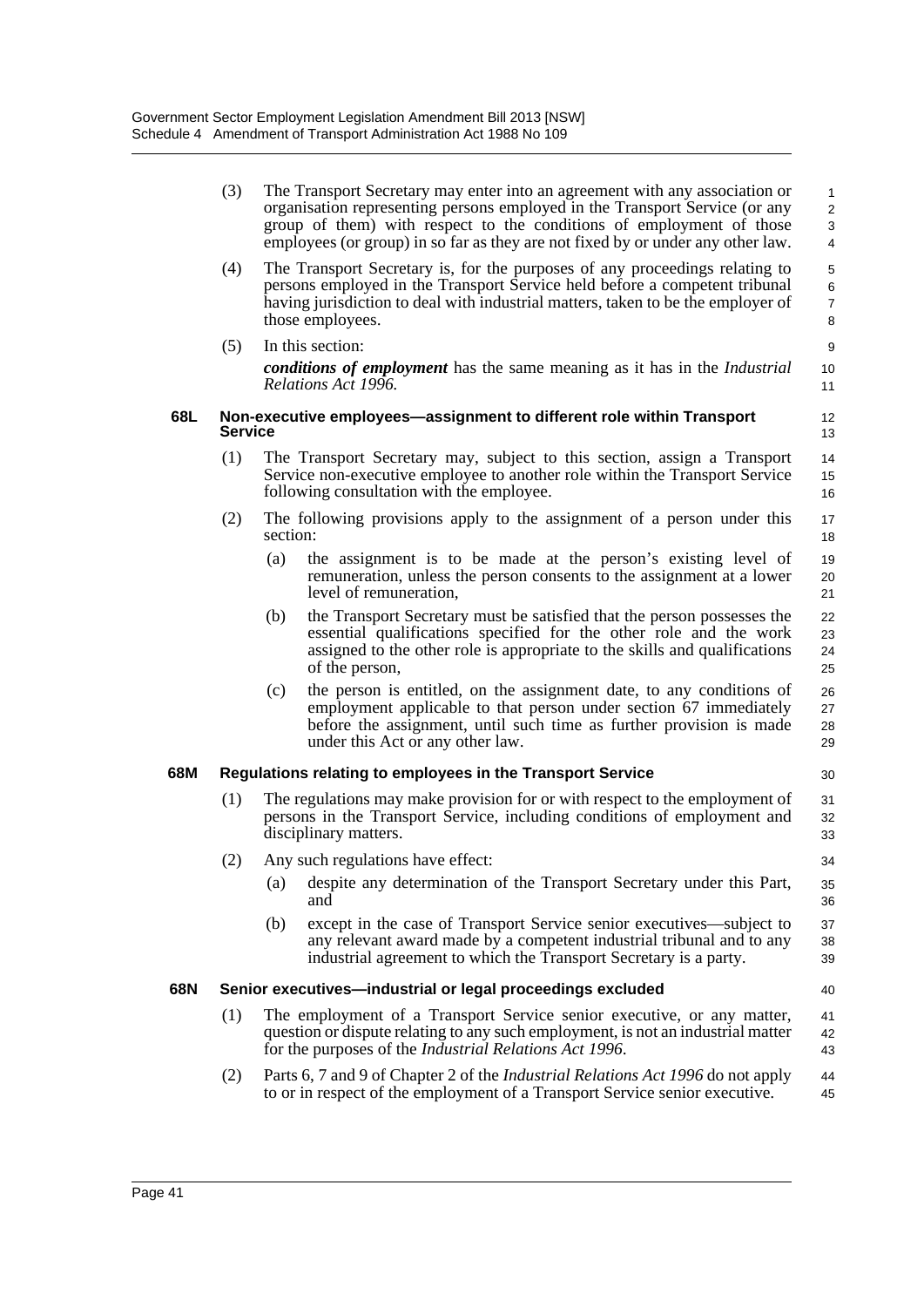(3) The Transport Secretary may enter into an agreement with any association or organisation representing persons employed in the Transport Service (or any group of them) with respect to the conditions of employment of those employees (or group) in so far as they are not fixed by or under any other law.

(4) The Transport Secretary is, for the purposes of any proceedings relating to persons employed in the Transport Service held before a competent tribunal having jurisdiction to deal with industrial matters, taken to be the employer of those employees.

(5) In this section:

***conditions of employment*** has the same meaning as it has in the *Industrial Relations Act 1996.*

**68L Non-executive employees—assignment to different role within Transport Service**

(1) The Transport Secretary may, subject to this section, assign a Transport Service non-executive employee to another role within the Transport Service following consultation with the employee.

(2) The following provisions apply to the assignment of a person under this section:

(a) the assignment is to be made at the person's existing level of remuneration, unless the person consents to the assignment at a lower level of remuneration,

(b) the Transport Secretary must be satisfied that the person possesses the essential qualifications specified for the other role and the work assigned to the other role is appropriate to the skills and qualifications of the person,

(c) the person is entitled, on the assignment date, to any conditions of employment applicable to that person under section 67 immediately before the assignment, until such time as further provision is made under this Act or any other law.

**68M Regulations relating to employees in the Transport Service**

(1) The regulations may make provision for or with respect to the employment of persons in the Transport Service, including conditions of employment and disciplinary matters.

(2) Any such regulations have effect:

(a) despite any determination of the Transport Secretary under this Part, and

(b) except in the case of Transport Service senior executives—subject to any relevant award made by a competent industrial tribunal and to any industrial agreement to which the Transport Secretary is a party.

**68N Senior executives—industrial or legal proceedings excluded**

(1) The employment of a Transport Service senior executive, or any matter, question or dispute relating to any such employment, is not an industrial matter for the purposes of the *Industrial Relations Act 1996*.

(2) Parts 6, 7 and 9 of Chapter 2 of the *Industrial Relations Act 1996* do not apply to or in respect of the employment of a Transport Service senior executive.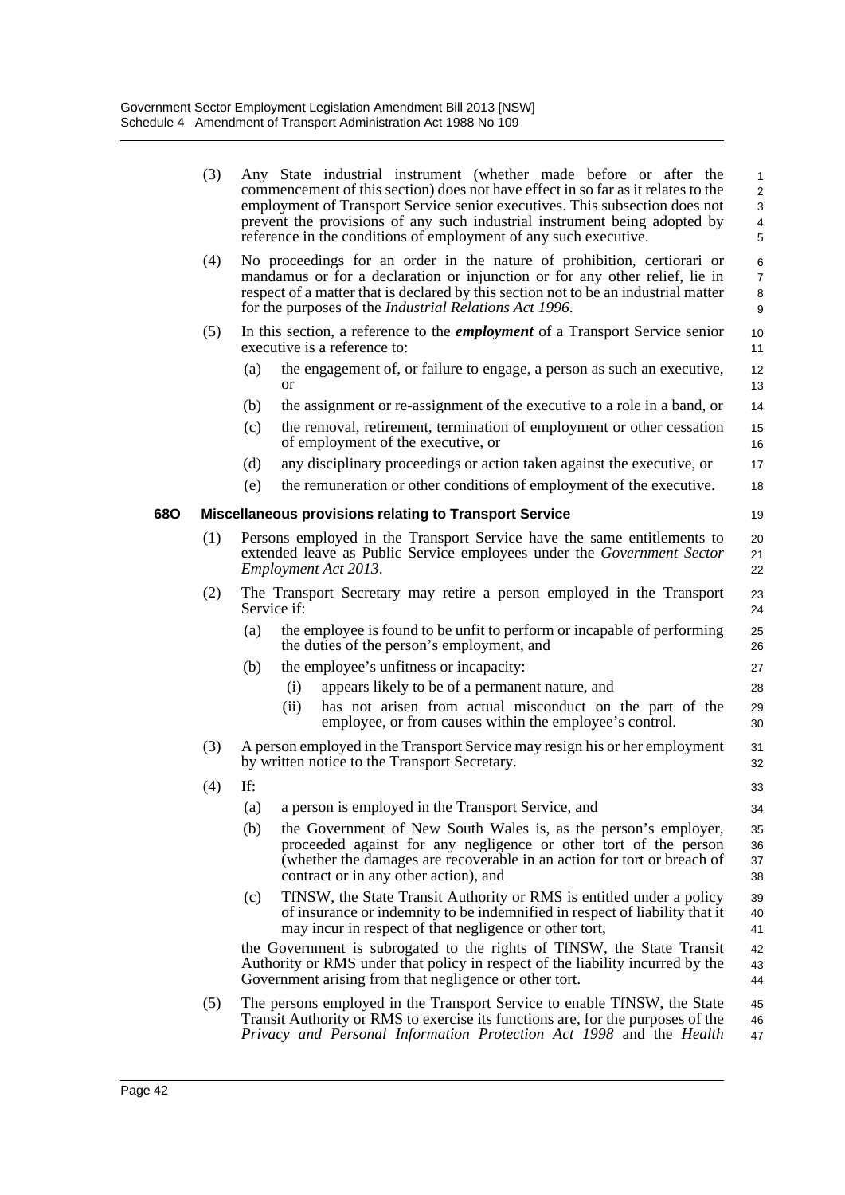(3) Any State industrial instrument (whether made before or after the commencement of this section) does not have effect in so far as it relates to the employment of Transport Service senior executives. This subsection does not prevent the provisions of any such industrial instrument being adopted by reference in the conditions of employment of any such executive.

(4) No proceedings for an order in the nature of prohibition, certiorari or mandamus or for a declaration or injunction or for any other relief, lie in respect of a matter that is declared by this section not to be an industrial matter for the purposes of the *Industrial Relations Act 1996*.

(5) In this section, a reference to the ***employment*** of a Transport Service senior executive is a reference to:

(a) the engagement of, or failure to engage, a person as such an executive, or

(b) the assignment or re-assignment of the executive to a role in a band, or

(c) the removal, retirement, termination of employment or other cessation of employment of the executive, or

(d) any disciplinary proceedings or action taken against the executive, or

(e) the remuneration or other conditions of employment of the executive.

### 68O Miscellaneous provisions relating to Transport Service

(1) Persons employed in the Transport Service have the same entitlements to extended leave as Public Service employees under the *Government Sector Employment Act 2013*.

(2) The Transport Secretary may retire a person employed in the Transport Service if:

(a) the employee is found to be unfit to perform or incapable of performing the duties of the person's employment, and

(b) the employee's unfitness or incapacity:

(i) appears likely to be of a permanent nature, and

(ii) has not arisen from actual misconduct on the part of the employee, or from causes within the employee's control.

(3) A person employed in the Transport Service may resign his or her employment by written notice to the Transport Secretary.

(4) If:

(a) a person is employed in the Transport Service, and

(b) the Government of New South Wales is, as the person's employer, proceeded against for any negligence or other tort of the person (whether the damages are recoverable in an action for tort or breach of contract or in any other action), and

(c) TfNSW, the State Transit Authority or RMS is entitled under a policy of insurance or indemnity to be indemnified in respect of liability that it may incur in respect of that negligence or other tort,

the Government is subrogated to the rights of TfNSW, the State Transit Authority or RMS under that policy in respect of the liability incurred by the Government arising from that negligence or other tort.

(5) The persons employed in the Transport Service to enable TfNSW, the State Transit Authority or RMS to exercise its functions are, for the purposes of the *Privacy and Personal Information Protection Act 1998* and the *Health*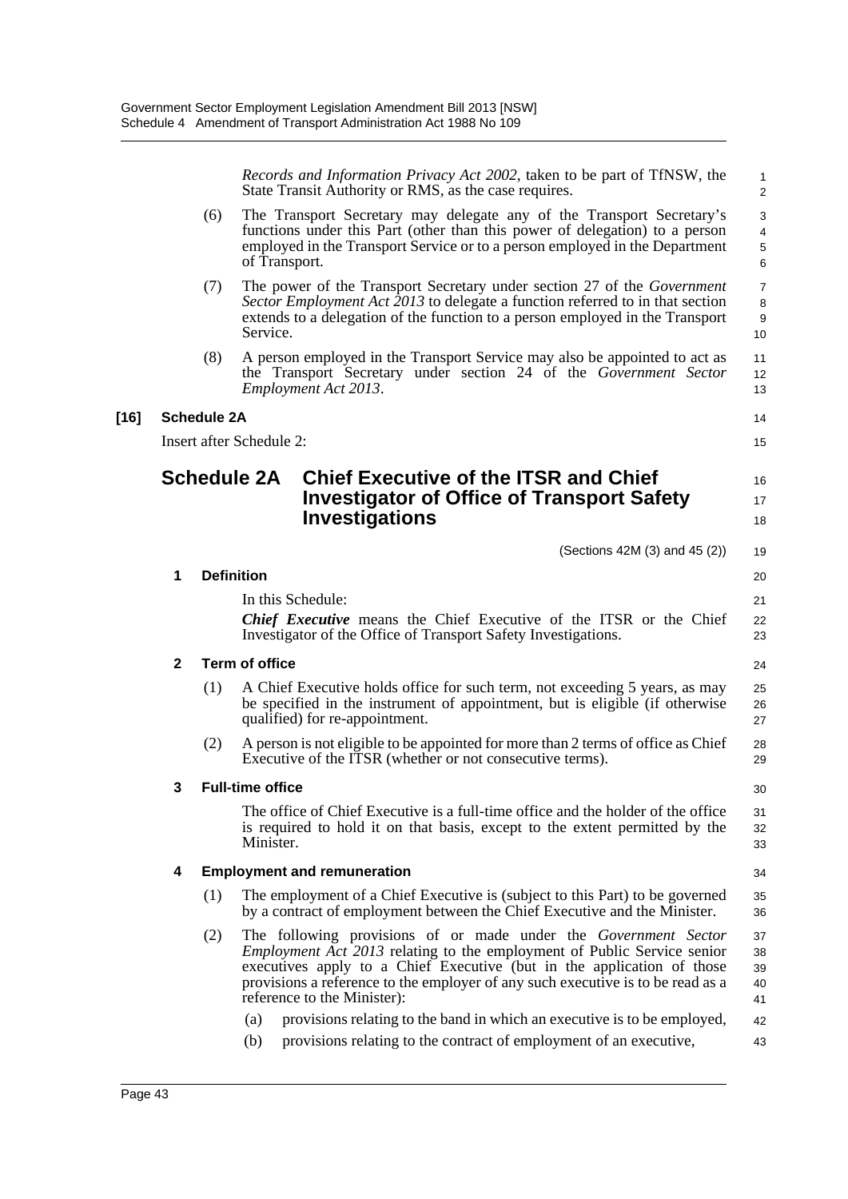*Records and Information Privacy Act 2002*, taken to be part of TfNSW, the State Transit Authority or RMS, as the case requires.

(6) The Transport Secretary may delegate any of the Transport Secretary's functions under this Part (other than this power of delegation) to a person employed in the Transport Service or to a person employed in the Department of Transport.

(7) The power of the Transport Secretary under section 27 of the *Government Sector Employment Act 2013* to delegate a function referred to in that section extends to a delegation of the function to a person employed in the Transport Service.

(8) A person employed in the Transport Service may also be appointed to act as the Transport Secretary under section 24 of the *Government Sector Employment Act 2013*.

**[16] Schedule 2A**

Insert after Schedule 2:

## Schedule 2A Chief Executive of the ITSR and Chief Investigator of Office of Transport Safety Investigations

(Sections 42M (3) and 45 (2))

### 1 Definition

In this Schedule:

***Chief Executive*** means the Chief Executive of the ITSR or the Chief Investigator of the Office of Transport Safety Investigations.

### 2 Term of office

(1) A Chief Executive holds office for such term, not exceeding 5 years, as may be specified in the instrument of appointment, but is eligible (if otherwise qualified) for re-appointment.

(2) A person is not eligible to be appointed for more than 2 terms of office as Chief Executive of the ITSR (whether or not consecutive terms).

### 3 Full-time office

The office of Chief Executive is a full-time office and the holder of the office is required to hold it on that basis, except to the extent permitted by the Minister.

### 4 Employment and remuneration

(1) The employment of a Chief Executive is (subject to this Part) to be governed by a contract of employment between the Chief Executive and the Minister.

(2) The following provisions of or made under the *Government Sector Employment Act 2013* relating to the employment of Public Service senior executives apply to a Chief Executive (but in the application of those provisions a reference to the employer of any such executive is to be read as a reference to the Minister):

(a) provisions relating to the band in which an executive is to be employed,

(b) provisions relating to the contract of employment of an executive,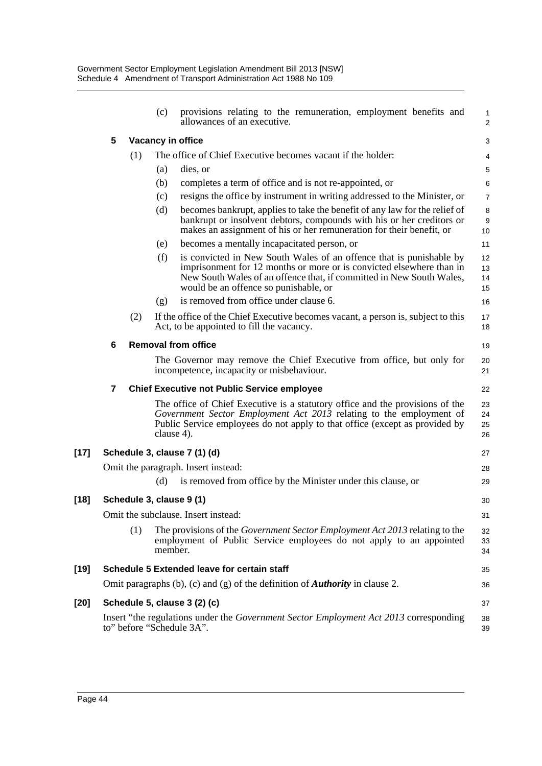(c) provisions relating to the remuneration, employment benefits and allowances of an executive.

**5 Vacancy in office**

(1) The office of Chief Executive becomes vacant if the holder:

(a) dies, or

(b) completes a term of office and is not re-appointed, or

(c) resigns the office by instrument in writing addressed to the Minister, or

(d) becomes bankrupt, applies to take the benefit of any law for the relief of bankrupt or insolvent debtors, compounds with his or her creditors or makes an assignment of his or her remuneration for their benefit, or

(e) becomes a mentally incapacitated person, or

(f) is convicted in New South Wales of an offence that is punishable by imprisonment for 12 months or more or is convicted elsewhere than in New South Wales of an offence that, if committed in New South Wales, would be an offence so punishable, or

(g) is removed from office under clause 6.

(2) If the office of the Chief Executive becomes vacant, a person is, subject to this Act, to be appointed to fill the vacancy.

**6 Removal from office**

The Governor may remove the Chief Executive from office, but only for incompetence, incapacity or misbehaviour.

**7 Chief Executive not Public Service employee**

The office of Chief Executive is a statutory office and the provisions of the *Government Sector Employment Act 2013* relating to the employment of Public Service employees do not apply to that office (except as provided by clause 4).

**[17] Schedule 3, clause 7 (1) (d)**

Omit the paragraph. Insert instead:

(d) is removed from office by the Minister under this clause, or

**[18] Schedule 3, clause 9 (1)**

Omit the subclause. Insert instead:

(1) The provisions of the *Government Sector Employment Act 2013* relating to the employment of Public Service employees do not apply to an appointed member.

**[19] Schedule 5 Extended leave for certain staff**

Omit paragraphs (b), (c) and (g) of the definition of ***Authority*** in clause 2.

**[20] Schedule 5, clause 3 (2) (c)**

Insert "the regulations under the *Government Sector Employment Act 2013* corresponding to" before "Schedule 3A".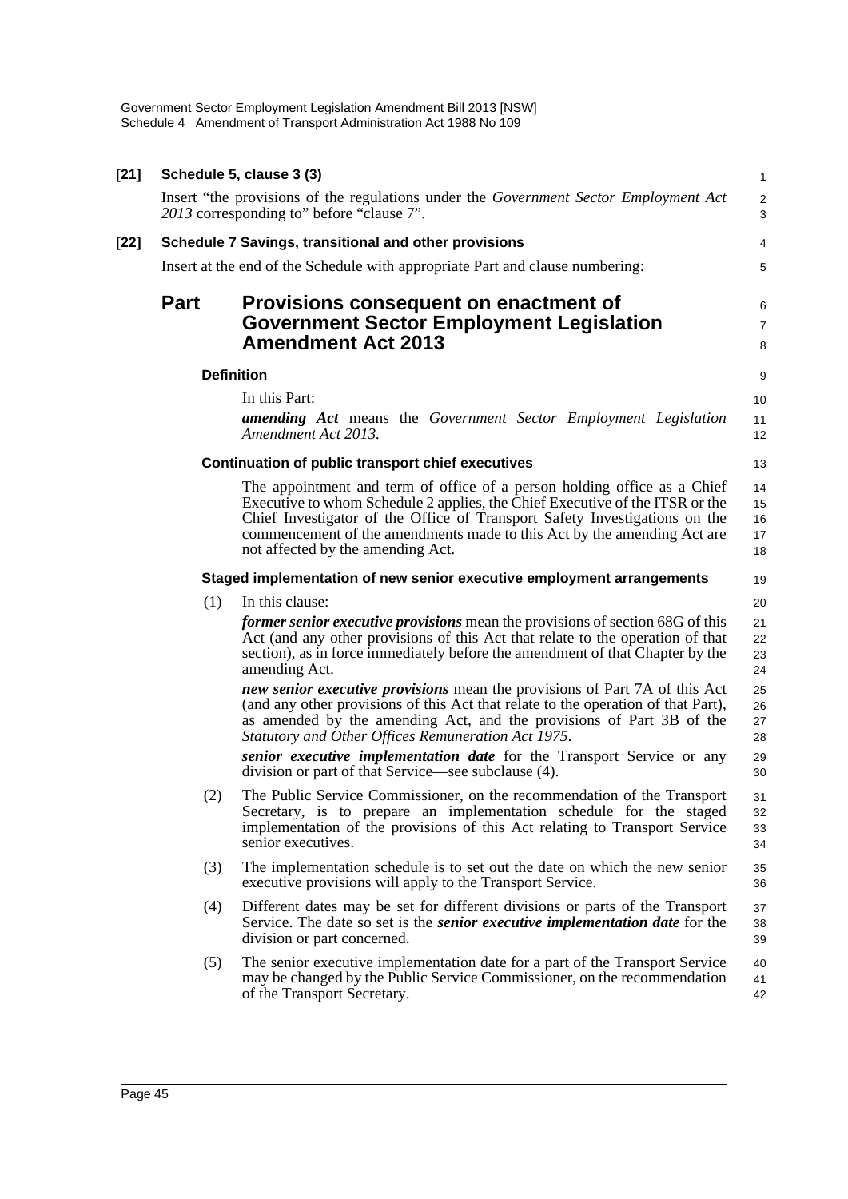**[21] Schedule 5, clause 3 (3)**

Insert "the provisions of the regulations under the *Government Sector Employment Act 2013* corresponding to" before "clause 7".

**[22] Schedule 7 Savings, transitional and other provisions**

Insert at the end of the Schedule with appropriate Part and clause numbering:

## Part Provisions consequent on enactment of Government Sector Employment Legislation Amendment Act 2013

### Definition

In this Part:

***amending Act*** means the *Government Sector Employment Legislation Amendment Act 2013.*

### Continuation of public transport chief executives

The appointment and term of office of a person holding office as a Chief Executive to whom Schedule 2 applies, the Chief Executive of the ITSR or the Chief Investigator of the Office of Transport Safety Investigations on the commencement of the amendments made to this Act by the amending Act are not affected by the amending Act.

### Staged implementation of new senior executive employment arrangements

(1) In this clause:

***former senior executive provisions*** mean the provisions of section 68G of this Act (and any other provisions of this Act that relate to the operation of that section), as in force immediately before the amendment of that Chapter by the amending Act.

***new senior executive provisions*** mean the provisions of Part 7A of this Act (and any other provisions of this Act that relate to the operation of that Part), as amended by the amending Act, and the provisions of Part 3B of the *Statutory and Other Offices Remuneration Act 1975*.

***senior executive implementation date*** for the Transport Service or any division or part of that Service—see subclause (4).

(2) The Public Service Commissioner, on the recommendation of the Transport Secretary, is to prepare an implementation schedule for the staged implementation of the provisions of this Act relating to Transport Service senior executives.

(3) The implementation schedule is to set out the date on which the new senior executive provisions will apply to the Transport Service.

(4) Different dates may be set for different divisions or parts of the Transport Service. The date so set is the ***senior executive implementation date*** for the division or part concerned.

(5) The senior executive implementation date for a part of the Transport Service may be changed by the Public Service Commissioner, on the recommendation of the Transport Secretary.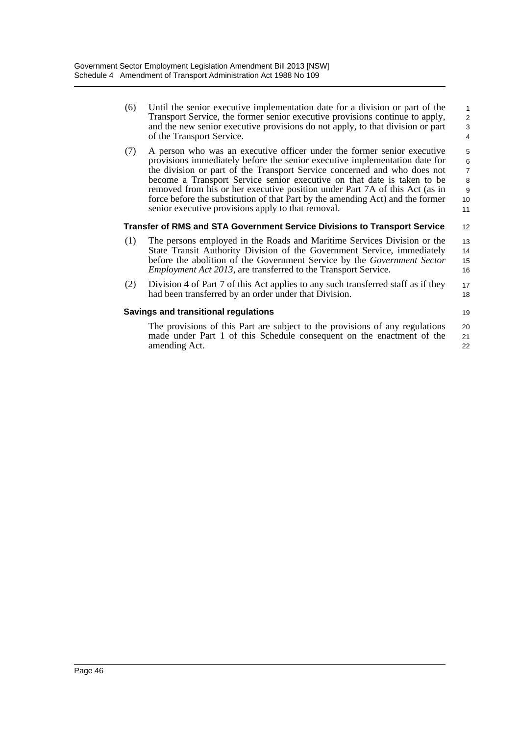(6) Until the senior executive implementation date for a division or part of the Transport Service, the former senior executive provisions continue to apply, and the new senior executive provisions do not apply, to that division or part of the Transport Service.

(7) A person who was an executive officer under the former senior executive provisions immediately before the senior executive implementation date for the division or part of the Transport Service concerned and who does not become a Transport Service senior executive on that date is taken to be removed from his or her executive position under Part 7A of this Act (as in force before the substitution of that Part by the amending Act) and the former senior executive provisions apply to that removal.

**Transfer of RMS and STA Government Service Divisions to Transport Service**

(1) The persons employed in the Roads and Maritime Services Division or the State Transit Authority Division of the Government Service, immediately before the abolition of the Government Service by the *Government Sector Employment Act 2013*, are transferred to the Transport Service.

(2) Division 4 of Part 7 of this Act applies to any such transferred staff as if they had been transferred by an order under that Division.

**Savings and transitional regulations**

The provisions of this Part are subject to the provisions of any regulations made under Part 1 of this Schedule consequent on the enactment of the amending Act.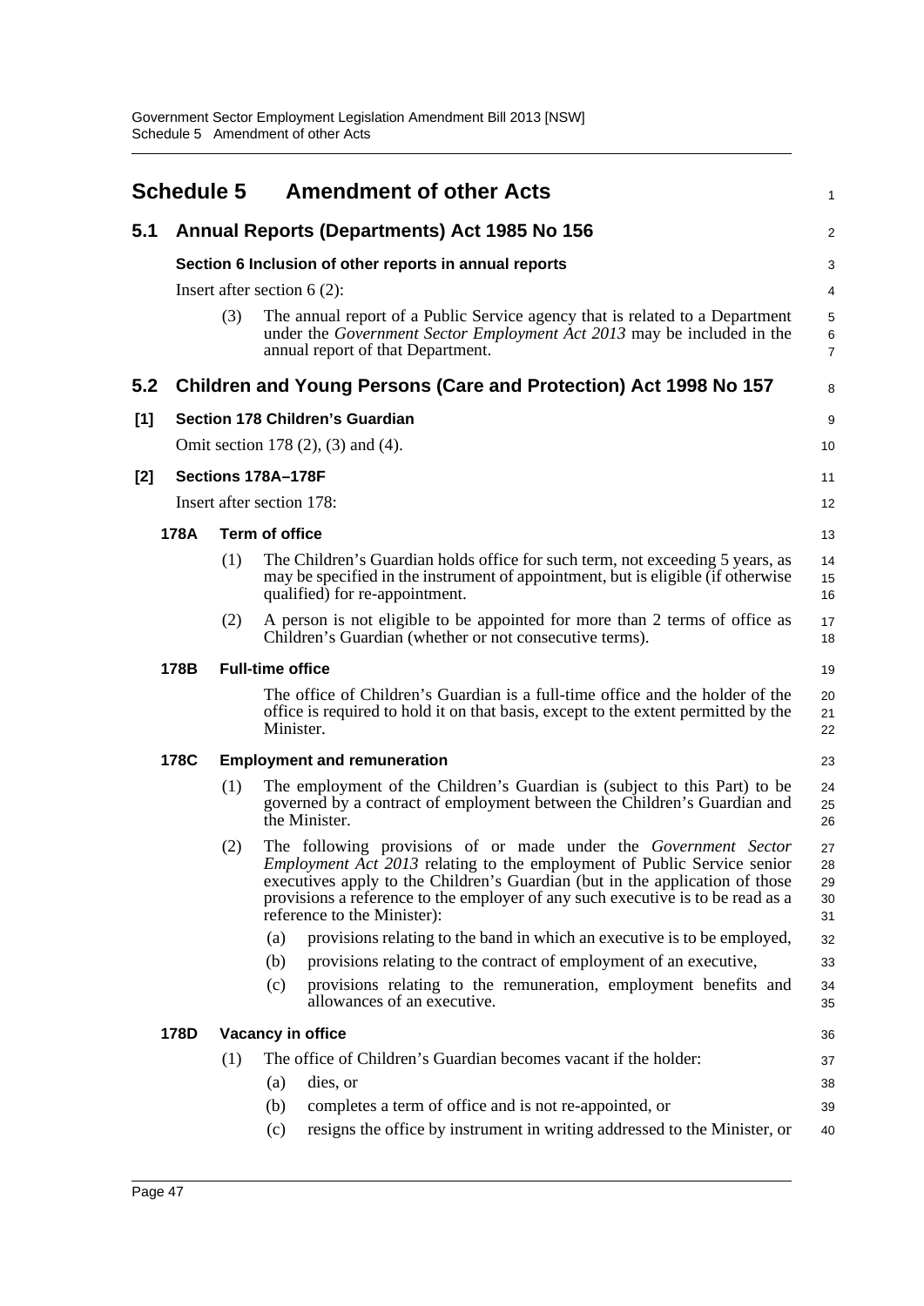# Schedule 5 Amendment of other Acts

## 5.1 Annual Reports (Departments) Act 1985 No 156

### Section 6 Inclusion of other reports in annual reports

Insert after section 6 (2):

(3) The annual report of a Public Service agency that is related to a Department under the *Government Sector Employment Act 2013* may be included in the annual report of that Department.

## 5.2 Children and Young Persons (Care and Protection) Act 1998 No 157

### [1] Section 178 Children's Guardian

Omit section 178 (2), (3) and (4).

### [2] Sections 178A–178F

Insert after section 178:

#### 178A Term of office

(1) The Children's Guardian holds office for such term, not exceeding 5 years, as may be specified in the instrument of appointment, but is eligible (if otherwise qualified) for re-appointment.

(2) A person is not eligible to be appointed for more than 2 terms of office as Children's Guardian (whether or not consecutive terms).

#### 178B Full-time office

The office of Children's Guardian is a full-time office and the holder of the office is required to hold it on that basis, except to the extent permitted by the Minister.

#### 178C Employment and remuneration

(1) The employment of the Children's Guardian is (subject to this Part) to be governed by a contract of employment between the Children's Guardian and the Minister.

(2) The following provisions of or made under the *Government Sector Employment Act 2013* relating to the employment of Public Service senior executives apply to the Children's Guardian (but in the application of those provisions a reference to the employer of any such executive is to be read as a reference to the Minister):

(a) provisions relating to the band in which an executive is to be employed,

(b) provisions relating to the contract of employment of an executive,

(c) provisions relating to the remuneration, employment benefits and allowances of an executive.

#### 178D Vacancy in office

(1) The office of Children's Guardian becomes vacant if the holder:

(a) dies, or

(b) completes a term of office and is not re-appointed, or

(c) resigns the office by instrument in writing addressed to the Minister, or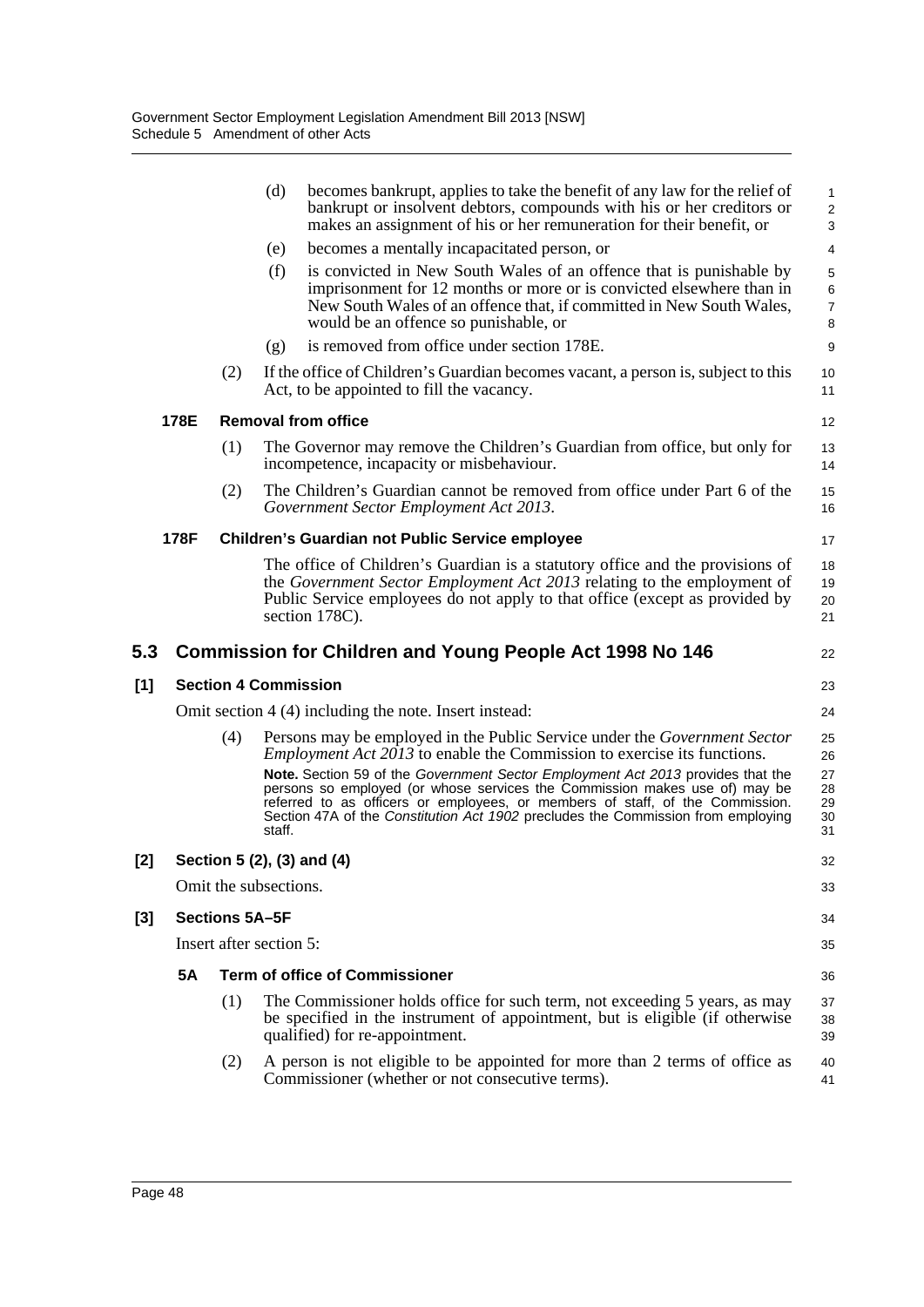(d) becomes bankrupt, applies to take the benefit of any law for the relief of bankrupt or insolvent debtors, compounds with his or her creditors or makes an assignment of his or her remuneration for their benefit, or

(e) becomes a mentally incapacitated person, or

(f) is convicted in New South Wales of an offence that is punishable by imprisonment for 12 months or more or is convicted elsewhere than in New South Wales of an offence that, if committed in New South Wales, would be an offence so punishable, or

(g) is removed from office under section 178E.

(2) If the office of Children's Guardian becomes vacant, a person is, subject to this Act, to be appointed to fill the vacancy.

**178E Removal from office**

(1) The Governor may remove the Children's Guardian from office, but only for incompetence, incapacity or misbehaviour.

(2) The Children's Guardian cannot be removed from office under Part 6 of the *Government Sector Employment Act 2013*.

**178F Children's Guardian not Public Service employee**

The office of Children's Guardian is a statutory office and the provisions of the *Government Sector Employment Act 2013* relating to the employment of Public Service employees do not apply to that office (except as provided by section 178C).

## 5.3 Commission for Children and Young People Act 1998 No 146

### [1] Section 4 Commission

Omit section 4 (4) including the note. Insert instead:

(4) Persons may be employed in the Public Service under the *Government Sector Employment Act 2013* to enable the Commission to exercise its functions.

**Note.** Section 59 of the *Government Sector Employment Act 2013* provides that the persons so employed (or whose services the Commission makes use of) may be referred to as officers or employees, or members of staff, of the Commission. Section 47A of the *Constitution Act 1902* precludes the Commission from employing staff.

### [2] Section 5 (2), (3) and (4)

Omit the subsections.

### [3] Sections 5A–5F

Insert after section 5:

**5A Term of office of Commissioner**

(1) The Commissioner holds office for such term, not exceeding 5 years, as may be specified in the instrument of appointment, but is eligible (if otherwise qualified) for re-appointment.

(2) A person is not eligible to be appointed for more than 2 terms of office as Commissioner (whether or not consecutive terms).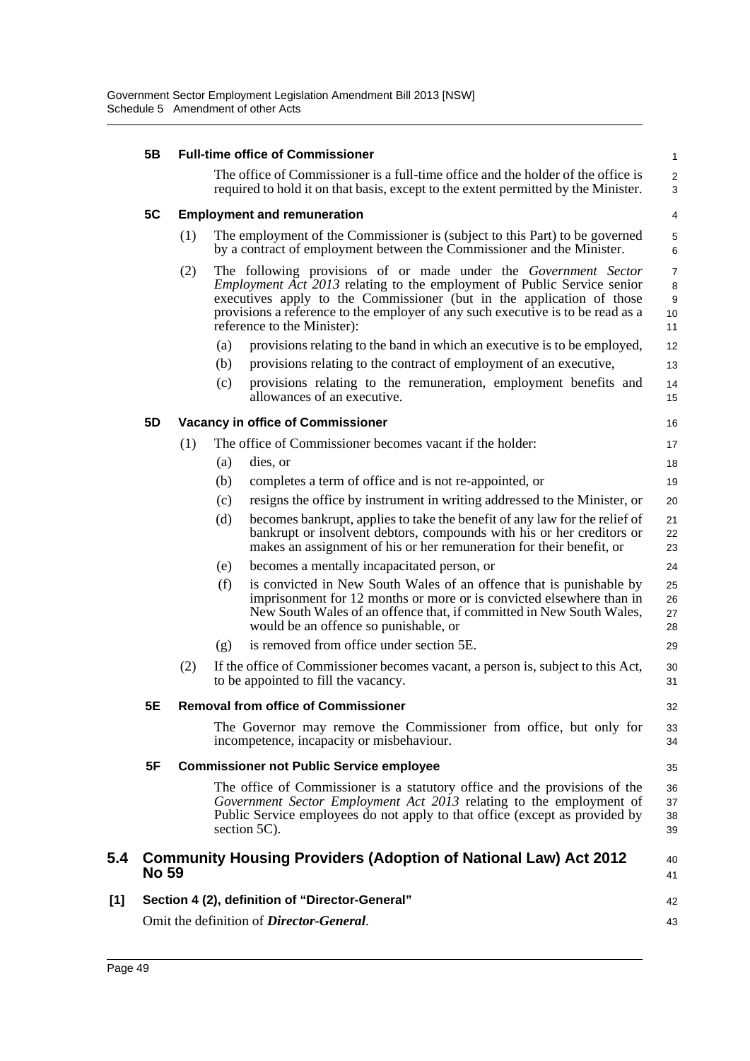### 5B Full-time office of Commissioner

The office of Commissioner is a full-time office and the holder of the office is required to hold it on that basis, except to the extent permitted by the Minister.

### 5C Employment and remuneration

(1) The employment of the Commissioner is (subject to this Part) to be governed by a contract of employment between the Commissioner and the Minister.

(2) The following provisions of or made under the *Government Sector Employment Act 2013* relating to the employment of Public Service senior executives apply to the Commissioner (but in the application of those provisions a reference to the employer of any such executive is to be read as a reference to the Minister):

(a) provisions relating to the band in which an executive is to be employed,

(b) provisions relating to the contract of employment of an executive,

(c) provisions relating to the remuneration, employment benefits and allowances of an executive.

### 5D Vacancy in office of Commissioner

(1) The office of Commissioner becomes vacant if the holder:

(a) dies, or

(b) completes a term of office and is not re-appointed, or

(c) resigns the office by instrument in writing addressed to the Minister, or

(d) becomes bankrupt, applies to take the benefit of any law for the relief of bankrupt or insolvent debtors, compounds with his or her creditors or makes an assignment of his or her remuneration for their benefit, or

(e) becomes a mentally incapacitated person, or

(f) is convicted in New South Wales of an offence that is punishable by imprisonment for 12 months or more or is convicted elsewhere than in New South Wales of an offence that, if committed in New South Wales, would be an offence so punishable, or

(g) is removed from office under section 5E.

(2) If the office of Commissioner becomes vacant, a person is, subject to this Act, to be appointed to fill the vacancy.

### 5E Removal from office of Commissioner

The Governor may remove the Commissioner from office, but only for incompetence, incapacity or misbehaviour.

### 5F Commissioner not Public Service employee

The office of Commissioner is a statutory office and the provisions of the *Government Sector Employment Act 2013* relating to the employment of Public Service employees do not apply to that office (except as provided by section 5C).

## 5.4 Community Housing Providers (Adoption of National Law) Act 2012 No 59

### [1] Section 4 (2), definition of "Director-General"

Omit the definition of ***Director-General***.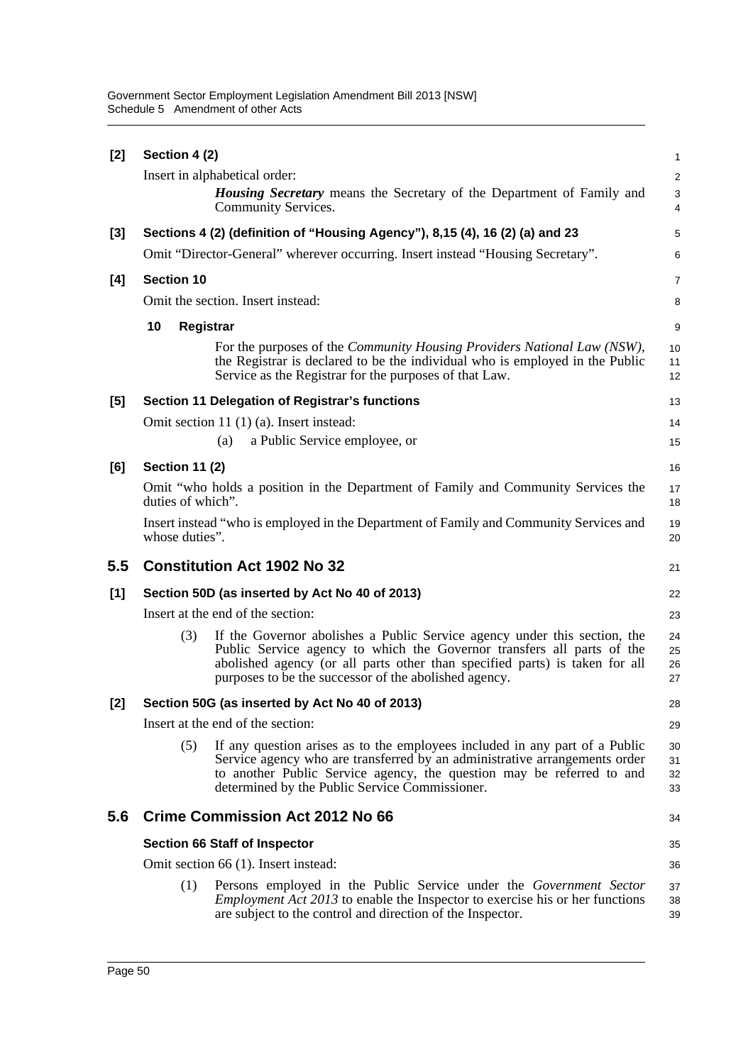**[2] Section 4 (2)**

Insert in alphabetical order:

> ***Housing Secretary*** means the Secretary of the Department of Family and Community Services.

**[3] Sections 4 (2) (definition of "Housing Agency"), 8,15 (4), 16 (2) (a) and 23**

Omit "Director-General" wherever occurring. Insert instead "Housing Secretary".

**[4] Section 10**

Omit the section. Insert instead:

> **10 Registrar**
>
> For the purposes of the *Community Housing Providers National Law (NSW)*, the Registrar is declared to be the individual who is employed in the Public Service as the Registrar for the purposes of that Law.

**[5] Section 11 Delegation of Registrar's functions**

Omit section 11 (1) (a). Insert instead:

> (a) a Public Service employee, or

**[6] Section 11 (2)**

Omit "who holds a position in the Department of Family and Community Services the duties of which".

Insert instead "who is employed in the Department of Family and Community Services and whose duties".

## 5.5 Constitution Act 1902 No 32

**[1] Section 50D (as inserted by Act No 40 of 2013)**

Insert at the end of the section:

> (3) If the Governor abolishes a Public Service agency under this section, the Public Service agency to which the Governor transfers all parts of the abolished agency (or all parts other than specified parts) is taken for all purposes to be the successor of the abolished agency.

**[2] Section 50G (as inserted by Act No 40 of 2013)**

Insert at the end of the section:

> (5) If any question arises as to the employees included in any part of a Public Service agency who are transferred by an administrative arrangements order to another Public Service agency, the question may be referred to and determined by the Public Service Commissioner.

## 5.6 Crime Commission Act 2012 No 66

**Section 66 Staff of Inspector**

Omit section 66 (1). Insert instead:

> (1) Persons employed in the Public Service under the *Government Sector Employment Act 2013* to enable the Inspector to exercise his or her functions are subject to the control and direction of the Inspector.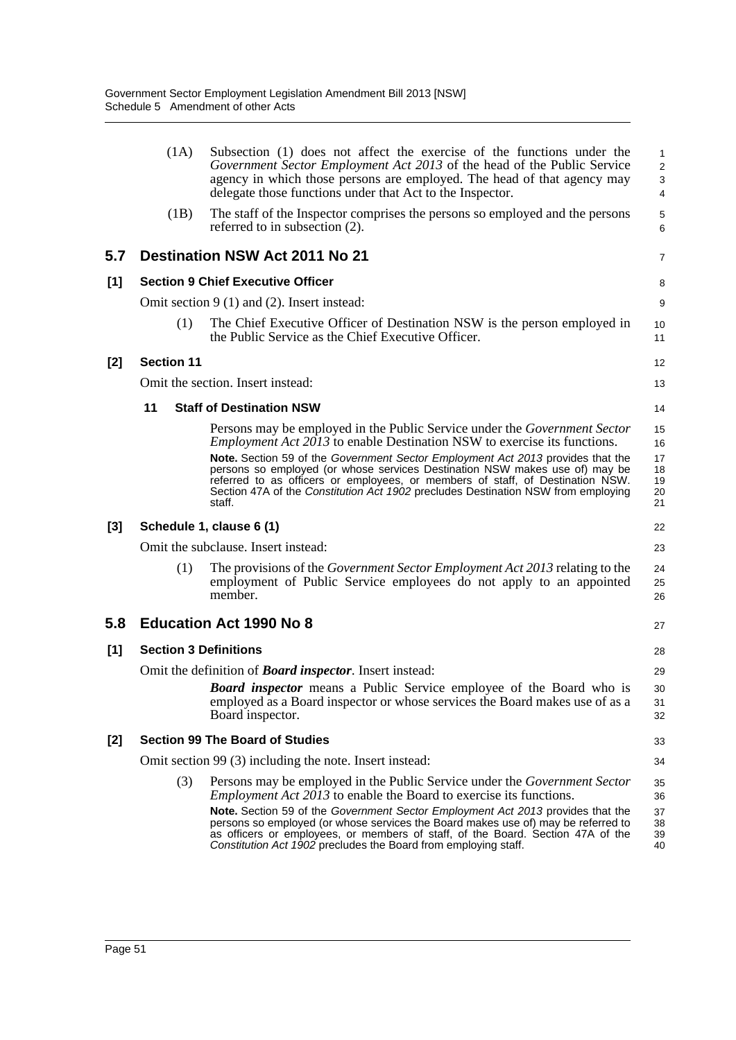(1A) Subsection (1) does not affect the exercise of the functions under the *Government Sector Employment Act 2013* of the head of the Public Service agency in which those persons are employed. The head of that agency may delegate those functions under that Act to the Inspector.

(1B) The staff of the Inspector comprises the persons so employed and the persons referred to in subsection (2).

## 5.7 Destination NSW Act 2011 No 21

### [1] Section 9 Chief Executive Officer

Omit section 9 (1) and (2). Insert instead:

(1) The Chief Executive Officer of Destination NSW is the person employed in the Public Service as the Chief Executive Officer.

### [2] Section 11

Omit the section. Insert instead:

**11 Staff of Destination NSW**

Persons may be employed in the Public Service under the *Government Sector Employment Act 2013* to enable Destination NSW to exercise its functions.

**Note.** Section 59 of the *Government Sector Employment Act 2013* provides that the persons so employed (or whose services Destination NSW makes use of) may be referred to as officers or employees, or members of staff, of Destination NSW. Section 47A of the *Constitution Act 1902* precludes Destination NSW from employing staff.

### [3] Schedule 1, clause 6 (1)

Omit the subclause. Insert instead:

(1) The provisions of the *Government Sector Employment Act 2013* relating to the employment of Public Service employees do not apply to an appointed member.

## 5.8 Education Act 1990 No 8

### [1] Section 3 Definitions

Omit the definition of ***Board inspector***. Insert instead:

***Board inspector*** means a Public Service employee of the Board who is employed as a Board inspector or whose services the Board makes use of as a Board inspector.

### [2] Section 99 The Board of Studies

Omit section 99 (3) including the note. Insert instead:

(3) Persons may be employed in the Public Service under the *Government Sector Employment Act 2013* to enable the Board to exercise its functions.

**Note.** Section 59 of the *Government Sector Employment Act 2013* provides that the persons so employed (or whose services the Board makes use of) may be referred to as officers or employees, or members of staff, of the Board. Section 47A of the *Constitution Act 1902* precludes the Board from employing staff.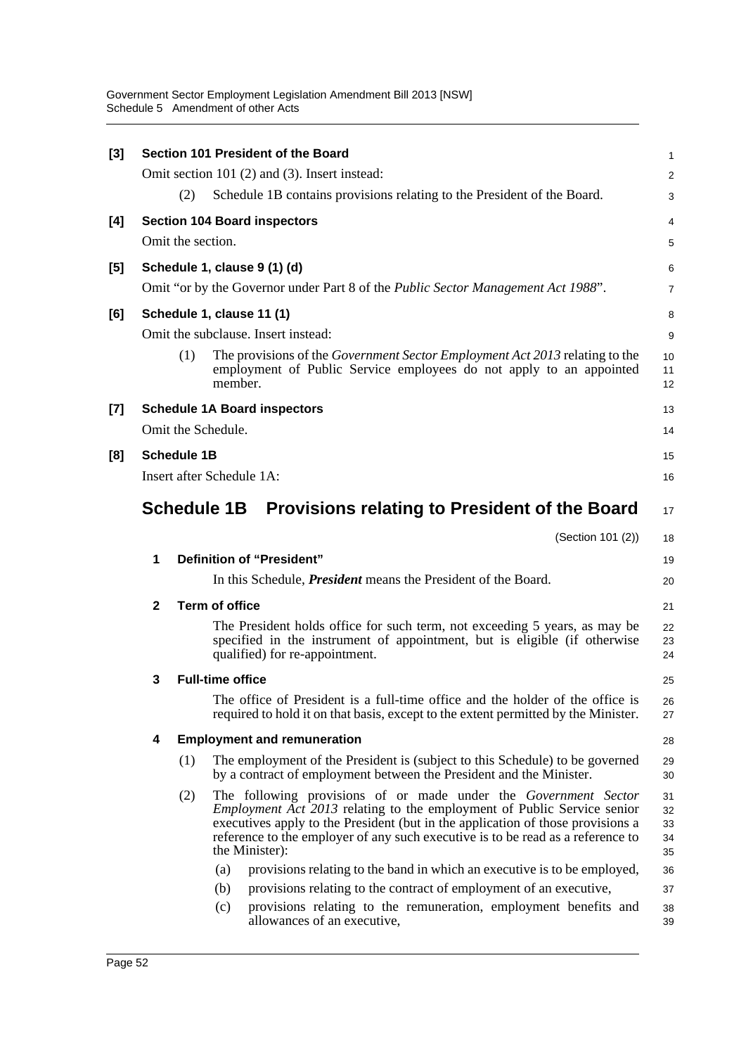**[3] Section 101 President of the Board**

Omit section 101 (2) and (3). Insert instead:

(2) Schedule 1B contains provisions relating to the President of the Board.

**[4] Section 104 Board inspectors**

Omit the section.

**[5] Schedule 1, clause 9 (1) (d)**

Omit "or by the Governor under Part 8 of the *Public Sector Management Act 1988*".

**[6] Schedule 1, clause 11 (1)**

Omit the subclause. Insert instead:

(1) The provisions of the *Government Sector Employment Act 2013* relating to the employment of Public Service employees do not apply to an appointed member.

**[7] Schedule 1A Board inspectors**

Omit the Schedule.

**[8] Schedule 1B**

Insert after Schedule 1A:

## Schedule 1B Provisions relating to President of the Board

(Section 101 (2))

**1 Definition of "President"**

In this Schedule, ***President*** means the President of the Board.

**2 Term of office**

The President holds office for such term, not exceeding 5 years, as may be specified in the instrument of appointment, but is eligible (if otherwise qualified) for re-appointment.

**3 Full-time office**

The office of President is a full-time office and the holder of the office is required to hold it on that basis, except to the extent permitted by the Minister.

**4 Employment and remuneration**

(1) The employment of the President is (subject to this Schedule) to be governed by a contract of employment between the President and the Minister.

(2) The following provisions of or made under the *Government Sector Employment Act 2013* relating to the employment of Public Service senior executives apply to the President (but in the application of those provisions a reference to the employer of any such executive is to be read as a reference to the Minister):

(a) provisions relating to the band in which an executive is to be employed,

(b) provisions relating to the contract of employment of an executive,

(c) provisions relating to the remuneration, employment benefits and allowances of an executive,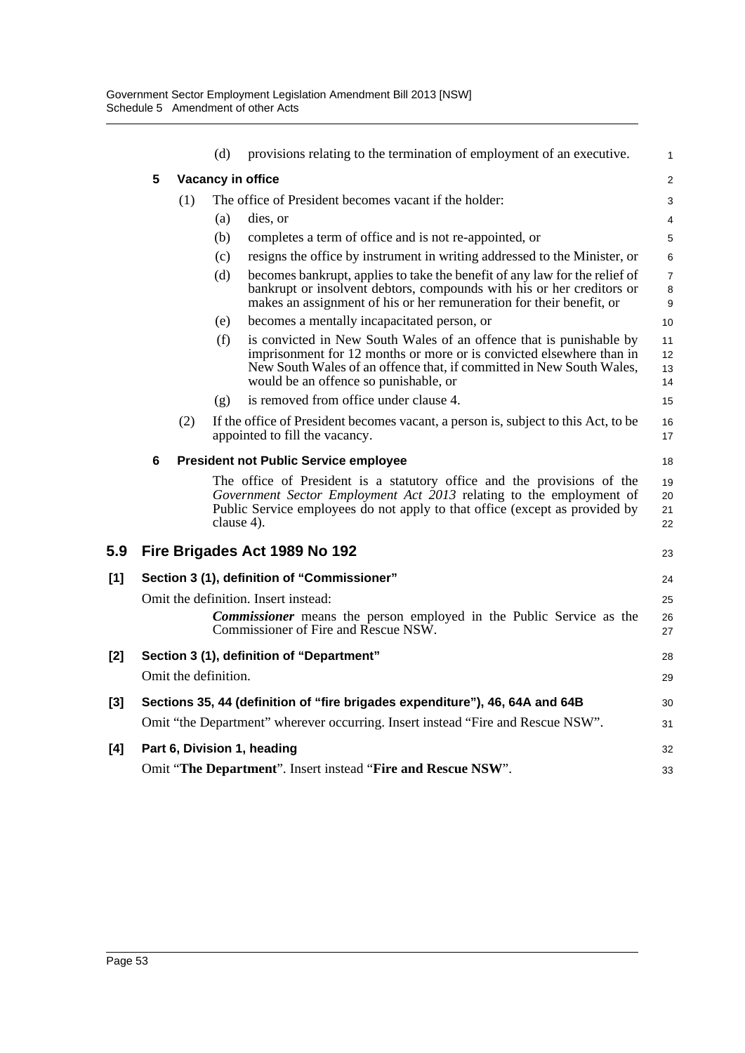(d) provisions relating to the termination of employment of an executive.

**5 Vacancy in office**

(1) The office of President becomes vacant if the holder:

(a) dies, or

(b) completes a term of office and is not re-appointed, or

(c) resigns the office by instrument in writing addressed to the Minister, or

(d) becomes bankrupt, applies to take the benefit of any law for the relief of bankrupt or insolvent debtors, compounds with his or her creditors or makes an assignment of his or her remuneration for their benefit, or

(e) becomes a mentally incapacitated person, or

(f) is convicted in New South Wales of an offence that is punishable by imprisonment for 12 months or more or is convicted elsewhere than in New South Wales of an offence that, if committed in New South Wales, would be an offence so punishable, or

(g) is removed from office under clause 4.

(2) If the office of President becomes vacant, a person is, subject to this Act, to be appointed to fill the vacancy.

**6 President not Public Service employee**

The office of President is a statutory office and the provisions of the *Government Sector Employment Act 2013* relating to the employment of Public Service employees do not apply to that office (except as provided by clause 4).

## 5.9 Fire Brigades Act 1989 No 192

**[1] Section 3 (1), definition of "Commissioner"**

Omit the definition. Insert instead:

***Commissioner*** means the person employed in the Public Service as the Commissioner of Fire and Rescue NSW.

**[2] Section 3 (1), definition of "Department"**

Omit the definition.

**[3] Sections 35, 44 (definition of "fire brigades expenditure"), 46, 64A and 64B**

Omit "the Department" wherever occurring. Insert instead "Fire and Rescue NSW".

**[4] Part 6, Division 1, heading**

Omit "**The Department**". Insert instead "**Fire and Rescue NSW**".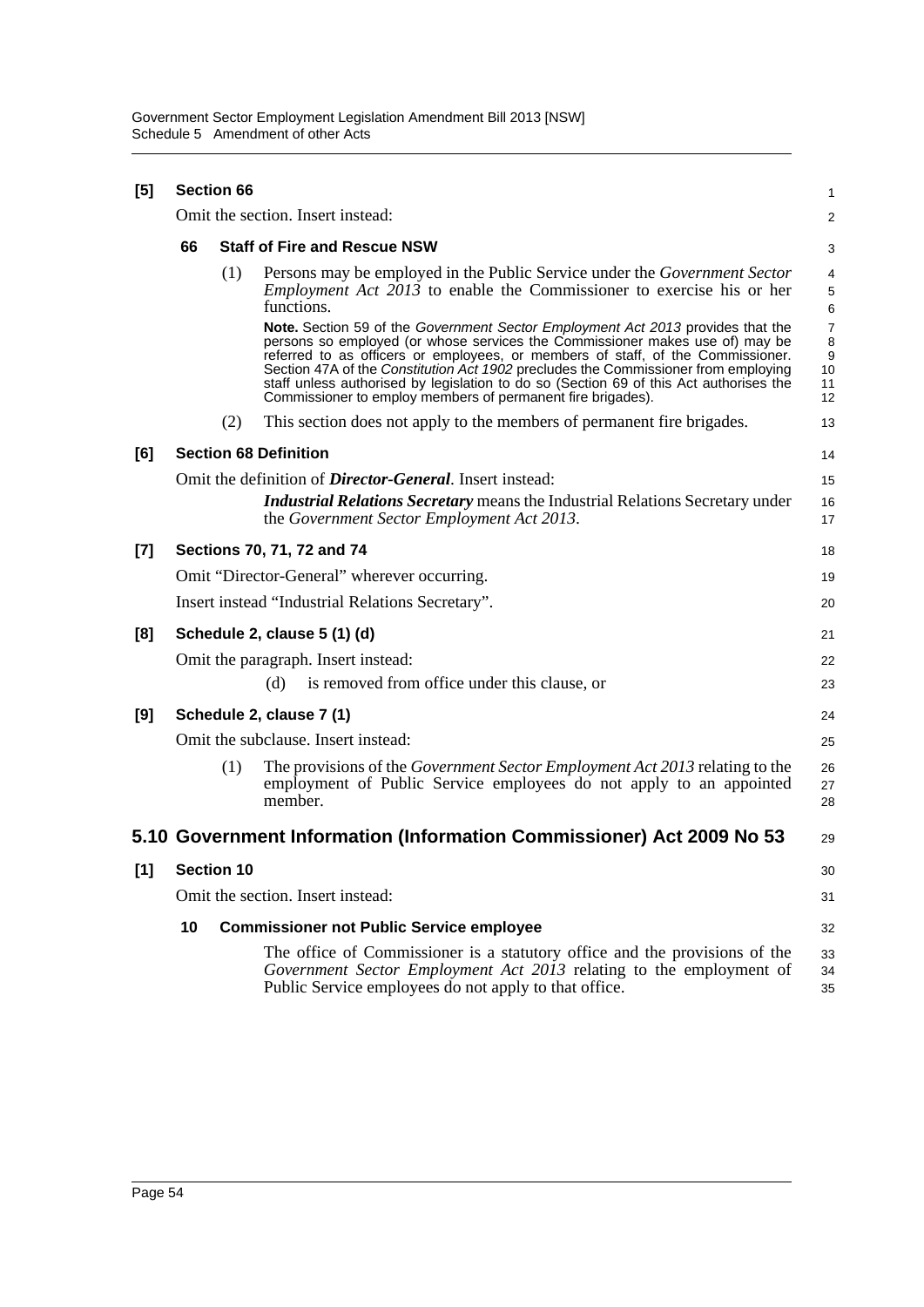**[5] Section 66**

Omit the section. Insert instead:

**66 Staff of Fire and Rescue NSW**

(1) Persons may be employed in the Public Service under the *Government Sector Employment Act 2013* to enable the Commissioner to exercise his or her functions.

**Note.** Section 59 of the *Government Sector Employment Act 2013* provides that the persons so employed (or whose services the Commissioner makes use of) may be referred to as officers or employees, or members of staff, of the Commissioner. Section 47A of the *Constitution Act 1902* precludes the Commissioner from employing staff unless authorised by legislation to do so (Section 69 of this Act authorises the Commissioner to employ members of permanent fire brigades).

(2) This section does not apply to the members of permanent fire brigades.

**[6] Section 68 Definition**

Omit the definition of ***Director-General***. Insert instead:

***Industrial Relations Secretary*** means the Industrial Relations Secretary under the *Government Sector Employment Act 2013*.

**[7] Sections 70, 71, 72 and 74**

Omit "Director-General" wherever occurring.

Insert instead "Industrial Relations Secretary".

**[8] Schedule 2, clause 5 (1) (d)**

Omit the paragraph. Insert instead:

(d) is removed from office under this clause, or

**[9] Schedule 2, clause 7 (1)**

Omit the subclause. Insert instead:

(1) The provisions of the *Government Sector Employment Act 2013* relating to the employment of Public Service employees do not apply to an appointed member.

## 5.10 Government Information (Information Commissioner) Act 2009 No 53

**[1] Section 10**

Omit the section. Insert instead:

**10 Commissioner not Public Service employee**

The office of Commissioner is a statutory office and the provisions of the *Government Sector Employment Act 2013* relating to the employment of Public Service employees do not apply to that office.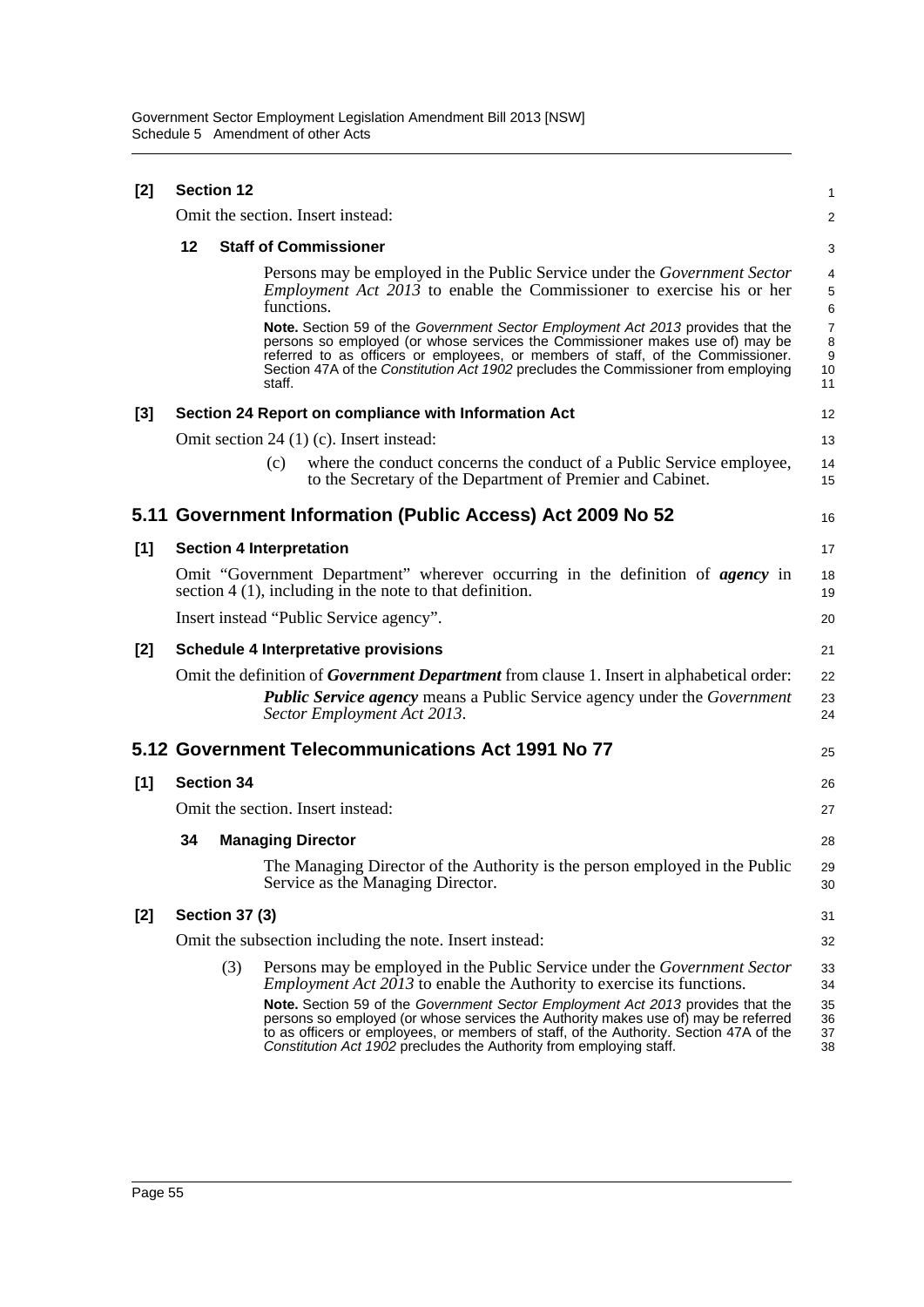**[2] Section 12**

Omit the section. Insert instead:

**12 Staff of Commissioner**

Persons may be employed in the Public Service under the *Government Sector Employment Act 2013* to enable the Commissioner to exercise his or her functions.

**Note.** Section 59 of the *Government Sector Employment Act 2013* provides that the persons so employed (or whose services the Commissioner makes use of) may be referred to as officers or employees, or members of staff, of the Commissioner. Section 47A of the *Constitution Act 1902* precludes the Commissioner from employing staff.

**[3] Section 24 Report on compliance with Information Act**

Omit section 24 (1) (c). Insert instead:

(c) where the conduct concerns the conduct of a Public Service employee, to the Secretary of the Department of Premier and Cabinet.

## 5.11 Government Information (Public Access) Act 2009 No 52

**[1] Section 4 Interpretation**

Omit "Government Department" wherever occurring in the definition of ***agency*** in section 4 (1), including in the note to that definition.

Insert instead "Public Service agency".

**[2] Schedule 4 Interpretative provisions**

Omit the definition of ***Government Department*** from clause 1. Insert in alphabetical order:

***Public Service agency*** means a Public Service agency under the *Government Sector Employment Act 2013*.

## 5.12 Government Telecommunications Act 1991 No 77

**[1] Section 34**

Omit the section. Insert instead:

**34 Managing Director**

The Managing Director of the Authority is the person employed in the Public Service as the Managing Director.

**[2] Section 37 (3)**

Omit the subsection including the note. Insert instead:

(3) Persons may be employed in the Public Service under the *Government Sector Employment Act 2013* to enable the Authority to exercise its functions.

**Note.** Section 59 of the *Government Sector Employment Act 2013* provides that the persons so employed (or whose services the Authority makes use of) may be referred to as officers or employees, or members of staff, of the Authority. Section 47A of the *Constitution Act 1902* precludes the Authority from employing staff.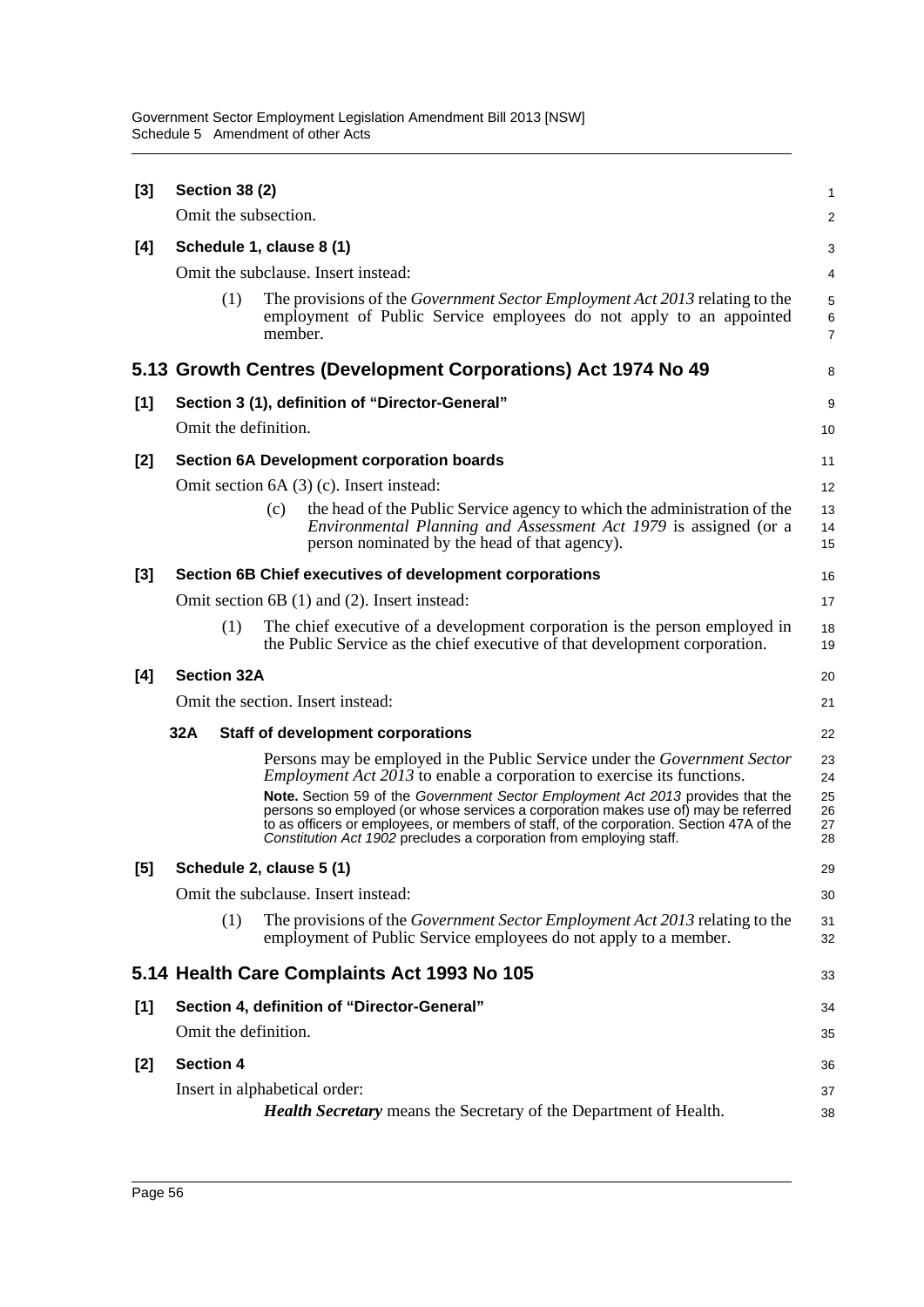**[3] Section 38 (2)**

Omit the subsection.

**[4] Schedule 1, clause 8 (1)**

Omit the subclause. Insert instead:

(1) The provisions of the *Government Sector Employment Act 2013* relating to the employment of Public Service employees do not apply to an appointed member.

## 5.13 Growth Centres (Development Corporations) Act 1974 No 49

**[1] Section 3 (1), definition of "Director-General"**

Omit the definition.

**[2] Section 6A Development corporation boards**

Omit section 6A (3) (c). Insert instead:

(c) the head of the Public Service agency to which the administration of the *Environmental Planning and Assessment Act 1979* is assigned (or a person nominated by the head of that agency).

**[3] Section 6B Chief executives of development corporations**

Omit section 6B (1) and (2). Insert instead:

(1) The chief executive of a development corporation is the person employed in the Public Service as the chief executive of that development corporation.

**[4] Section 32A**

Omit the section. Insert instead:

**32A Staff of development corporations**

Persons may be employed in the Public Service under the *Government Sector Employment Act 2013* to enable a corporation to exercise its functions.

**Note.** Section 59 of the *Government Sector Employment Act 2013* provides that the persons so employed (or whose services a corporation makes use of) may be referred to as officers or employees, or members of staff, of the corporation. Section 47A of the *Constitution Act 1902* precludes a corporation from employing staff.

**[5] Schedule 2, clause 5 (1)**

Omit the subclause. Insert instead:

(1) The provisions of the *Government Sector Employment Act 2013* relating to the employment of Public Service employees do not apply to a member.

## 5.14 Health Care Complaints Act 1993 No 105

**[1] Section 4, definition of "Director-General"**

Omit the definition.

**[2] Section 4**

Insert in alphabetical order:

***Health Secretary*** means the Secretary of the Department of Health.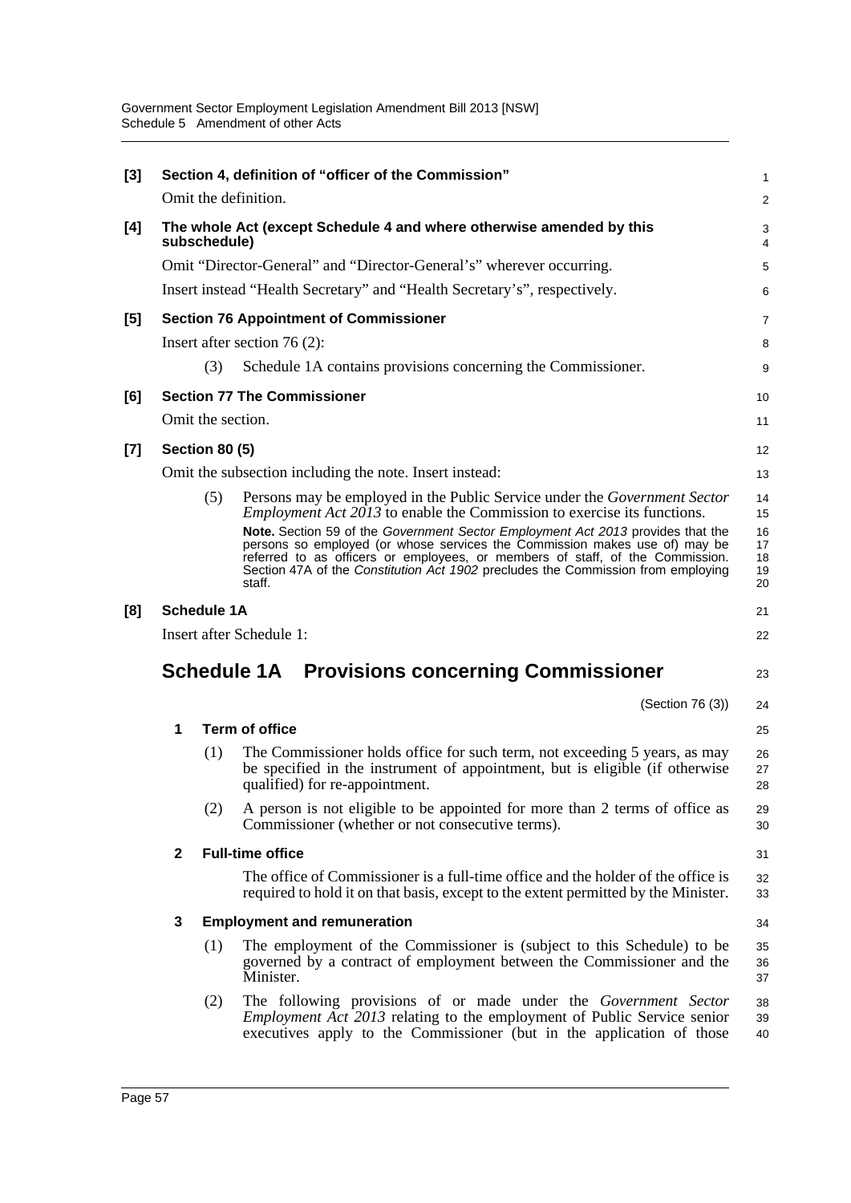**[3] Section 4, definition of "officer of the Commission"**

Omit the definition.

**[4] The whole Act (except Schedule 4 and where otherwise amended by this subschedule)**

Omit "Director-General" and "Director-General's" wherever occurring.

Insert instead "Health Secretary" and "Health Secretary's", respectively.

**[5] Section 76 Appointment of Commissioner**

Insert after section 76 (2):

(3) Schedule 1A contains provisions concerning the Commissioner.

**[6] Section 77 The Commissioner**

Omit the section.

**[7] Section 80 (5)**

Omit the subsection including the note. Insert instead:

(5) Persons may be employed in the Public Service under the *Government Sector Employment Act 2013* to enable the Commission to exercise its functions.

**Note.** Section 59 of the *Government Sector Employment Act 2013* provides that the persons so employed (or whose services the Commission makes use of) may be referred to as officers or employees, or members of staff, of the Commission. Section 47A of the *Constitution Act 1902* precludes the Commission from employing staff.

**[8] Schedule 1A**

Insert after Schedule 1:

# Schedule 1A Provisions concerning Commissioner

(Section 76 (3))

**1 Term of office**

(1) The Commissioner holds office for such term, not exceeding 5 years, as may be specified in the instrument of appointment, but is eligible (if otherwise qualified) for re-appointment.

(2) A person is not eligible to be appointed for more than 2 terms of office as Commissioner (whether or not consecutive terms).

**2 Full-time office**

The office of Commissioner is a full-time office and the holder of the office is required to hold it on that basis, except to the extent permitted by the Minister.

**3 Employment and remuneration**

(1) The employment of the Commissioner is (subject to this Schedule) to be governed by a contract of employment between the Commissioner and the Minister.

(2) The following provisions of or made under the *Government Sector Employment Act 2013* relating to the employment of Public Service senior executives apply to the Commissioner (but in the application of those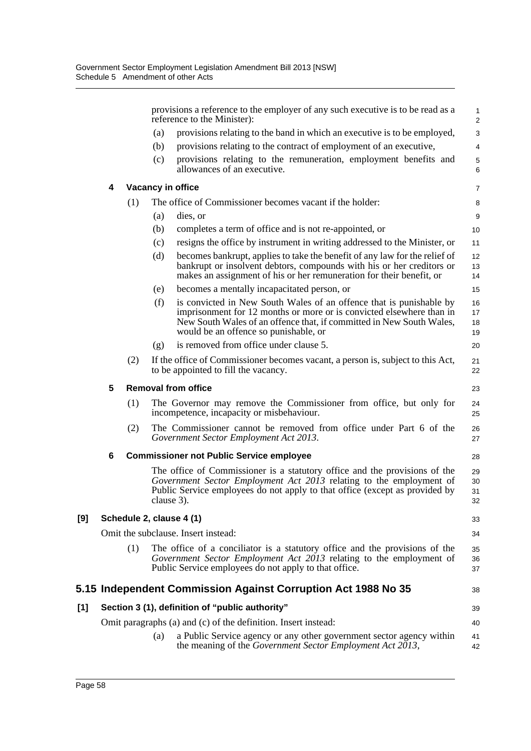provisions a reference to the employer of any such executive is to be read as a reference to the Minister):

(a) provisions relating to the band in which an executive is to be employed,

(b) provisions relating to the contract of employment of an executive,

(c) provisions relating to the remuneration, employment benefits and allowances of an executive.

**4 Vacancy in office**

(1) The office of Commissioner becomes vacant if the holder:

(a) dies, or

(b) completes a term of office and is not re-appointed, or

(c) resigns the office by instrument in writing addressed to the Minister, or

(d) becomes bankrupt, applies to take the benefit of any law for the relief of bankrupt or insolvent debtors, compounds with his or her creditors or makes an assignment of his or her remuneration for their benefit, or

(e) becomes a mentally incapacitated person, or

(f) is convicted in New South Wales of an offence that is punishable by imprisonment for 12 months or more or is convicted elsewhere than in New South Wales of an offence that, if committed in New South Wales, would be an offence so punishable, or

(g) is removed from office under clause 5.

(2) If the office of Commissioner becomes vacant, a person is, subject to this Act, to be appointed to fill the vacancy.

**5 Removal from office**

(1) The Governor may remove the Commissioner from office, but only for incompetence, incapacity or misbehaviour.

(2) The Commissioner cannot be removed from office under Part 6 of the *Government Sector Employment Act 2013*.

**6 Commissioner not Public Service employee**

The office of Commissioner is a statutory office and the provisions of the *Government Sector Employment Act 2013* relating to the employment of Public Service employees do not apply to that office (except as provided by clause 3).

**[9] Schedule 2, clause 4 (1)**

Omit the subclause. Insert instead:

(1) The office of a conciliator is a statutory office and the provisions of the *Government Sector Employment Act 2013* relating to the employment of Public Service employees do not apply to that office.

## 5.15 Independent Commission Against Corruption Act 1988 No 35

**[1] Section 3 (1), definition of "public authority"**

Omit paragraphs (a) and (c) of the definition. Insert instead:

(a) a Public Service agency or any other government sector agency within the meaning of the *Government Sector Employment Act 2013*,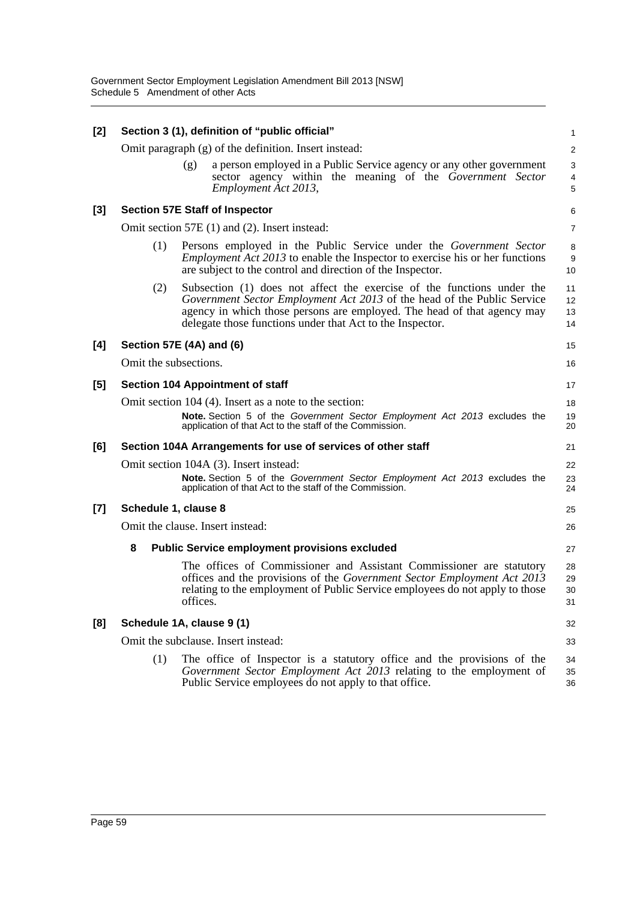**[2] Section 3 (1), definition of "public official"**

Omit paragraph (g) of the definition. Insert instead:

> (g) a person employed in a Public Service agency or any other government sector agency within the meaning of the *Government Sector Employment Act 2013*,

**[3] Section 57E Staff of Inspector**

Omit section 57E (1) and (2). Insert instead:

> (1) Persons employed in the Public Service under the *Government Sector Employment Act 2013* to enable the Inspector to exercise his or her functions are subject to the control and direction of the Inspector.
>
> (2) Subsection (1) does not affect the exercise of the functions under the *Government Sector Employment Act 2013* of the head of the Public Service agency in which those persons are employed. The head of that agency may delegate those functions under that Act to the Inspector.

**[4] Section 57E (4A) and (6)**

Omit the subsections.

**[5] Section 104 Appointment of staff**

Omit section 104 (4). Insert as a note to the section:

> **Note.** Section 5 of the *Government Sector Employment Act 2013* excludes the application of that Act to the staff of the Commission.

**[6] Section 104A Arrangements for use of services of other staff**

Omit section 104A (3). Insert instead:

> **Note.** Section 5 of the *Government Sector Employment Act 2013* excludes the application of that Act to the staff of the Commission.

**[7] Schedule 1, clause 8**

Omit the clause. Insert instead:

> **8 Public Service employment provisions excluded**
>
> The offices of Commissioner and Assistant Commissioner are statutory offices and the provisions of the *Government Sector Employment Act 2013* relating to the employment of Public Service employees do not apply to those offices.

**[8] Schedule 1A, clause 9 (1)**

Omit the subclause. Insert instead:

> (1) The office of Inspector is a statutory office and the provisions of the *Government Sector Employment Act 2013* relating to the employment of Public Service employees do not apply to that office.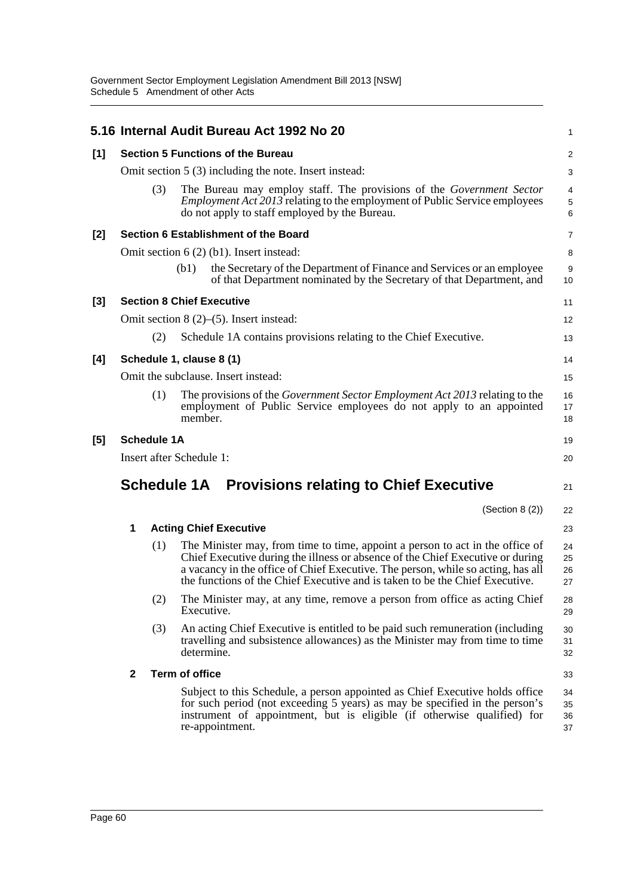## 5.16 Internal Audit Bureau Act 1992 No 20

**[1] Section 5 Functions of the Bureau**

Omit section 5 (3) including the note. Insert instead:

(3) The Bureau may employ staff. The provisions of the *Government Sector Employment Act 2013* relating to the employment of Public Service employees do not apply to staff employed by the Bureau.

**[2] Section 6 Establishment of the Board**

Omit section 6 (2) (b1). Insert instead:

(b1) the Secretary of the Department of Finance and Services or an employee of that Department nominated by the Secretary of that Department, and

**[3] Section 8 Chief Executive**

Omit section 8 (2)–(5). Insert instead:

(2) Schedule 1A contains provisions relating to the Chief Executive.

**[4] Schedule 1, clause 8 (1)**

Omit the subclause. Insert instead:

(1) The provisions of the *Government Sector Employment Act 2013* relating to the employment of Public Service employees do not apply to an appointed member.

**[5] Schedule 1A**

Insert after Schedule 1:

# Schedule 1A Provisions relating to Chief Executive

(Section 8 (2))

**1 Acting Chief Executive**

(1) The Minister may, from time to time, appoint a person to act in the office of Chief Executive during the illness or absence of the Chief Executive or during a vacancy in the office of Chief Executive. The person, while so acting, has all the functions of the Chief Executive and is taken to be the Chief Executive.

(2) The Minister may, at any time, remove a person from office as acting Chief Executive.

(3) An acting Chief Executive is entitled to be paid such remuneration (including travelling and subsistence allowances) as the Minister may from time to time determine.

**2 Term of office**

Subject to this Schedule, a person appointed as Chief Executive holds office for such period (not exceeding 5 years) as may be specified in the person's instrument of appointment, but is eligible (if otherwise qualified) for re-appointment.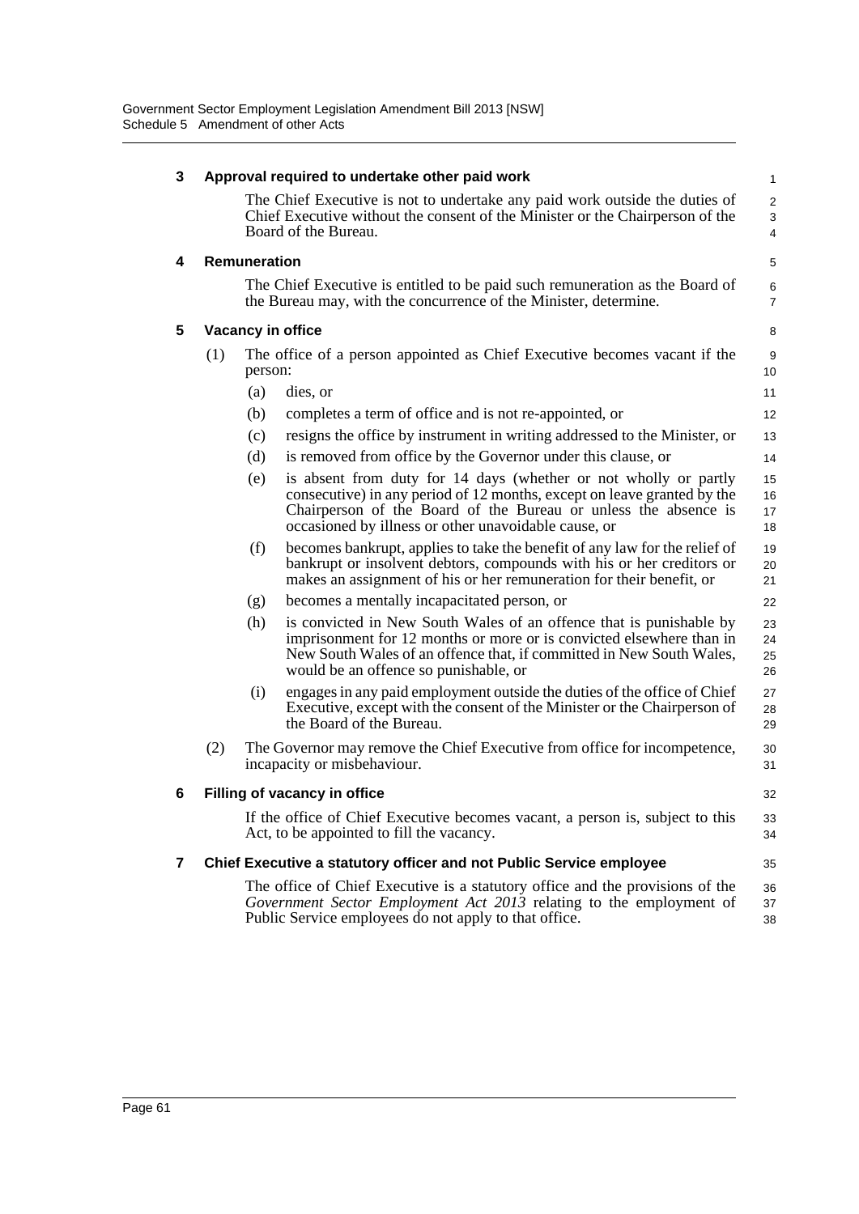### 3 Approval required to undertake other paid work

The Chief Executive is not to undertake any paid work outside the duties of Chief Executive without the consent of the Minister or the Chairperson of the Board of the Bureau.

### 4 Remuneration

The Chief Executive is entitled to be paid such remuneration as the Board of the Bureau may, with the concurrence of the Minister, determine.

### 5 Vacancy in office

(1) The office of a person appointed as Chief Executive becomes vacant if the person:

(a) dies, or

(b) completes a term of office and is not re-appointed, or

(c) resigns the office by instrument in writing addressed to the Minister, or

(d) is removed from office by the Governor under this clause, or

(e) is absent from duty for 14 days (whether or not wholly or partly consecutive) in any period of 12 months, except on leave granted by the Chairperson of the Board of the Bureau or unless the absence is occasioned by illness or other unavoidable cause, or

(f) becomes bankrupt, applies to take the benefit of any law for the relief of bankrupt or insolvent debtors, compounds with his or her creditors or makes an assignment of his or her remuneration for their benefit, or

(g) becomes a mentally incapacitated person, or

(h) is convicted in New South Wales of an offence that is punishable by imprisonment for 12 months or more or is convicted elsewhere than in New South Wales of an offence that, if committed in New South Wales, would be an offence so punishable, or

(i) engages in any paid employment outside the duties of the office of Chief Executive, except with the consent of the Minister or the Chairperson of the Board of the Bureau.

(2) The Governor may remove the Chief Executive from office for incompetence, incapacity or misbehaviour.

### 6 Filling of vacancy in office

If the office of Chief Executive becomes vacant, a person is, subject to this Act, to be appointed to fill the vacancy.

### 7 Chief Executive a statutory officer and not Public Service employee

The office of Chief Executive is a statutory office and the provisions of the *Government Sector Employment Act 2013* relating to the employment of Public Service employees do not apply to that office.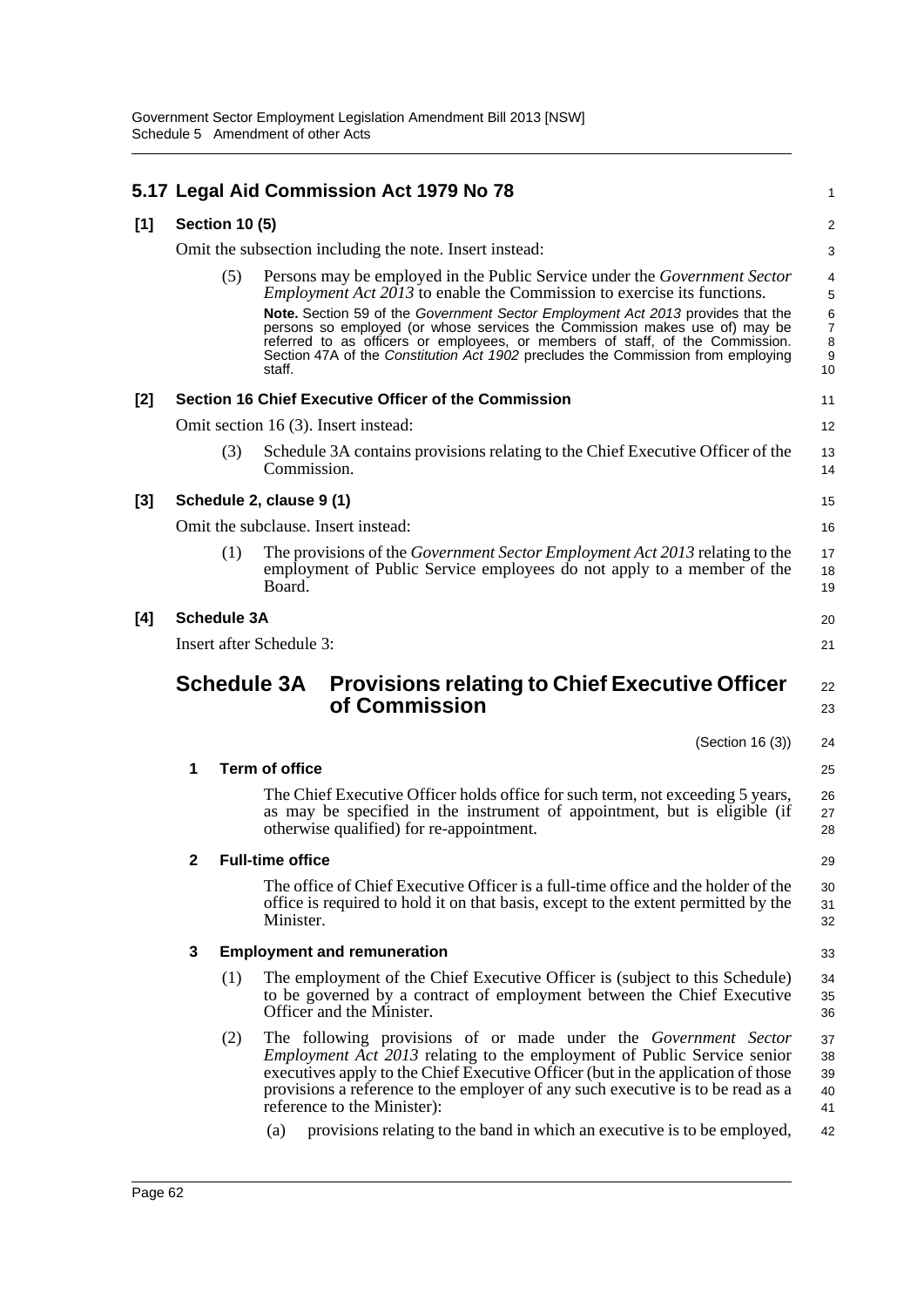## 5.17 Legal Aid Commission Act 1979 No 78

**[1] Section 10 (5)**

Omit the subsection including the note. Insert instead:

(5) Persons may be employed in the Public Service under the *Government Sector Employment Act 2013* to enable the Commission to exercise its functions.

**Note.** Section 59 of the *Government Sector Employment Act 2013* provides that the persons so employed (or whose services the Commission makes use of) may be referred to as officers or employees, or members of staff, of the Commission. Section 47A of the *Constitution Act 1902* precludes the Commission from employing staff.

**[2] Section 16 Chief Executive Officer of the Commission**

Omit section 16 (3). Insert instead:

(3) Schedule 3A contains provisions relating to the Chief Executive Officer of the Commission.

**[3] Schedule 2, clause 9 (1)**

Omit the subclause. Insert instead:

(1) The provisions of the *Government Sector Employment Act 2013* relating to the employment of Public Service employees do not apply to a member of the Board.

**[4] Schedule 3A**

Insert after Schedule 3:

# Schedule 3A Provisions relating to Chief Executive Officer of Commission

(Section 16 (3))

### 1 Term of office

The Chief Executive Officer holds office for such term, not exceeding 5 years, as may be specified in the instrument of appointment, but is eligible (if otherwise qualified) for re-appointment.

### 2 Full-time office

The office of Chief Executive Officer is a full-time office and the holder of the office is required to hold it on that basis, except to the extent permitted by the Minister.

### 3 Employment and remuneration

(1) The employment of the Chief Executive Officer is (subject to this Schedule) to be governed by a contract of employment between the Chief Executive Officer and the Minister.

(2) The following provisions of or made under the *Government Sector Employment Act 2013* relating to the employment of Public Service senior executives apply to the Chief Executive Officer (but in the application of those provisions a reference to the employer of any such executive is to be read as a reference to the Minister):

(a) provisions relating to the band in which an executive is to be employed,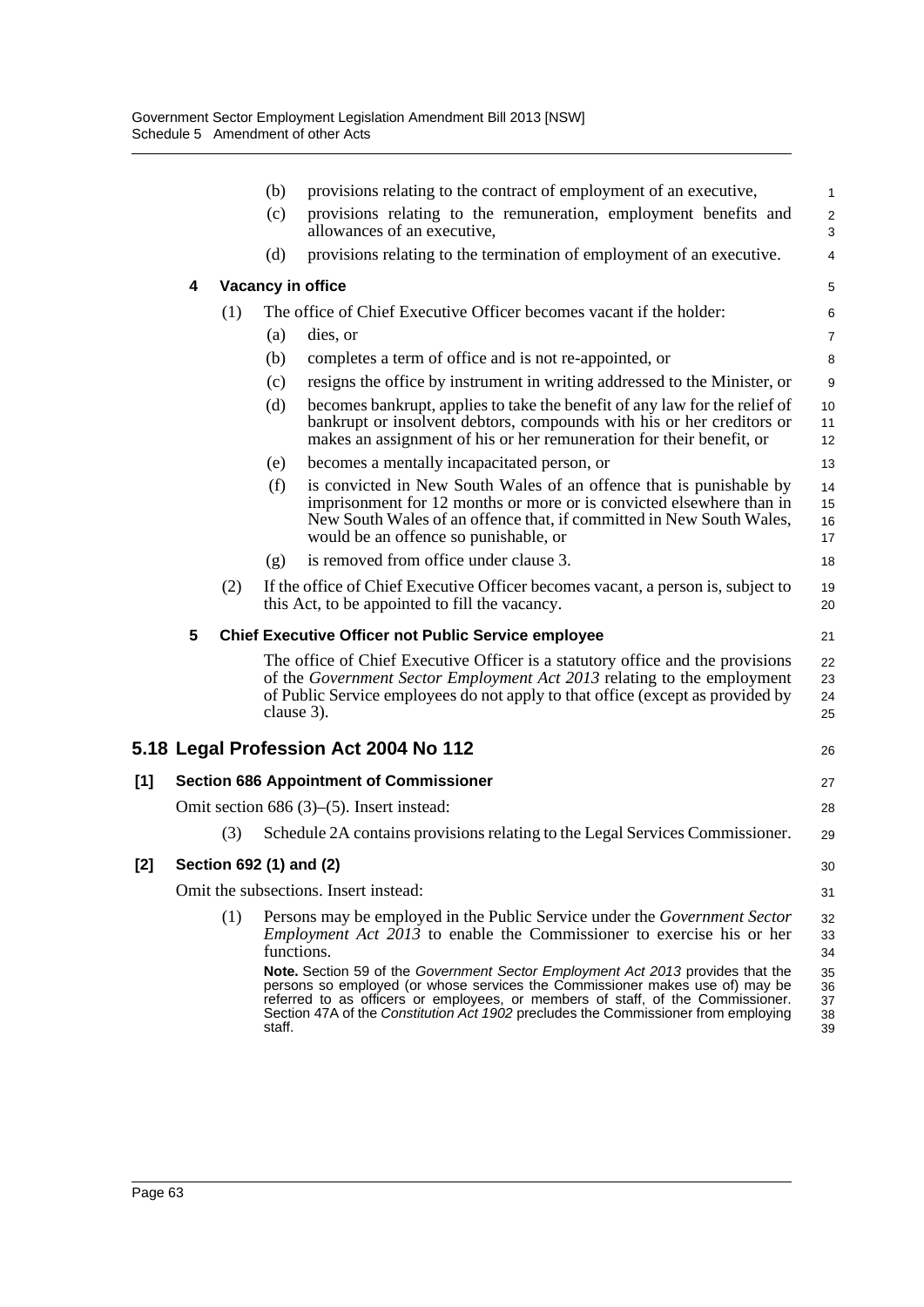(b) provisions relating to the contract of employment of an executive,

(c) provisions relating to the remuneration, employment benefits and allowances of an executive,

(d) provisions relating to the termination of employment of an executive.

**4 Vacancy in office**

(1) The office of Chief Executive Officer becomes vacant if the holder:

(a) dies, or

(b) completes a term of office and is not re-appointed, or

(c) resigns the office by instrument in writing addressed to the Minister, or

(d) becomes bankrupt, applies to take the benefit of any law for the relief of bankrupt or insolvent debtors, compounds with his or her creditors or makes an assignment of his or her remuneration for their benefit, or

(e) becomes a mentally incapacitated person, or

(f) is convicted in New South Wales of an offence that is punishable by imprisonment for 12 months or more or is convicted elsewhere than in New South Wales of an offence that, if committed in New South Wales, would be an offence so punishable, or

(g) is removed from office under clause 3.

(2) If the office of Chief Executive Officer becomes vacant, a person is, subject to this Act, to be appointed to fill the vacancy.

**5 Chief Executive Officer not Public Service employee**

The office of Chief Executive Officer is a statutory office and the provisions of the *Government Sector Employment Act 2013* relating to the employment of Public Service employees do not apply to that office (except as provided by clause 3).

## 5.18 Legal Profession Act 2004 No 112

**[1] Section 686 Appointment of Commissioner**

Omit section 686 (3)–(5). Insert instead:

(3) Schedule 2A contains provisions relating to the Legal Services Commissioner.

**[2] Section 692 (1) and (2)**

Omit the subsections. Insert instead:

(1) Persons may be employed in the Public Service under the *Government Sector Employment Act 2013* to enable the Commissioner to exercise his or her functions.

**Note.** Section 59 of the *Government Sector Employment Act 2013* provides that the persons so employed (or whose services the Commissioner makes use of) may be referred to as officers or employees, or members of staff, of the Commissioner. Section 47A of the *Constitution Act 1902* precludes the Commissioner from employing staff.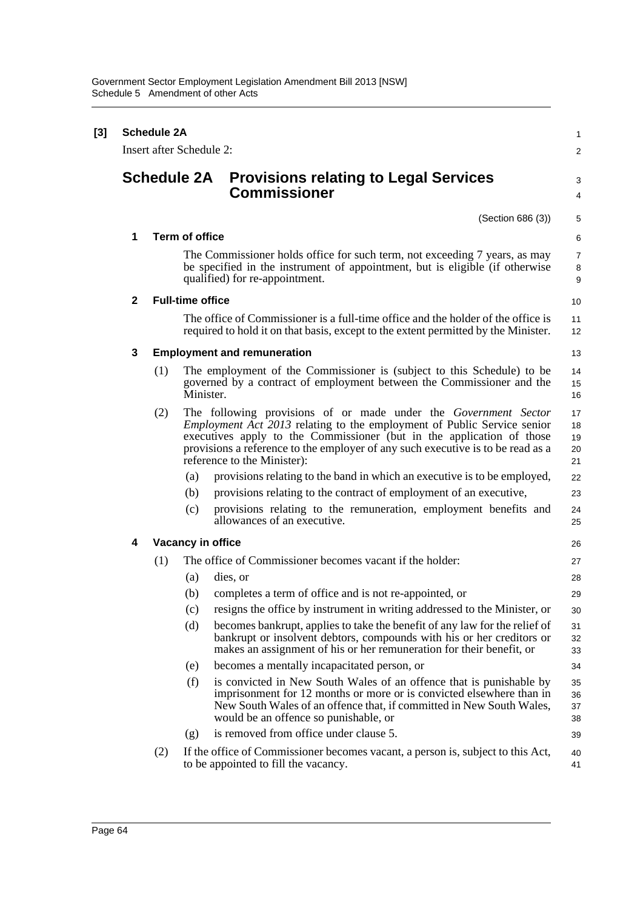**[3] Schedule 2A**

Insert after Schedule 2:

## Schedule 2A Provisions relating to Legal Services Commissioner

(Section 686 (3))

### 1 Term of office

The Commissioner holds office for such term, not exceeding 7 years, as may be specified in the instrument of appointment, but is eligible (if otherwise qualified) for re-appointment.

### 2 Full-time office

The office of Commissioner is a full-time office and the holder of the office is required to hold it on that basis, except to the extent permitted by the Minister.

### 3 Employment and remuneration

(1) The employment of the Commissioner is (subject to this Schedule) to be governed by a contract of employment between the Commissioner and the Minister.

(2) The following provisions of or made under the *Government Sector Employment Act 2013* relating to the employment of Public Service senior executives apply to the Commissioner (but in the application of those provisions a reference to the employer of any such executive is to be read as a reference to the Minister):

- (a) provisions relating to the band in which an executive is to be employed,
- (b) provisions relating to the contract of employment of an executive,
- (c) provisions relating to the remuneration, employment benefits and allowances of an executive.

### 4 Vacancy in office

(1) The office of Commissioner becomes vacant if the holder:

- (a) dies, or
- (b) completes a term of office and is not re-appointed, or
- (c) resigns the office by instrument in writing addressed to the Minister, or
- (d) becomes bankrupt, applies to take the benefit of any law for the relief of bankrupt or insolvent debtors, compounds with his or her creditors or makes an assignment of his or her remuneration for their benefit, or
- (e) becomes a mentally incapacitated person, or
- (f) is convicted in New South Wales of an offence that is punishable by imprisonment for 12 months or more or is convicted elsewhere than in New South Wales of an offence that, if committed in New South Wales, would be an offence so punishable, or
- (g) is removed from office under clause 5.

(2) If the office of Commissioner becomes vacant, a person is, subject to this Act, to be appointed to fill the vacancy.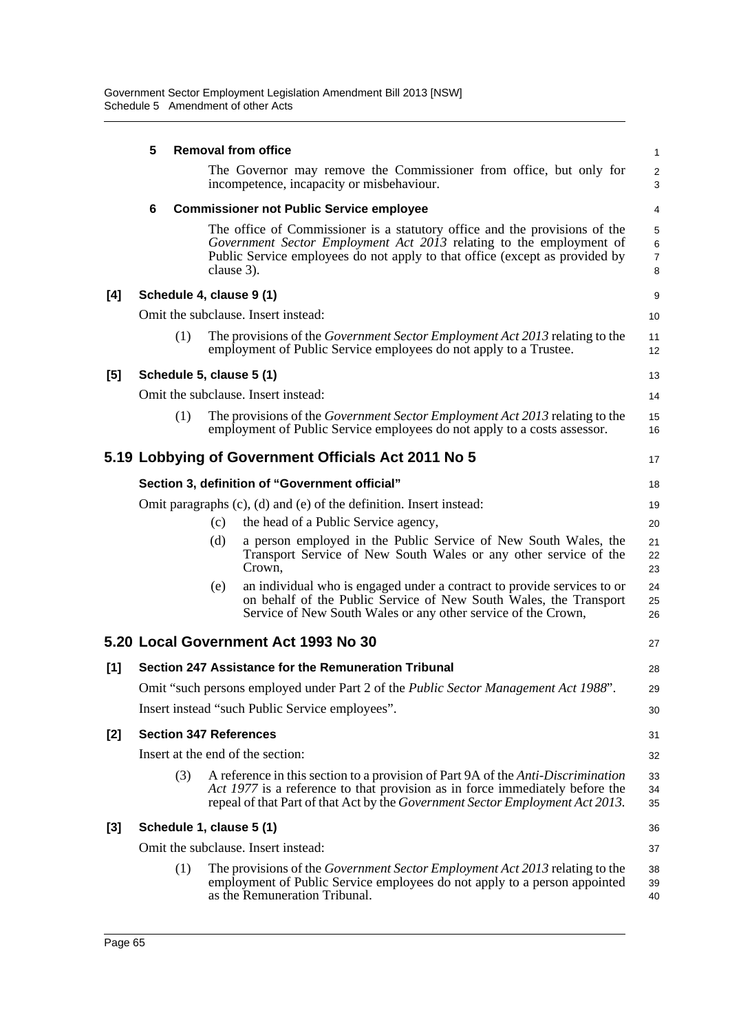**5 Removal from office**

The Governor may remove the Commissioner from office, but only for incompetence, incapacity or misbehaviour.

**6 Commissioner not Public Service employee**

The office of Commissioner is a statutory office and the provisions of the *Government Sector Employment Act 2013* relating to the employment of Public Service employees do not apply to that office (except as provided by clause 3).

**[4] Schedule 4, clause 9 (1)**

Omit the subclause. Insert instead:

(1) The provisions of the *Government Sector Employment Act 2013* relating to the employment of Public Service employees do not apply to a Trustee.

**[5] Schedule 5, clause 5 (1)**

Omit the subclause. Insert instead:

(1) The provisions of the *Government Sector Employment Act 2013* relating to the employment of Public Service employees do not apply to a costs assessor.

## 5.19 Lobbying of Government Officials Act 2011 No 5

**Section 3, definition of "Government official"**

Omit paragraphs (c), (d) and (e) of the definition. Insert instead:

(c) the head of a Public Service agency,

(d) a person employed in the Public Service of New South Wales, the Transport Service of New South Wales or any other service of the Crown,

(e) an individual who is engaged under a contract to provide services to or on behalf of the Public Service of New South Wales, the Transport Service of New South Wales or any other service of the Crown,

## 5.20 Local Government Act 1993 No 30

**[1] Section 247 Assistance for the Remuneration Tribunal**

Omit "such persons employed under Part 2 of the *Public Sector Management Act 1988*".

Insert instead "such Public Service employees".

**[2] Section 347 References**

Insert at the end of the section:

(3) A reference in this section to a provision of Part 9A of the *Anti-Discrimination Act 1977* is a reference to that provision as in force immediately before the repeal of that Part of that Act by the *Government Sector Employment Act 2013*.

**[3] Schedule 1, clause 5 (1)**

Omit the subclause. Insert instead:

(1) The provisions of the *Government Sector Employment Act 2013* relating to the employment of Public Service employees do not apply to a person appointed as the Remuneration Tribunal.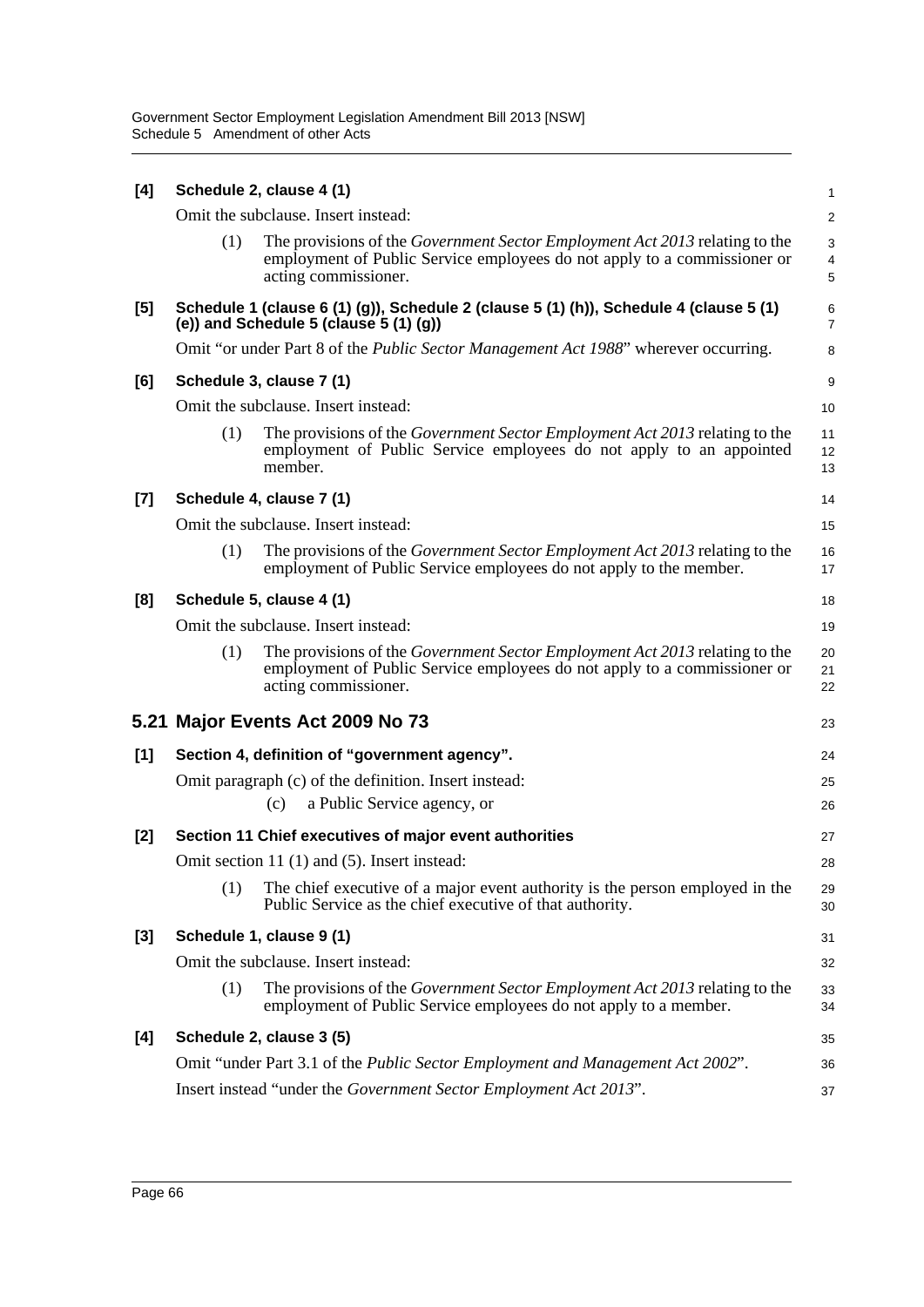**[4] Schedule 2, clause 4 (1)**

Omit the subclause. Insert instead:

(1) The provisions of the *Government Sector Employment Act 2013* relating to the employment of Public Service employees do not apply to a commissioner or acting commissioner.

**[5] Schedule 1 (clause 6 (1) (g)), Schedule 2 (clause 5 (1) (h)), Schedule 4 (clause 5 (1) (e)) and Schedule 5 (clause 5 (1) (g))**

Omit "or under Part 8 of the *Public Sector Management Act 1988*" wherever occurring.

**[6] Schedule 3, clause 7 (1)**

Omit the subclause. Insert instead:

(1) The provisions of the *Government Sector Employment Act 2013* relating to the employment of Public Service employees do not apply to an appointed member.

**[7] Schedule 4, clause 7 (1)**

Omit the subclause. Insert instead:

(1) The provisions of the *Government Sector Employment Act 2013* relating to the employment of Public Service employees do not apply to the member.

**[8] Schedule 5, clause 4 (1)**

Omit the subclause. Insert instead:

(1) The provisions of the *Government Sector Employment Act 2013* relating to the employment of Public Service employees do not apply to a commissioner or acting commissioner.

## 5.21 Major Events Act 2009 No 73

**[1] Section 4, definition of "government agency".**

Omit paragraph (c) of the definition. Insert instead:

(c) a Public Service agency, or

**[2] Section 11 Chief executives of major event authorities**

Omit section 11 (1) and (5). Insert instead:

(1) The chief executive of a major event authority is the person employed in the Public Service as the chief executive of that authority.

**[3] Schedule 1, clause 9 (1)**

Omit the subclause. Insert instead:

(1) The provisions of the *Government Sector Employment Act 2013* relating to the employment of Public Service employees do not apply to a member.

**[4] Schedule 2, clause 3 (5)**

Omit "under Part 3.1 of the *Public Sector Employment and Management Act 2002*".

Insert instead "under the *Government Sector Employment Act 2013*".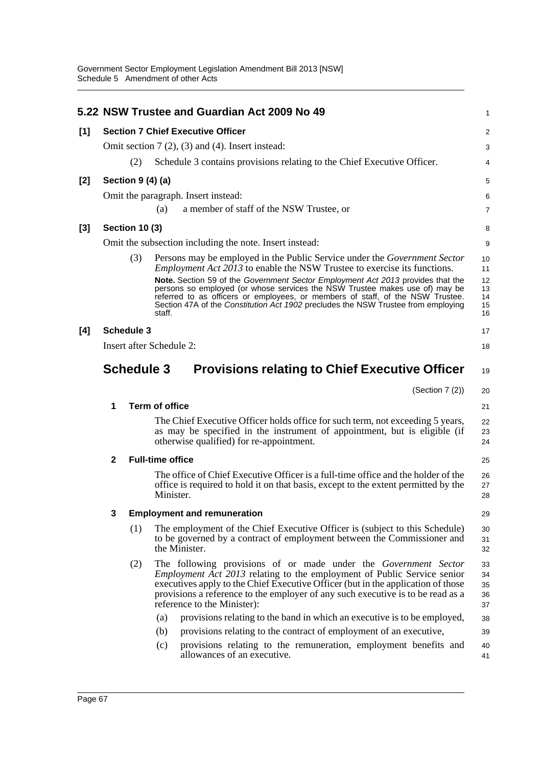## 5.22 NSW Trustee and Guardian Act 2009 No 49

**[1] Section 7 Chief Executive Officer**

Omit section 7 (2), (3) and (4). Insert instead:

(2) Schedule 3 contains provisions relating to the Chief Executive Officer.

**[2] Section 9 (4) (a)**

Omit the paragraph. Insert instead:

(a) a member of staff of the NSW Trustee, or

**[3] Section 10 (3)**

Omit the subsection including the note. Insert instead:

(3) Persons may be employed in the Public Service under the *Government Sector Employment Act 2013* to enable the NSW Trustee to exercise its functions.

**Note.** Section 59 of the *Government Sector Employment Act 2013* provides that the persons so employed (or whose services the NSW Trustee makes use of) may be referred to as officers or employees, or members of staff, of the NSW Trustee. Section 47A of the *Constitution Act 1902* precludes the NSW Trustee from employing staff.

**[4] Schedule 3**

Insert after Schedule 2:

## Schedule 3 Provisions relating to Chief Executive Officer

(Section 7 (2))

**1 Term of office**

The Chief Executive Officer holds office for such term, not exceeding 5 years, as may be specified in the instrument of appointment, but is eligible (if otherwise qualified) for re-appointment.

**2 Full-time office**

The office of Chief Executive Officer is a full-time office and the holder of the office is required to hold it on that basis, except to the extent permitted by the Minister.

**3 Employment and remuneration**

(1) The employment of the Chief Executive Officer is (subject to this Schedule) to be governed by a contract of employment between the Commissioner and the Minister.

(2) The following provisions of or made under the *Government Sector Employment Act 2013* relating to the employment of Public Service senior executives apply to the Chief Executive Officer (but in the application of those provisions a reference to the employer of any such executive is to be read as a reference to the Minister):

(a) provisions relating to the band in which an executive is to be employed,

(b) provisions relating to the contract of employment of an executive,

(c) provisions relating to the remuneration, employment benefits and allowances of an executive.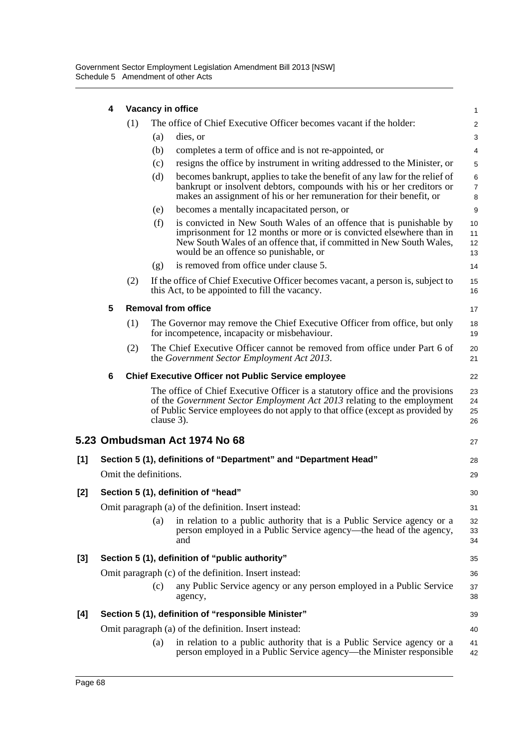**4 Vacancy in office**

(1) The office of Chief Executive Officer becomes vacant if the holder:

(a) dies, or

(b) completes a term of office and is not re-appointed, or

(c) resigns the office by instrument in writing addressed to the Minister, or

(d) becomes bankrupt, applies to take the benefit of any law for the relief of bankrupt or insolvent debtors, compounds with his or her creditors or makes an assignment of his or her remuneration for their benefit, or

(e) becomes a mentally incapacitated person, or

(f) is convicted in New South Wales of an offence that is punishable by imprisonment for 12 months or more or is convicted elsewhere than in New South Wales of an offence that, if committed in New South Wales, would be an offence so punishable, or

(g) is removed from office under clause 5.

(2) If the office of Chief Executive Officer becomes vacant, a person is, subject to this Act, to be appointed to fill the vacancy.

**5 Removal from office**

(1) The Governor may remove the Chief Executive Officer from office, but only for incompetence, incapacity or misbehaviour.

(2) The Chief Executive Officer cannot be removed from office under Part 6 of the *Government Sector Employment Act 2013*.

**6 Chief Executive Officer not Public Service employee**

The office of Chief Executive Officer is a statutory office and the provisions of the *Government Sector Employment Act 2013* relating to the employment of Public Service employees do not apply to that office (except as provided by clause 3).

## 5.23 Ombudsman Act 1974 No 68

**[1] Section 5 (1), definitions of "Department" and "Department Head"**

Omit the definitions.

**[2] Section 5 (1), definition of "head"**

Omit paragraph (a) of the definition. Insert instead:

(a) in relation to a public authority that is a Public Service agency or a person employed in a Public Service agency—the head of the agency, and

**[3] Section 5 (1), definition of "public authority"**

Omit paragraph (c) of the definition. Insert instead:

(c) any Public Service agency or any person employed in a Public Service agency,

**[4] Section 5 (1), definition of "responsible Minister"**

Omit paragraph (a) of the definition. Insert instead:

(a) in relation to a public authority that is a Public Service agency or a person employed in a Public Service agency—the Minister responsible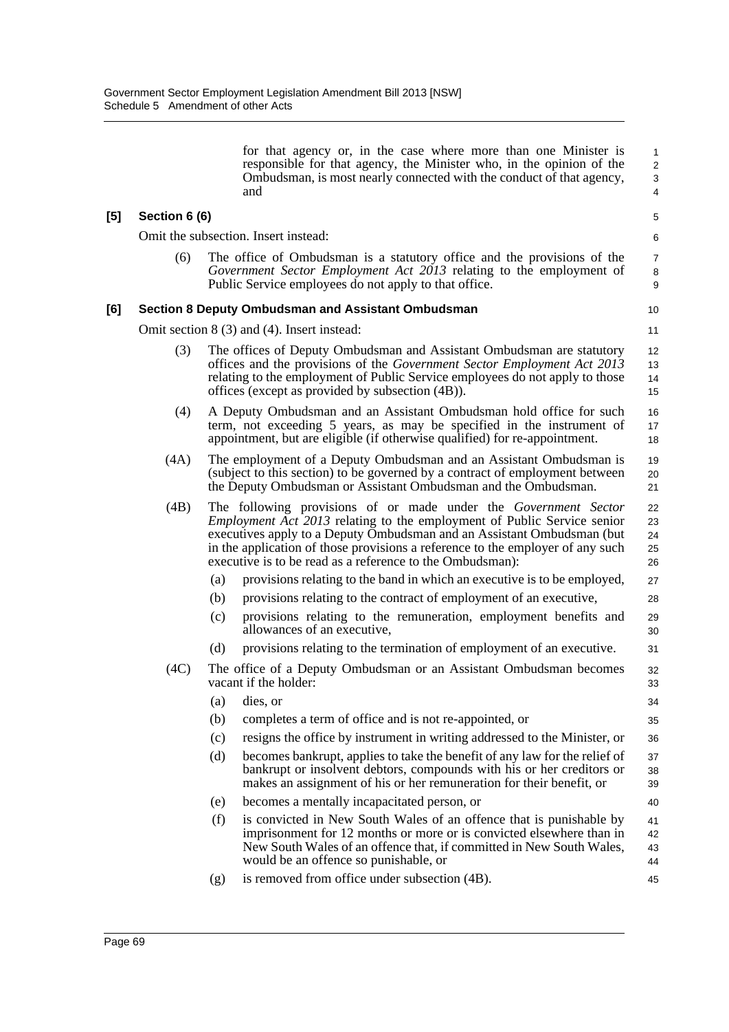for that agency or, in the case where more than one Minister is responsible for that agency, the Minister who, in the opinion of the Ombudsman, is most nearly connected with the conduct of that agency, and

**[5] Section 6 (6)**

Omit the subsection. Insert instead:

(6) The office of Ombudsman is a statutory office and the provisions of the *Government Sector Employment Act 2013* relating to the employment of Public Service employees do not apply to that office.

**[6] Section 8 Deputy Ombudsman and Assistant Ombudsman**

Omit section 8 (3) and (4). Insert instead:

(3) The offices of Deputy Ombudsman and Assistant Ombudsman are statutory offices and the provisions of the *Government Sector Employment Act 2013* relating to the employment of Public Service employees do not apply to those offices (except as provided by subsection (4B)).

(4) A Deputy Ombudsman and an Assistant Ombudsman hold office for such term, not exceeding 5 years, as may be specified in the instrument of appointment, but are eligible (if otherwise qualified) for re-appointment.

(4A) The employment of a Deputy Ombudsman and an Assistant Ombudsman is (subject to this section) to be governed by a contract of employment between the Deputy Ombudsman or Assistant Ombudsman and the Ombudsman.

(4B) The following provisions of or made under the *Government Sector Employment Act 2013* relating to the employment of Public Service senior executives apply to a Deputy Ombudsman and an Assistant Ombudsman (but in the application of those provisions a reference to the employer of any such executive is to be read as a reference to the Ombudsman):

- (a) provisions relating to the band in which an executive is to be employed,
- (b) provisions relating to the contract of employment of an executive,
- (c) provisions relating to the remuneration, employment benefits and allowances of an executive,
- (d) provisions relating to the termination of employment of an executive.

(4C) The office of a Deputy Ombudsman or an Assistant Ombudsman becomes vacant if the holder:

- (a) dies, or
- (b) completes a term of office and is not re-appointed, or
- (c) resigns the office by instrument in writing addressed to the Minister, or
- (d) becomes bankrupt, applies to take the benefit of any law for the relief of bankrupt or insolvent debtors, compounds with his or her creditors or makes an assignment of his or her remuneration for their benefit, or
- (e) becomes a mentally incapacitated person, or
- (f) is convicted in New South Wales of an offence that is punishable by imprisonment for 12 months or more or is convicted elsewhere than in New South Wales of an offence that, if committed in New South Wales, would be an offence so punishable, or
- (g) is removed from office under subsection (4B).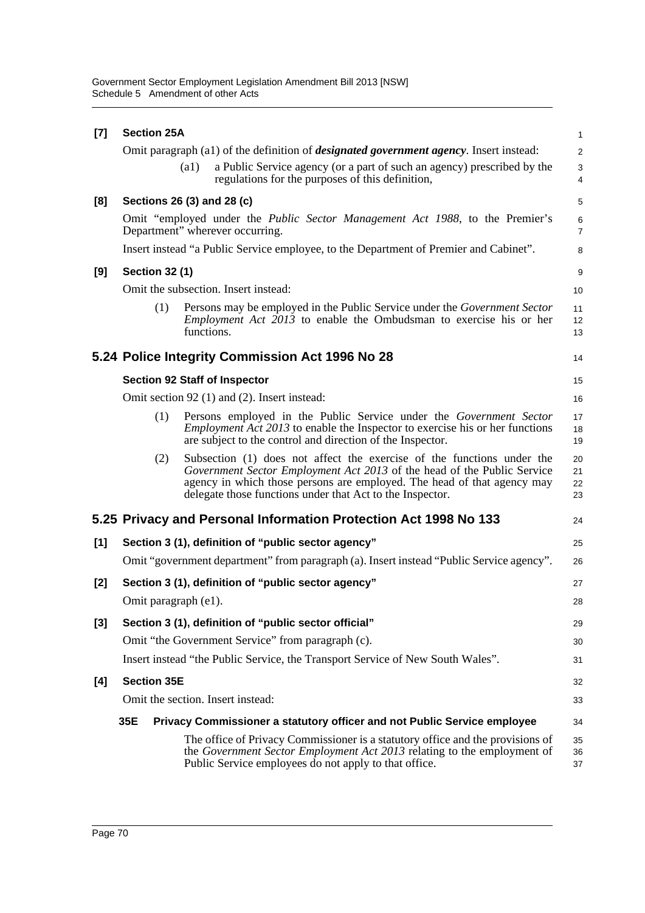**[7] Section 25A**

Omit paragraph (a1) of the definition of ***designated government agency***. Insert instead:

(a1) a Public Service agency (or a part of such an agency) prescribed by the regulations for the purposes of this definition,

**[8] Sections 26 (3) and 28 (c)**

Omit "employed under the *Public Sector Management Act 1988*, to the Premier's Department" wherever occurring.

Insert instead "a Public Service employee, to the Department of Premier and Cabinet".

**[9] Section 32 (1)**

Omit the subsection. Insert instead:

(1) Persons may be employed in the Public Service under the *Government Sector Employment Act 2013* to enable the Ombudsman to exercise his or her functions.

## 5.24 Police Integrity Commission Act 1996 No 28

**Section 92 Staff of Inspector**

Omit section 92 (1) and (2). Insert instead:

(1) Persons employed in the Public Service under the *Government Sector Employment Act 2013* to enable the Inspector to exercise his or her functions are subject to the control and direction of the Inspector.

(2) Subsection (1) does not affect the exercise of the functions under the *Government Sector Employment Act 2013* of the head of the Public Service agency in which those persons are employed. The head of that agency may delegate those functions under that Act to the Inspector.

## 5.25 Privacy and Personal Information Protection Act 1998 No 133

**[1] Section 3 (1), definition of "public sector agency"**

Omit "government department" from paragraph (a). Insert instead "Public Service agency".

**[2] Section 3 (1), definition of "public sector agency"**

Omit paragraph (e1).

**[3] Section 3 (1), definition of "public sector official"**

Omit "the Government Service" from paragraph (c).

Insert instead "the Public Service, the Transport Service of New South Wales".

**[4] Section 35E**

Omit the section. Insert instead:

**35E Privacy Commissioner a statutory officer and not Public Service employee**

The office of Privacy Commissioner is a statutory office and the provisions of the *Government Sector Employment Act 2013* relating to the employment of Public Service employees do not apply to that office.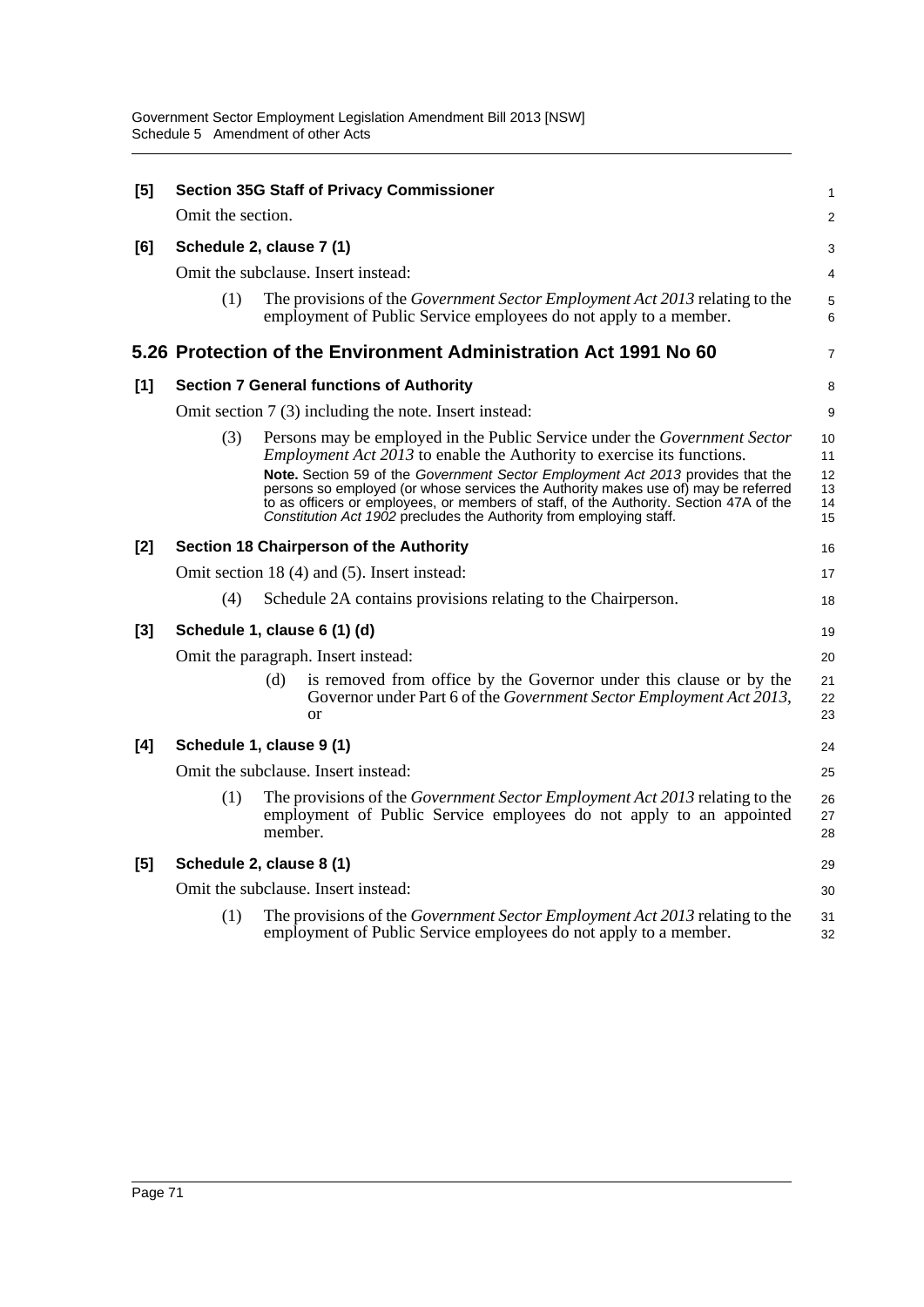**[5] Section 35G Staff of Privacy Commissioner**

Omit the section.

**[6] Schedule 2, clause 7 (1)**

Omit the subclause. Insert instead:

(1) The provisions of the *Government Sector Employment Act 2013* relating to the employment of Public Service employees do not apply to a member.

## 5.26 Protection of the Environment Administration Act 1991 No 60

**[1] Section 7 General functions of Authority**

Omit section 7 (3) including the note. Insert instead:

(3) Persons may be employed in the Public Service under the *Government Sector Employment Act 2013* to enable the Authority to exercise its functions.

**Note.** Section 59 of the *Government Sector Employment Act 2013* provides that the persons so employed (or whose services the Authority makes use of) may be referred to as officers or employees, or members of staff, of the Authority. Section 47A of the *Constitution Act 1902* precludes the Authority from employing staff.

**[2] Section 18 Chairperson of the Authority**

Omit section 18 (4) and (5). Insert instead:

(4) Schedule 2A contains provisions relating to the Chairperson.

**[3] Schedule 1, clause 6 (1) (d)**

Omit the paragraph. Insert instead:

(d) is removed from office by the Governor under this clause or by the Governor under Part 6 of the *Government Sector Employment Act 2013*, or

**[4] Schedule 1, clause 9 (1)**

Omit the subclause. Insert instead:

(1) The provisions of the *Government Sector Employment Act 2013* relating to the employment of Public Service employees do not apply to an appointed member.

**[5] Schedule 2, clause 8 (1)**

Omit the subclause. Insert instead:

(1) The provisions of the *Government Sector Employment Act 2013* relating to the employment of Public Service employees do not apply to a member.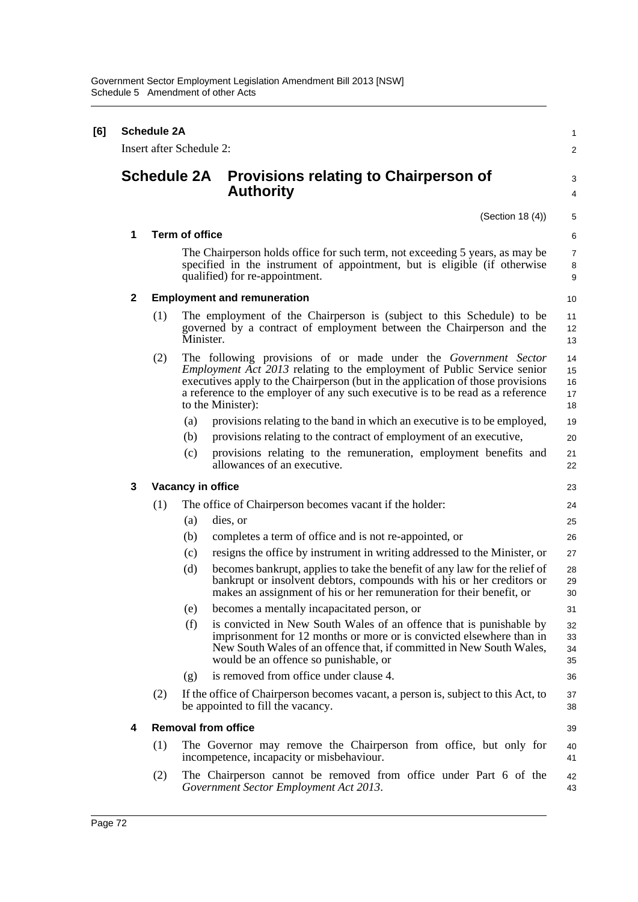**[6] Schedule 2A**

Insert after Schedule 2:

## Schedule 2A Provisions relating to Chairperson of Authority

(Section 18 (4))

### 1 Term of office

The Chairperson holds office for such term, not exceeding 5 years, as may be specified in the instrument of appointment, but is eligible (if otherwise qualified) for re-appointment.

### 2 Employment and remuneration

(1) The employment of the Chairperson is (subject to this Schedule) to be governed by a contract of employment between the Chairperson and the Minister.

(2) The following provisions of or made under the *Government Sector Employment Act 2013* relating to the employment of Public Service senior executives apply to the Chairperson (but in the application of those provisions a reference to the employer of any such executive is to be read as a reference to the Minister):

- (a) provisions relating to the band in which an executive is to be employed,
- (b) provisions relating to the contract of employment of an executive,
- (c) provisions relating to the remuneration, employment benefits and allowances of an executive.

### 3 Vacancy in office

(1) The office of Chairperson becomes vacant if the holder:

- (a) dies, or
- (b) completes a term of office and is not re-appointed, or
- (c) resigns the office by instrument in writing addressed to the Minister, or
- (d) becomes bankrupt, applies to take the benefit of any law for the relief of bankrupt or insolvent debtors, compounds with his or her creditors or makes an assignment of his or her remuneration for their benefit, or
- (e) becomes a mentally incapacitated person, or
- (f) is convicted in New South Wales of an offence that is punishable by imprisonment for 12 months or more or is convicted elsewhere than in New South Wales of an offence that, if committed in New South Wales, would be an offence so punishable, or
- (g) is removed from office under clause 4.

(2) If the office of Chairperson becomes vacant, a person is, subject to this Act, to be appointed to fill the vacancy.

### 4 Removal from office

(1) The Governor may remove the Chairperson from office, but only for incompetence, incapacity or misbehaviour.

(2) The Chairperson cannot be removed from office under Part 6 of the *Government Sector Employment Act 2013*.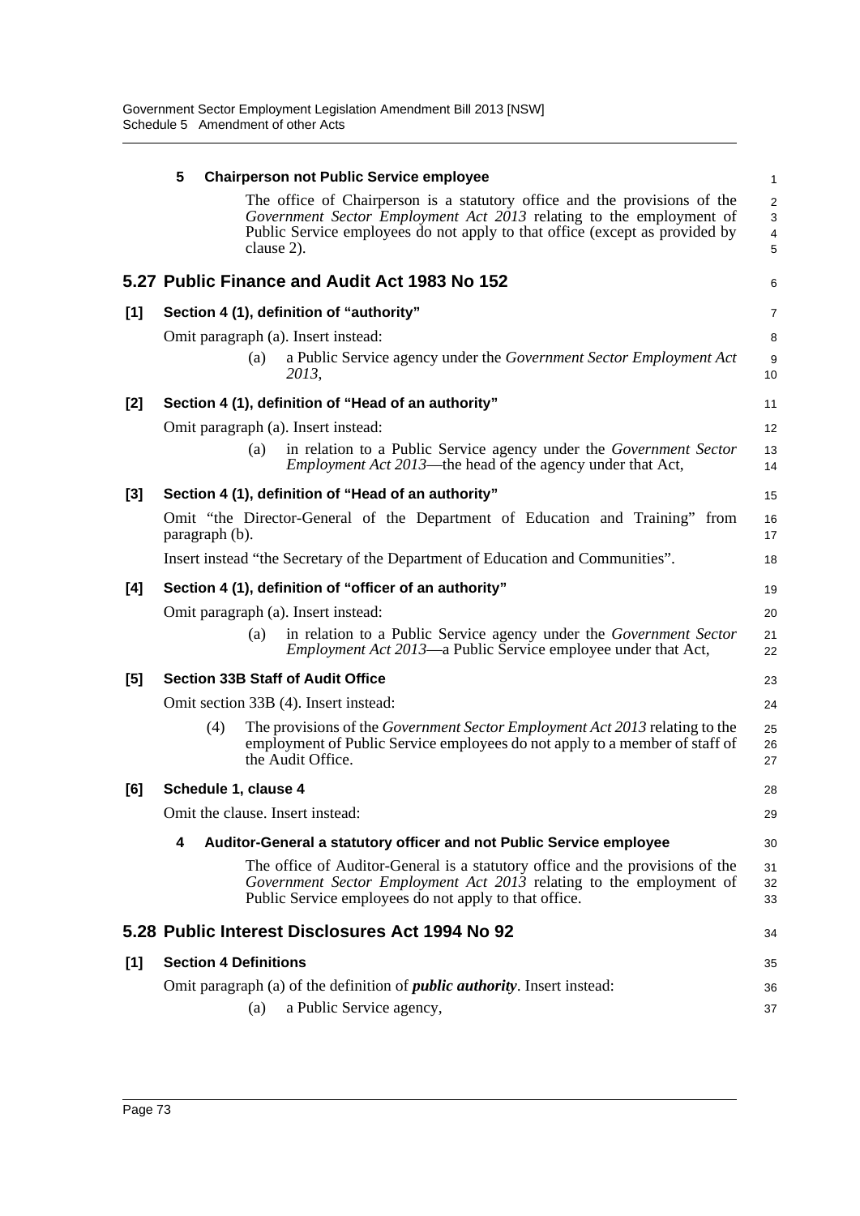**5 Chairperson not Public Service employee**

The office of Chairperson is a statutory office and the provisions of the *Government Sector Employment Act 2013* relating to the employment of Public Service employees do not apply to that office (except as provided by clause 2).

## 5.27 Public Finance and Audit Act 1983 No 152

**[1] Section 4 (1), definition of "authority"**

Omit paragraph (a). Insert instead:

(a) a Public Service agency under the *Government Sector Employment Act 2013*,

**[2] Section 4 (1), definition of "Head of an authority"**

Omit paragraph (a). Insert instead:

(a) in relation to a Public Service agency under the *Government Sector Employment Act 2013*—the head of the agency under that Act,

**[3] Section 4 (1), definition of "Head of an authority"**

Omit "the Director-General of the Department of Education and Training" from paragraph (b).

Insert instead "the Secretary of the Department of Education and Communities".

**[4] Section 4 (1), definition of "officer of an authority"**

Omit paragraph (a). Insert instead:

(a) in relation to a Public Service agency under the *Government Sector Employment Act 2013*—a Public Service employee under that Act,

**[5] Section 33B Staff of Audit Office**

Omit section 33B (4). Insert instead:

(4) The provisions of the *Government Sector Employment Act 2013* relating to the employment of Public Service employees do not apply to a member of staff of the Audit Office.

**[6] Schedule 1, clause 4**

Omit the clause. Insert instead:

**4 Auditor-General a statutory officer and not Public Service employee**

The office of Auditor-General is a statutory office and the provisions of the *Government Sector Employment Act 2013* relating to the employment of Public Service employees do not apply to that office.

## 5.28 Public Interest Disclosures Act 1994 No 92

**[1] Section 4 Definitions**

Omit paragraph (a) of the definition of ***public authority***. Insert instead:

(a) a Public Service agency,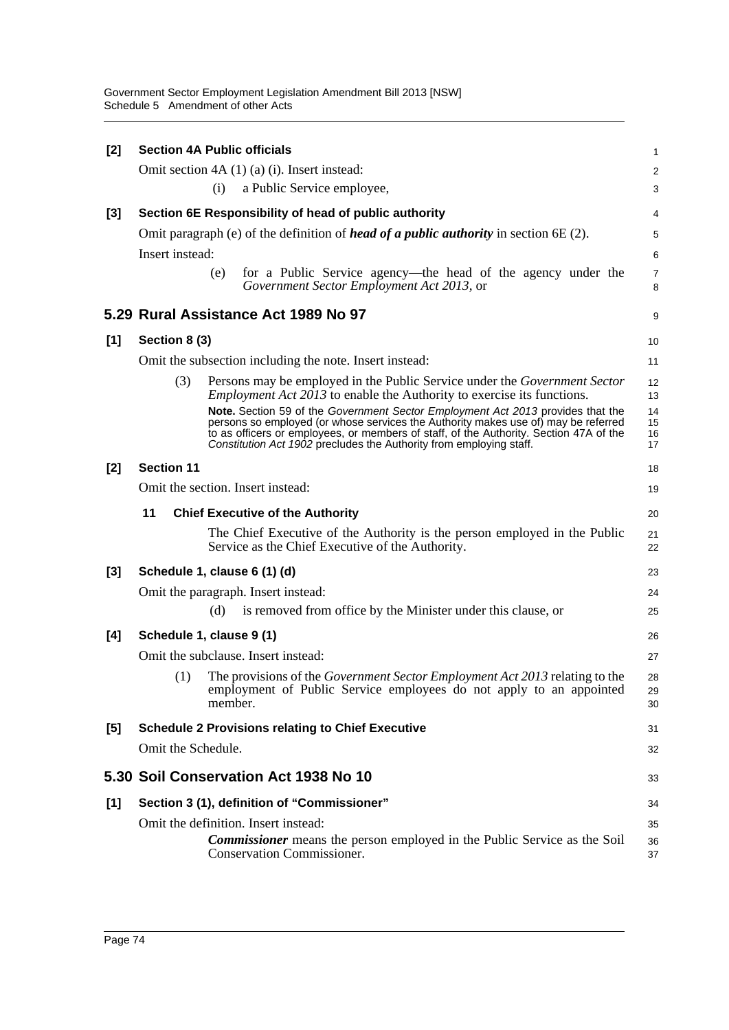**[2] Section 4A Public officials**

Omit section 4A (1) (a) (i). Insert instead:

(i) a Public Service employee,

**[3] Section 6E Responsibility of head of public authority**

Omit paragraph (e) of the definition of ***head of a public authority*** in section 6E (2).

Insert instead:

(e) for a Public Service agency—the head of the agency under the *Government Sector Employment Act 2013*, or

## 5.29 Rural Assistance Act 1989 No 97

**[1] Section 8 (3)**

Omit the subsection including the note. Insert instead:

(3) Persons may be employed in the Public Service under the *Government Sector Employment Act 2013* to enable the Authority to exercise its functions.

**Note.** Section 59 of the *Government Sector Employment Act 2013* provides that the persons so employed (or whose services the Authority makes use of) may be referred to as officers or employees, or members of staff, of the Authority. Section 47A of the *Constitution Act 1902* precludes the Authority from employing staff.

**[2] Section 11**

Omit the section. Insert instead:

**11 Chief Executive of the Authority**

The Chief Executive of the Authority is the person employed in the Public Service as the Chief Executive of the Authority.

**[3] Schedule 1, clause 6 (1) (d)**

Omit the paragraph. Insert instead:

(d) is removed from office by the Minister under this clause, or

**[4] Schedule 1, clause 9 (1)**

Omit the subclause. Insert instead:

(1) The provisions of the *Government Sector Employment Act 2013* relating to the employment of Public Service employees do not apply to an appointed member.

**[5] Schedule 2 Provisions relating to Chief Executive**

Omit the Schedule.

## 5.30 Soil Conservation Act 1938 No 10

**[1] Section 3 (1), definition of "Commissioner"**

Omit the definition. Insert instead:

***Commissioner*** means the person employed in the Public Service as the Soil Conservation Commissioner.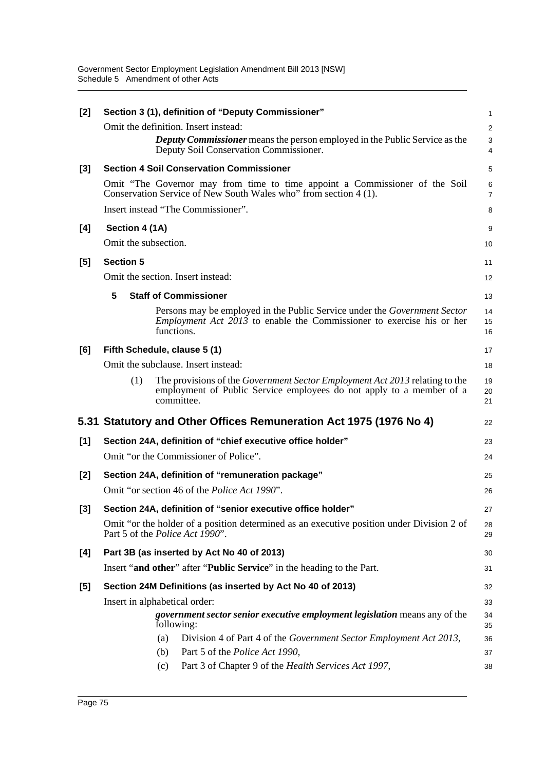**[2] Section 3 (1), definition of "Deputy Commissioner"**

Omit the definition. Insert instead:

> ***Deputy Commissioner*** means the person employed in the Public Service as the Deputy Soil Conservation Commissioner.

**[3] Section 4 Soil Conservation Commissioner**

Omit "The Governor may from time to time appoint a Commissioner of the Soil Conservation Service of New South Wales who" from section 4 (1).

Insert instead "The Commissioner".

**[4] Section 4 (1A)**

Omit the subsection.

**[5] Section 5**

Omit the section. Insert instead:

> **5 Staff of Commissioner**
>
> Persons may be employed in the Public Service under the *Government Sector Employment Act 2013* to enable the Commissioner to exercise his or her functions.

**[6] Fifth Schedule, clause 5 (1)**

Omit the subclause. Insert instead:

> (1) The provisions of the *Government Sector Employment Act 2013* relating to the employment of Public Service employees do not apply to a member of a committee.

## 5.31 Statutory and Other Offices Remuneration Act 1975 (1976 No 4)

**[1] Section 24A, definition of "chief executive office holder"**

Omit "or the Commissioner of Police".

**[2] Section 24A, definition of "remuneration package"**

Omit "or section 46 of the *Police Act 1990*".

**[3] Section 24A, definition of "senior executive office holder"**

Omit "or the holder of a position determined as an executive position under Division 2 of Part 5 of the *Police Act 1990*".

**[4] Part 3B (as inserted by Act No 40 of 2013)**

Insert "**and other**" after "**Public Service**" in the heading to the Part.

**[5] Section 24M Definitions (as inserted by Act No 40 of 2013)**

Insert in alphabetical order:

> ***government sector senior executive employment legislation*** means any of the following:
>
> (a) Division 4 of Part 4 of the *Government Sector Employment Act 2013*,
>
> (b) Part 5 of the *Police Act 1990*,
>
> (c) Part 3 of Chapter 9 of the *Health Services Act 1997*,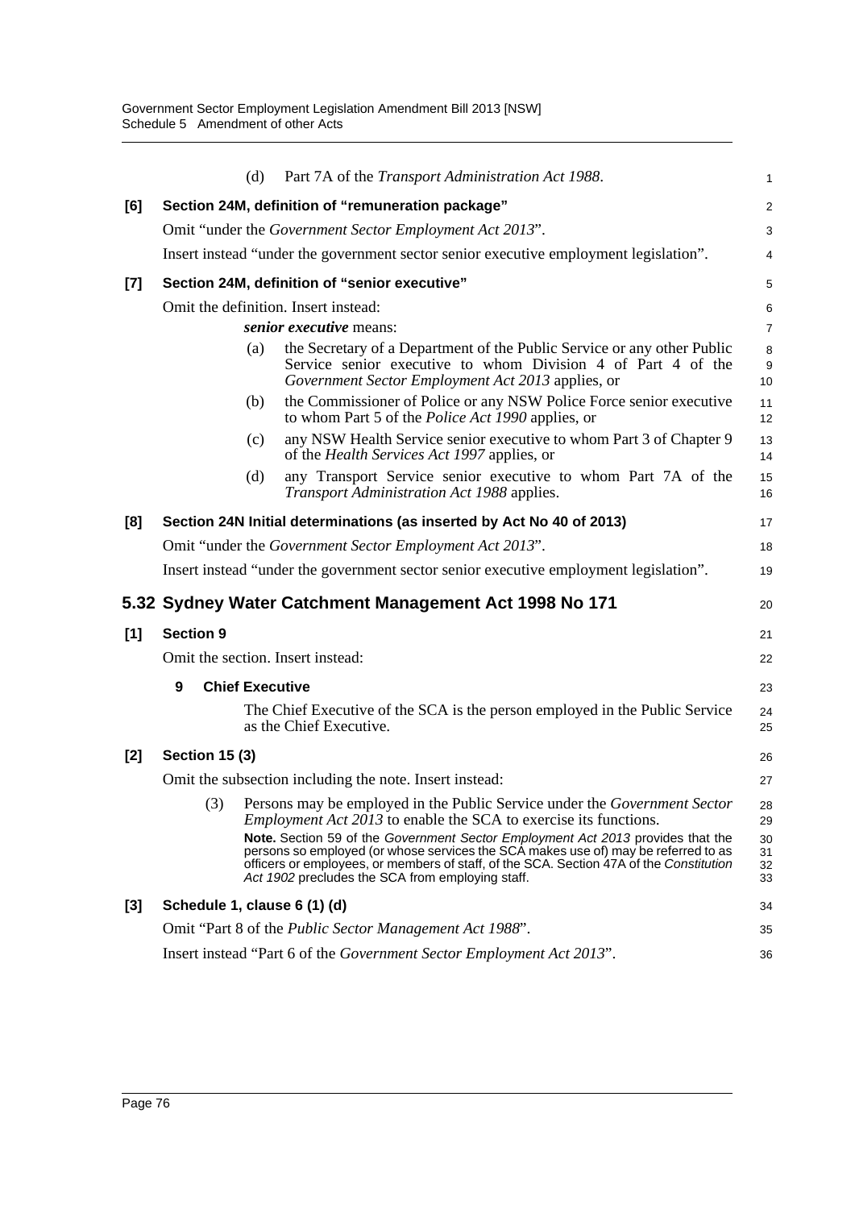(d) Part 7A of the *Transport Administration Act 1988*.

**[6] Section 24M, definition of "remuneration package"**

Omit "under the *Government Sector Employment Act 2013*".

Insert instead "under the government sector senior executive employment legislation".

**[7] Section 24M, definition of "senior executive"**

Omit the definition. Insert instead:

> ***senior executive*** means:
>
> (a) the Secretary of a Department of the Public Service or any other Public Service senior executive to whom Division 4 of Part 4 of the *Government Sector Employment Act 2013* applies, or
>
> (b) the Commissioner of Police or any NSW Police Force senior executive to whom Part 5 of the *Police Act 1990* applies, or
>
> (c) any NSW Health Service senior executive to whom Part 3 of Chapter 9 of the *Health Services Act 1997* applies, or
>
> (d) any Transport Service senior executive to whom Part 7A of the *Transport Administration Act 1988* applies.

**[8] Section 24N Initial determinations (as inserted by Act No 40 of 2013)**

Omit "under the *Government Sector Employment Act 2013*".

Insert instead "under the government sector senior executive employment legislation".

## 5.32 Sydney Water Catchment Management Act 1998 No 171

**[1] Section 9**

Omit the section. Insert instead:

> **9 Chief Executive**
>
> The Chief Executive of the SCA is the person employed in the Public Service as the Chief Executive.

**[2] Section 15 (3)**

Omit the subsection including the note. Insert instead:

> (3) Persons may be employed in the Public Service under the *Government Sector Employment Act 2013* to enable the SCA to exercise its functions.
>
> **Note.** Section 59 of the *Government Sector Employment Act 2013* provides that the persons so employed (or whose services the SCA makes use of) may be referred to as officers or employees, or members of staff, of the SCA. Section 47A of the *Constitution Act 1902* precludes the SCA from employing staff.

**[3] Schedule 1, clause 6 (1) (d)**

Omit "Part 8 of the *Public Sector Management Act 1988*".

Insert instead "Part 6 of the *Government Sector Employment Act 2013*".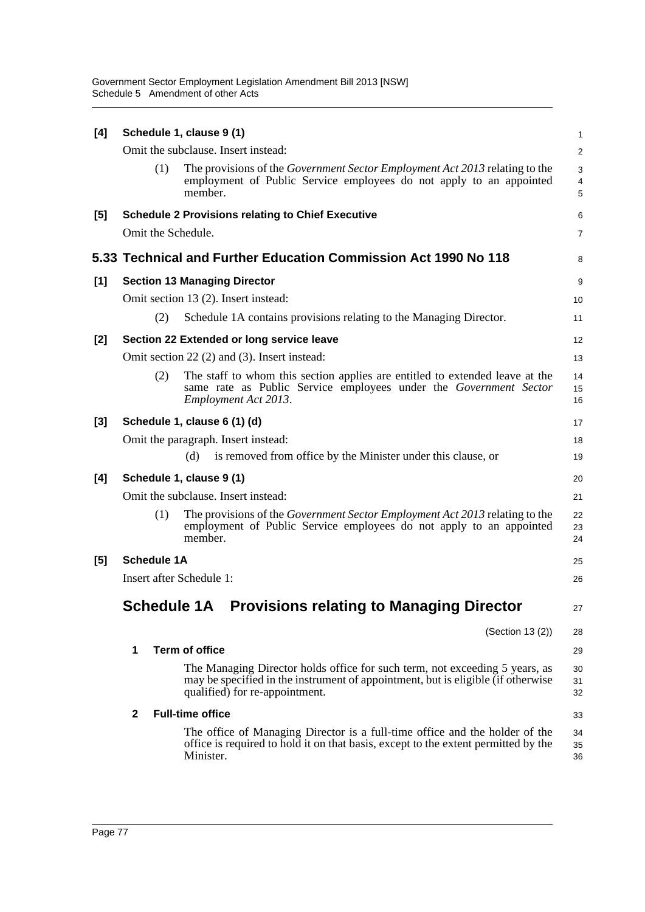**[4] Schedule 1, clause 9 (1)**

Omit the subclause. Insert instead:

(1) The provisions of the *Government Sector Employment Act 2013* relating to the employment of Public Service employees do not apply to an appointed member.

**[5] Schedule 2 Provisions relating to Chief Executive**

Omit the Schedule.

## 5.33 Technical and Further Education Commission Act 1990 No 118

**[1] Section 13 Managing Director**

Omit section 13 (2). Insert instead:

(2) Schedule 1A contains provisions relating to the Managing Director.

**[2] Section 22 Extended or long service leave**

Omit section 22 (2) and (3). Insert instead:

(2) The staff to whom this section applies are entitled to extended leave at the same rate as Public Service employees under the *Government Sector Employment Act 2013*.

**[3] Schedule 1, clause 6 (1) (d)**

Omit the paragraph. Insert instead:

(d) is removed from office by the Minister under this clause, or

**[4] Schedule 1, clause 9 (1)**

Omit the subclause. Insert instead:

(1) The provisions of the *Government Sector Employment Act 2013* relating to the employment of Public Service employees do not apply to an appointed member.

**[5] Schedule 1A**

Insert after Schedule 1:

## Schedule 1A Provisions relating to Managing Director

(Section 13 (2))

**1 Term of office**

The Managing Director holds office for such term, not exceeding 5 years, as may be specified in the instrument of appointment, but is eligible (if otherwise qualified) for re-appointment.

**2 Full-time office**

The office of Managing Director is a full-time office and the holder of the office is required to hold it on that basis, except to the extent permitted by the Minister.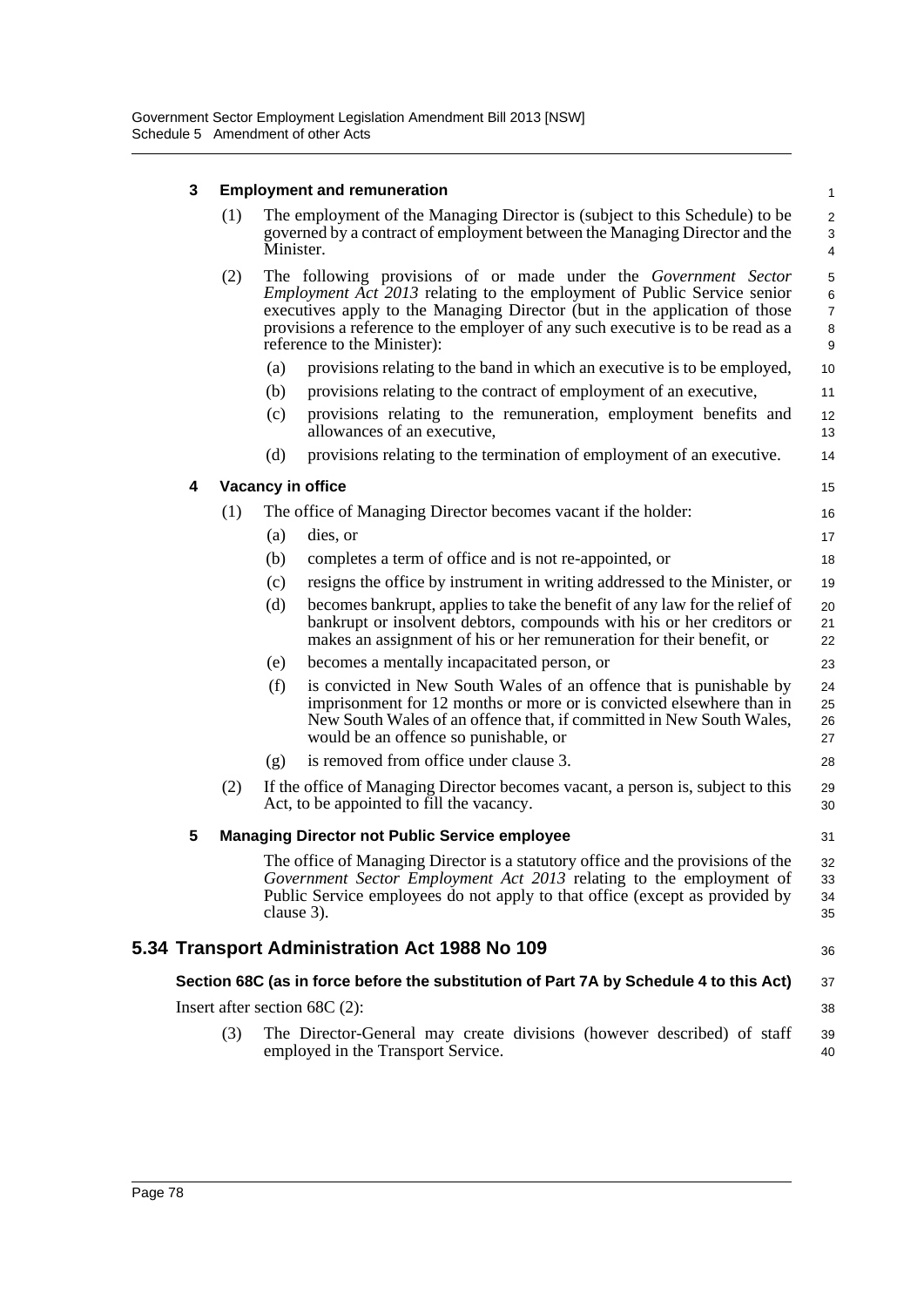### 3 Employment and remuneration

(1) The employment of the Managing Director is (subject to this Schedule) to be governed by a contract of employment between the Managing Director and the Minister.

(2) The following provisions of or made under the *Government Sector Employment Act 2013* relating to the employment of Public Service senior executives apply to the Managing Director (but in the application of those provisions a reference to the employer of any such executive is to be read as a reference to the Minister):

- (a) provisions relating to the band in which an executive is to be employed,
- (b) provisions relating to the contract of employment of an executive,
- (c) provisions relating to the remuneration, employment benefits and allowances of an executive,
- (d) provisions relating to the termination of employment of an executive.

### 4 Vacancy in office

(1) The office of Managing Director becomes vacant if the holder:

- (a) dies, or
- (b) completes a term of office and is not re-appointed, or
- (c) resigns the office by instrument in writing addressed to the Minister, or
- (d) becomes bankrupt, applies to take the benefit of any law for the relief of bankrupt or insolvent debtors, compounds with his or her creditors or makes an assignment of his or her remuneration for their benefit, or
- (e) becomes a mentally incapacitated person, or
- (f) is convicted in New South Wales of an offence that is punishable by imprisonment for 12 months or more or is convicted elsewhere than in New South Wales of an offence that, if committed in New South Wales, would be an offence so punishable, or
- (g) is removed from office under clause 3.

(2) If the office of Managing Director becomes vacant, a person is, subject to this Act, to be appointed to fill the vacancy.

### 5 Managing Director not Public Service employee

The office of Managing Director is a statutory office and the provisions of the *Government Sector Employment Act 2013* relating to the employment of Public Service employees do not apply to that office (except as provided by clause 3).

## 5.34 Transport Administration Act 1988 No 109

**Section 68C (as in force before the substitution of Part 7A by Schedule 4 to this Act)**

Insert after section 68C (2):

(3) The Director-General may create divisions (however described) of staff employed in the Transport Service.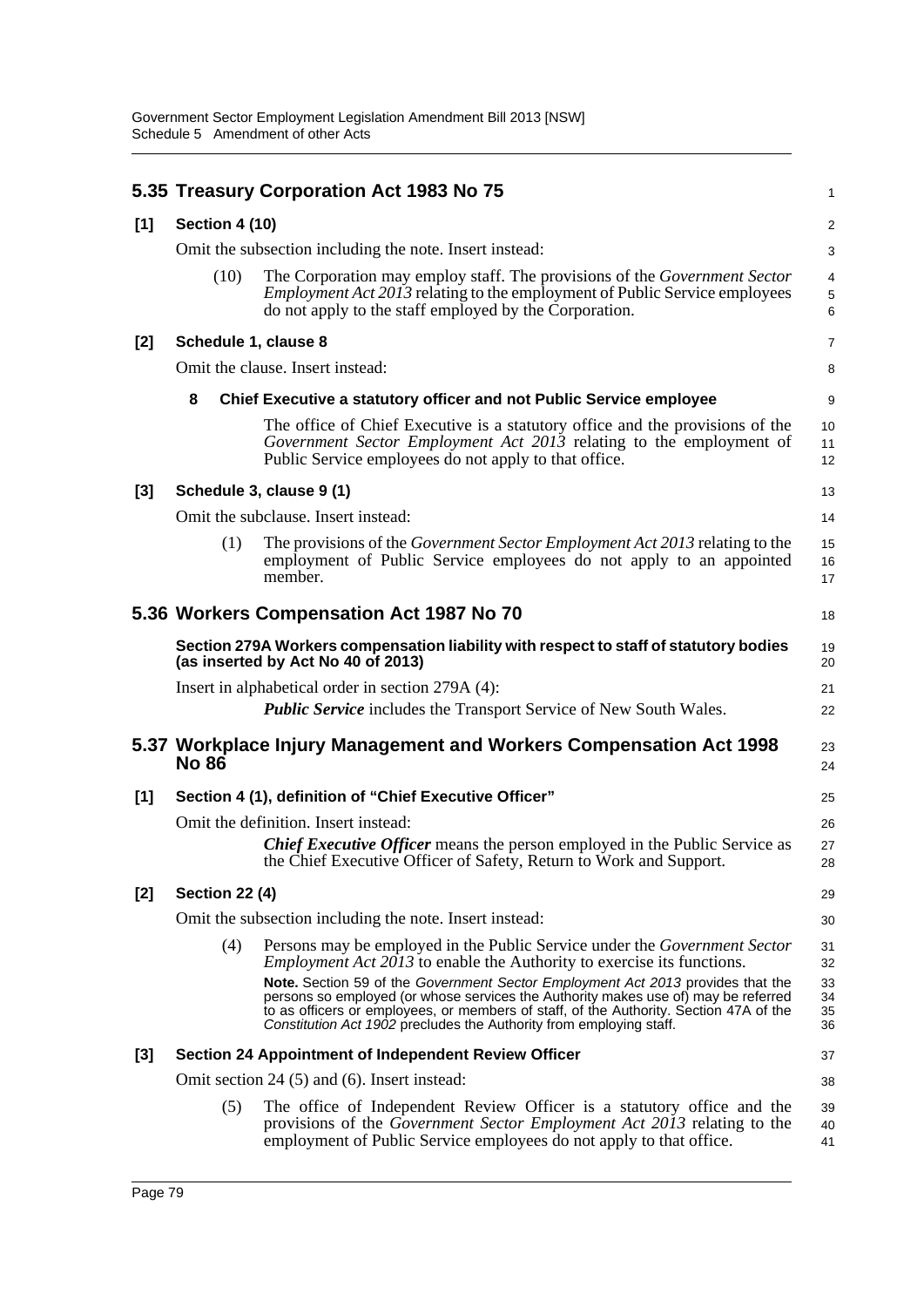## 5.35 Treasury Corporation Act 1983 No 75

**[1] Section 4 (10)**

Omit the subsection including the note. Insert instead:

(10) The Corporation may employ staff. The provisions of the *Government Sector Employment Act 2013* relating to the employment of Public Service employees do not apply to the staff employed by the Corporation.

**[2] Schedule 1, clause 8**

Omit the clause. Insert instead:

**8 Chief Executive a statutory officer and not Public Service employee**

The office of Chief Executive is a statutory office and the provisions of the *Government Sector Employment Act 2013* relating to the employment of Public Service employees do not apply to that office.

**[3] Schedule 3, clause 9 (1)**

Omit the subclause. Insert instead:

(1) The provisions of the *Government Sector Employment Act 2013* relating to the employment of Public Service employees do not apply to an appointed member.

## 5.36 Workers Compensation Act 1987 No 70

**Section 279A Workers compensation liability with respect to staff of statutory bodies (as inserted by Act No 40 of 2013)**

Insert in alphabetical order in section 279A (4):

***Public Service*** includes the Transport Service of New South Wales.

## 5.37 Workplace Injury Management and Workers Compensation Act 1998 No 86

**[1] Section 4 (1), definition of "Chief Executive Officer"**

Omit the definition. Insert instead:

***Chief Executive Officer*** means the person employed in the Public Service as the Chief Executive Officer of Safety, Return to Work and Support.

**[2] Section 22 (4)**

Omit the subsection including the note. Insert instead:

(4) Persons may be employed in the Public Service under the *Government Sector Employment Act 2013* to enable the Authority to exercise its functions.

**Note.** Section 59 of the *Government Sector Employment Act 2013* provides that the persons so employed (or whose services the Authority makes use of) may be referred to as officers or employees, or members of staff, of the Authority. Section 47A of the *Constitution Act 1902* precludes the Authority from employing staff.

**[3] Section 24 Appointment of Independent Review Officer**

Omit section 24 (5) and (6). Insert instead:

(5) The office of Independent Review Officer is a statutory office and the provisions of the *Government Sector Employment Act 2013* relating to the employment of Public Service employees do not apply to that office.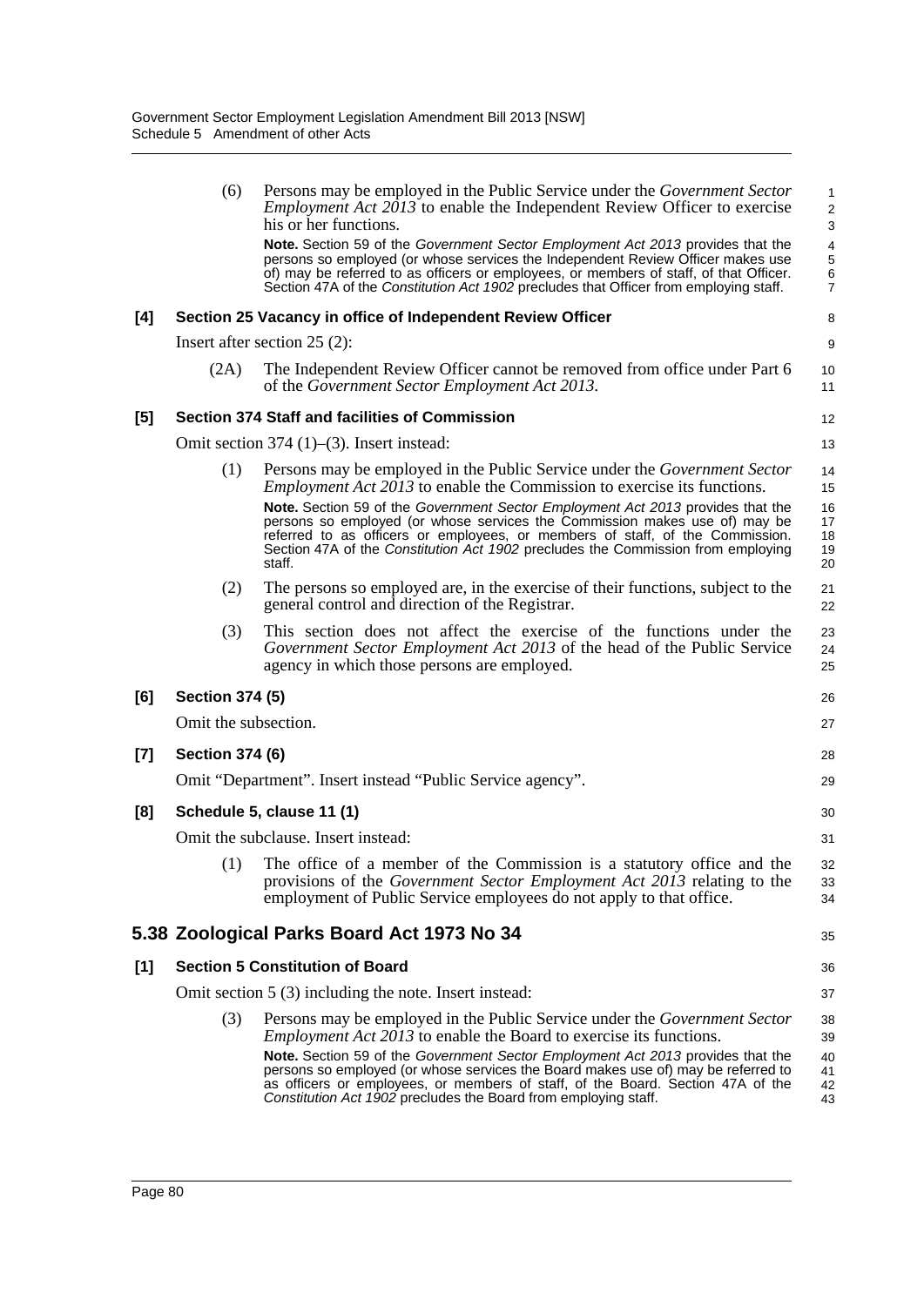(6) Persons may be employed in the Public Service under the *Government Sector Employment Act 2013* to enable the Independent Review Officer to exercise his or her functions.

**Note.** Section 59 of the *Government Sector Employment Act 2013* provides that the persons so employed (or whose services the Independent Review Officer makes use of) may be referred to as officers or employees, or members of staff, of that Officer. Section 47A of the *Constitution Act 1902* precludes that Officer from employing staff.

**[4] Section 25 Vacancy in office of Independent Review Officer**

Insert after section 25 (2):

(2A) The Independent Review Officer cannot be removed from office under Part 6 of the *Government Sector Employment Act 2013*.

**[5] Section 374 Staff and facilities of Commission**

Omit section 374 (1)–(3). Insert instead:

(1) Persons may be employed in the Public Service under the *Government Sector Employment Act 2013* to enable the Commission to exercise its functions.

**Note.** Section 59 of the *Government Sector Employment Act 2013* provides that the persons so employed (or whose services the Commission makes use of) may be referred to as officers or employees, or members of staff, of the Commission. Section 47A of the *Constitution Act 1902* precludes the Commission from employing staff.

(2) The persons so employed are, in the exercise of their functions, subject to the general control and direction of the Registrar.

(3) This section does not affect the exercise of the functions under the *Government Sector Employment Act 2013* of the head of the Public Service agency in which those persons are employed.

**[6] Section 374 (5)**

Omit the subsection.

**[7] Section 374 (6)**

Omit "Department". Insert instead "Public Service agency".

**[8] Schedule 5, clause 11 (1)**

Omit the subclause. Insert instead:

(1) The office of a member of the Commission is a statutory office and the provisions of the *Government Sector Employment Act 2013* relating to the employment of Public Service employees do not apply to that office.

## 5.38 Zoological Parks Board Act 1973 No 34

**[1] Section 5 Constitution of Board**

Omit section 5 (3) including the note. Insert instead:

(3) Persons may be employed in the Public Service under the *Government Sector Employment Act 2013* to enable the Board to exercise its functions.

**Note.** Section 59 of the *Government Sector Employment Act 2013* provides that the persons so employed (or whose services the Board makes use of) may be referred to as officers or employees, or members of staff, of the Board. Section 47A of the *Constitution Act 1902* precludes the Board from employing staff.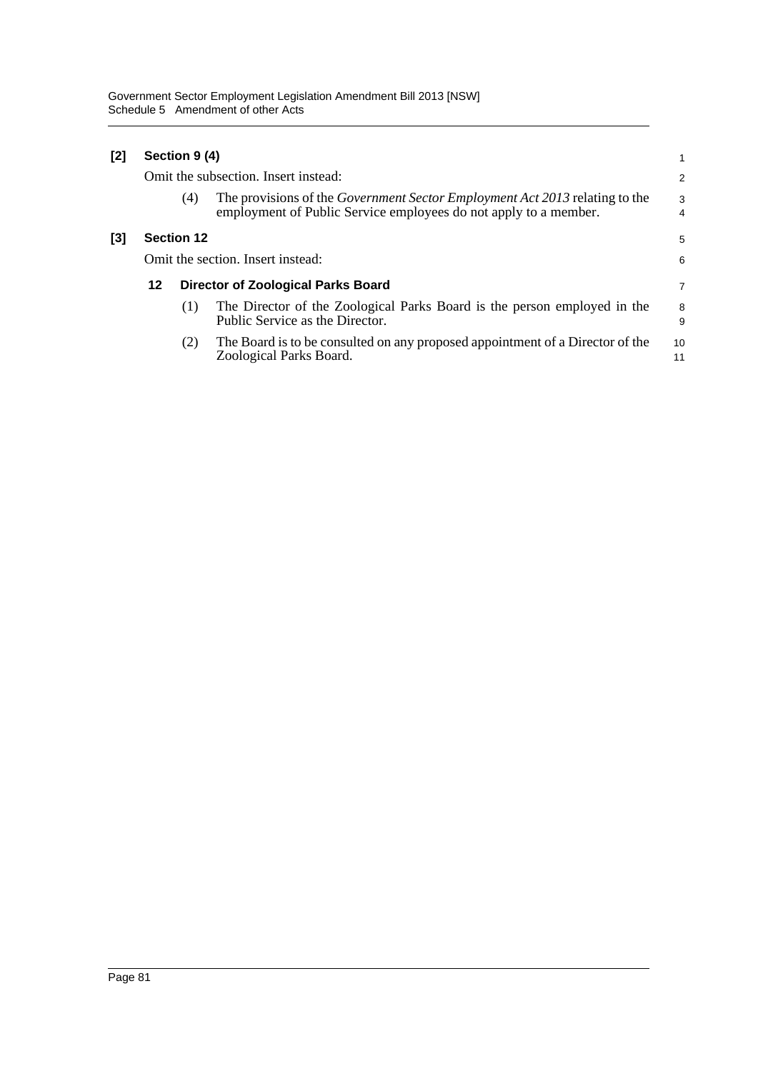**[2] Section 9 (4)**

Omit the subsection. Insert instead:

(4) The provisions of the *Government Sector Employment Act 2013* relating to the employment of Public Service employees do not apply to a member.

**[3] Section 12**

Omit the section. Insert instead:

**12 Director of Zoological Parks Board**

(1) The Director of the Zoological Parks Board is the person employed in the Public Service as the Director.

(2) The Board is to be consulted on any proposed appointment of a Director of the Zoological Parks Board.